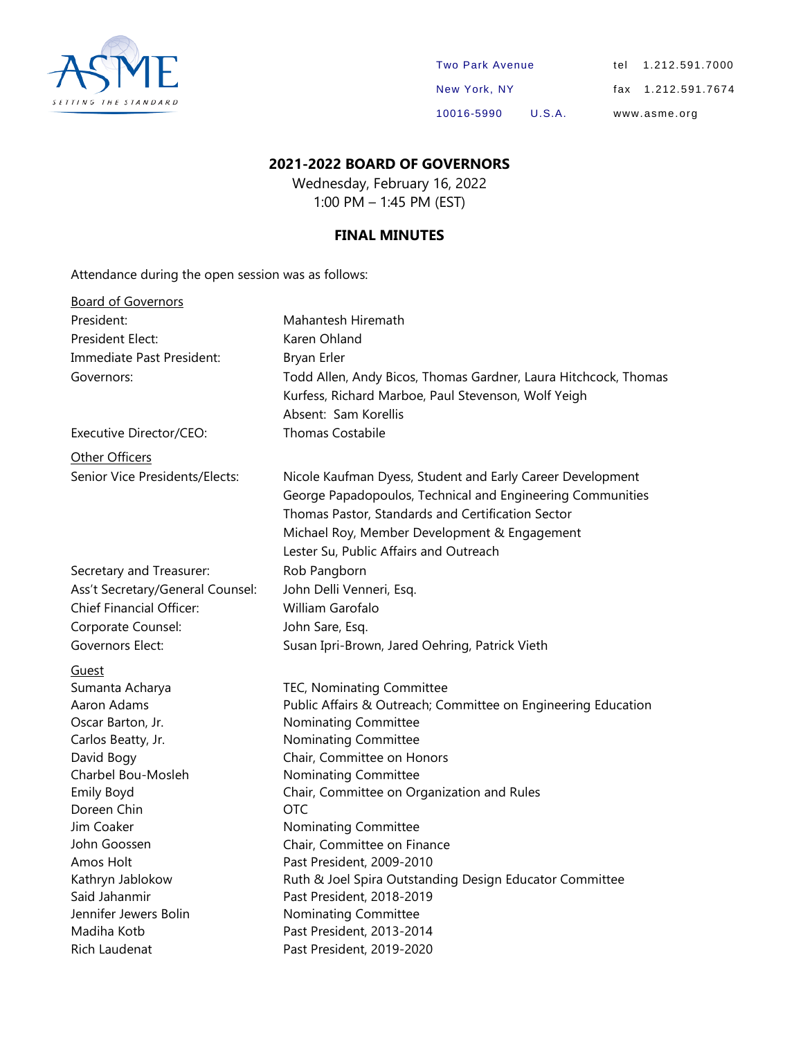Two Park Avenue
New York, NY
10016-5990 U.S.A.

tel 1.212.591.7000
fax 1.212.591.7674
www.asme.org

## 2021-2022 BOARD OF GOVERNORS

Wednesday, February 16, 2022
1:00 PM – 1:45 PM (EST)

## FINAL MINUTES

Attendance during the open session was as follows:

Board of Governors

| | |
|---|---|
| President: | Mahantesh Hiremath |
| President Elect: | Karen Ohland |
| Immediate Past President: | Bryan Erler |
| Governors: | Todd Allen, Andy Bicos, Thomas Gardner, Laura Hitchcock, Thomas Kurfess, Richard Marboe, Paul Stevenson, Wolf Yeigh<br>Absent: Sam Korellis |
| Executive Director/CEO: | Thomas Costabile |

Other Officers

| | |
|---|---|
| Senior Vice Presidents/Elects: | Nicole Kaufman Dyess, Student and Early Career Development<br>George Papadopoulos, Technical and Engineering Communities<br>Thomas Pastor, Standards and Certification Sector<br>Michael Roy, Member Development & Engagement<br>Lester Su, Public Affairs and Outreach |
| Secretary and Treasurer: | Rob Pangborn |
| Ass't Secretary/General Counsel: | John Delli Venneri, Esq. |
| Chief Financial Officer: | William Garofalo |
| Corporate Counsel: | John Sare, Esq. |
| Governors Elect: | Susan Ipri-Brown, Jared Oehring, Patrick Vieth |

Guest

| | |
|---|---|
| Sumanta Acharya | TEC, Nominating Committee |
| Aaron Adams | Public Affairs & Outreach; Committee on Engineering Education |
| Oscar Barton, Jr. | Nominating Committee |
| Carlos Beatty, Jr. | Nominating Committee |
| David Bogy | Chair, Committee on Honors |
| Charbel Bou-Mosleh | Nominating Committee |
| Emily Boyd | Chair, Committee on Organization and Rules |
| Doreen Chin | OTC |
| Jim Coaker | Nominating Committee |
| John Goossen | Chair, Committee on Finance |
| Amos Holt | Past President, 2009-2010 |
| Kathryn Jablokow | Ruth & Joel Spira Outstanding Design Educator Committee |
| Said Jahanmir | Past President, 2018-2019 |
| Jennifer Jewers Bolin | Nominating Committee |
| Madiha Kotb | Past President, 2013-2014 |
| Rich Laudenat | Past President, 2019-2020 |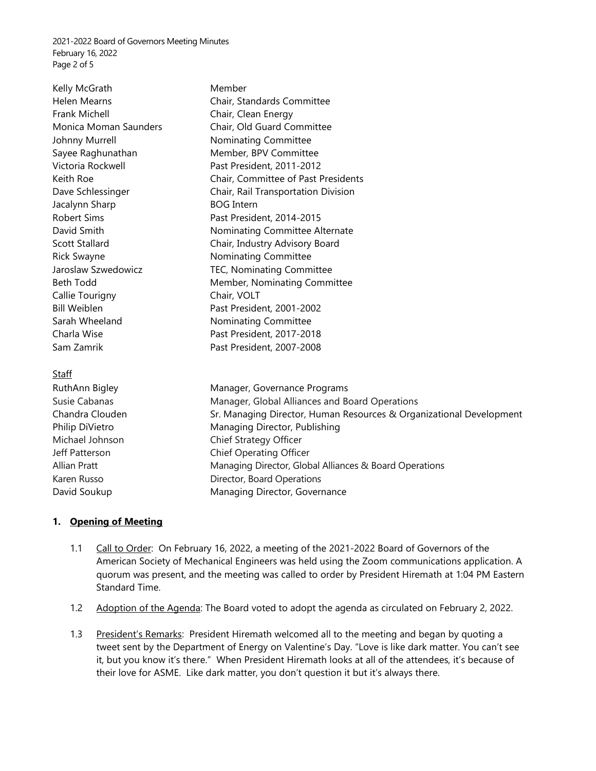| | |
|---|---|
| Kelly McGrath | Member |
| Helen Mearns | Chair, Standards Committee |
| Frank Michell | Chair, Clean Energy |
| Monica Moman Saunders | Chair, Old Guard Committee |
| Johnny Murrell | Nominating Committee |
| Sayee Raghunathan | Member, BPV Committee |
| Victoria Rockwell | Past President, 2011-2012 |
| Keith Roe | Chair, Committee of Past Presidents |
| Dave Schlessinger | Chair, Rail Transportation Division |
| Jacalynn Sharp | BOG Intern |
| Robert Sims | Past President, 2014-2015 |
| David Smith | Nominating Committee Alternate |
| Scott Stallard | Chair, Industry Advisory Board |
| Rick Swayne | Nominating Committee |
| Jaroslaw Szwedowicz | TEC, Nominating Committee |
| Beth Todd | Member, Nominating Committee |
| Callie Tourigny | Chair, VOLT |
| Bill Weiblen | Past President, 2001-2002 |
| Sarah Wheeland | Nominating Committee |
| Charla Wise | Past President, 2017-2018 |
| Sam Zamrik | Past President, 2007-2008 |

Staff

| | |
|---|---|
| RuthAnn Bigley | Manager, Governance Programs |
| Susie Cabanas | Manager, Global Alliances and Board Operations |
| Chandra Clouden | Sr. Managing Director, Human Resources & Organizational Development |
| Philip DiVietro | Managing Director, Publishing |
| Michael Johnson | Chief Strategy Officer |
| Jeff Patterson | Chief Operating Officer |
| Allian Pratt | Managing Director, Global Alliances & Board Operations |
| Karen Russo | Director, Board Operations |
| David Soukup | Managing Director, Governance |

## 1. Opening of Meeting

1.1 Call to Order: On February 16, 2022, a meeting of the 2021-2022 Board of Governors of the American Society of Mechanical Engineers was held using the Zoom communications application. A quorum was present, and the meeting was called to order by President Hiremath at 1:04 PM Eastern Standard Time.

1.2 Adoption of the Agenda: The Board voted to adopt the agenda as circulated on February 2, 2022.

1.3 President's Remarks: President Hiremath welcomed all to the meeting and began by quoting a tweet sent by the Department of Energy on Valentine's Day. "Love is like dark matter. You can't see it, but you know it's there." When President Hiremath looks at all of the attendees, it's because of their love for ASME. Like dark matter, you don't question it but it's always there.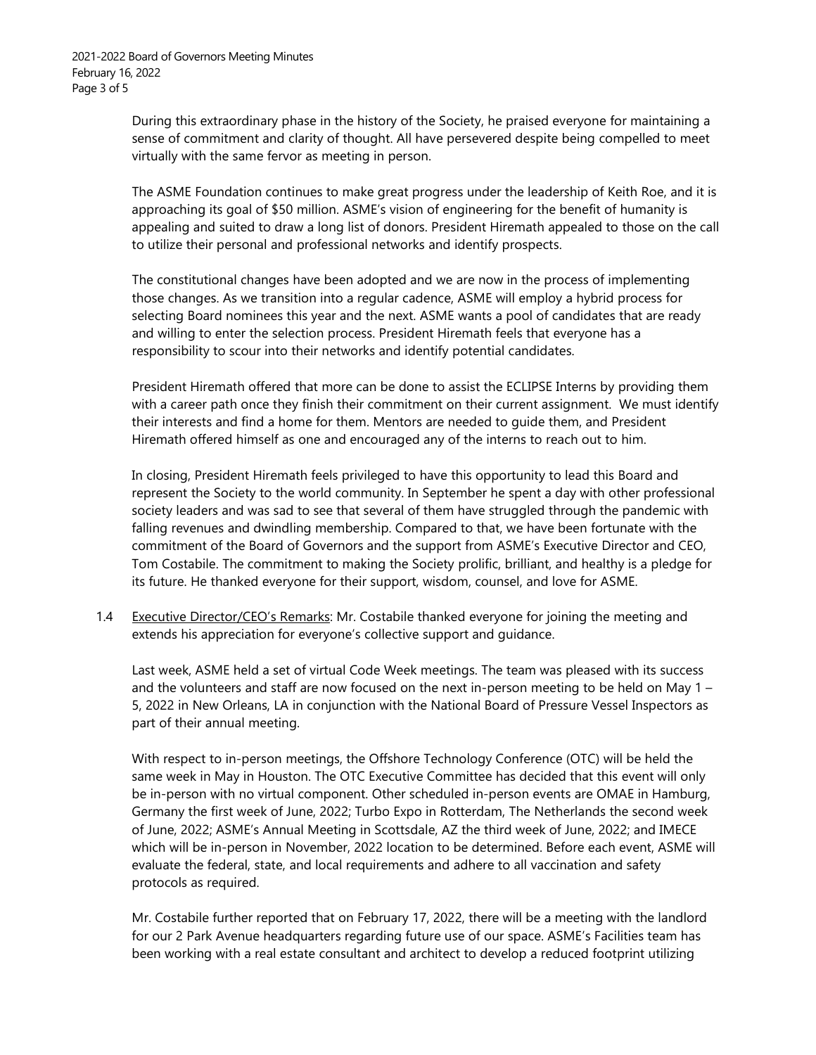During this extraordinary phase in the history of the Society, he praised everyone for maintaining a sense of commitment and clarity of thought. All have persevered despite being compelled to meet virtually with the same fervor as meeting in person.

The ASME Foundation continues to make great progress under the leadership of Keith Roe, and it is approaching its goal of $50 million. ASME's vision of engineering for the benefit of humanity is appealing and suited to draw a long list of donors. President Hiremath appealed to those on the call to utilize their personal and professional networks and identify prospects.

The constitutional changes have been adopted and we are now in the process of implementing those changes. As we transition into a regular cadence, ASME will employ a hybrid process for selecting Board nominees this year and the next. ASME wants a pool of candidates that are ready and willing to enter the selection process. President Hiremath feels that everyone has a responsibility to scour into their networks and identify potential candidates.

President Hiremath offered that more can be done to assist the ECLIPSE Interns by providing them with a career path once they finish their commitment on their current assignment. We must identify their interests and find a home for them. Mentors are needed to guide them, and President Hiremath offered himself as one and encouraged any of the interns to reach out to him.

In closing, President Hiremath feels privileged to have this opportunity to lead this Board and represent the Society to the world community. In September he spent a day with other professional society leaders and was sad to see that several of them have struggled through the pandemic with falling revenues and dwindling membership. Compared to that, we have been fortunate with the commitment of the Board of Governors and the support from ASME's Executive Director and CEO, Tom Costabile. The commitment to making the Society prolific, brilliant, and healthy is a pledge for its future. He thanked everyone for their support, wisdom, counsel, and love for ASME.

1.4 Executive Director/CEO's Remarks: Mr. Costabile thanked everyone for joining the meeting and extends his appreciation for everyone's collective support and guidance.

Last week, ASME held a set of virtual Code Week meetings. The team was pleased with its success and the volunteers and staff are now focused on the next in-person meeting to be held on May 1 – 5, 2022 in New Orleans, LA in conjunction with the National Board of Pressure Vessel Inspectors as part of their annual meeting.

With respect to in-person meetings, the Offshore Technology Conference (OTC) will be held the same week in May in Houston. The OTC Executive Committee has decided that this event will only be in-person with no virtual component. Other scheduled in-person events are OMAE in Hamburg, Germany the first week of June, 2022; Turbo Expo in Rotterdam, The Netherlands the second week of June, 2022; ASME's Annual Meeting in Scottsdale, AZ the third week of June, 2022; and IMECE which will be in-person in November, 2022 location to be determined. Before each event, ASME will evaluate the federal, state, and local requirements and adhere to all vaccination and safety protocols as required.

Mr. Costabile further reported that on February 17, 2022, there will be a meeting with the landlord for our 2 Park Avenue headquarters regarding future use of our space. ASME's Facilities team has been working with a real estate consultant and architect to develop a reduced footprint utilizing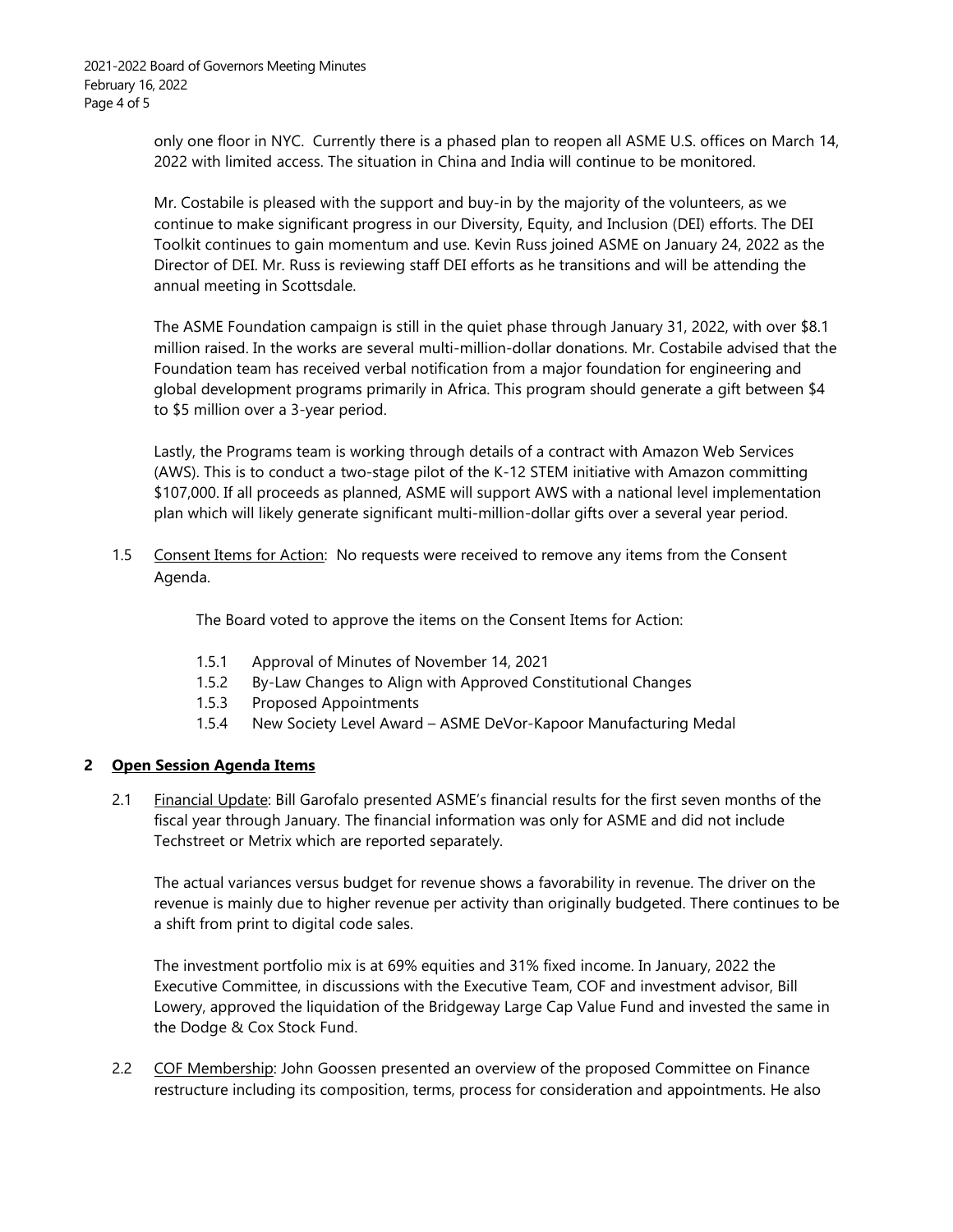only one floor in NYC. Currently there is a phased plan to reopen all ASME U.S. offices on March 14, 2022 with limited access. The situation in China and India will continue to be monitored.

Mr. Costabile is pleased with the support and buy-in by the majority of the volunteers, as we continue to make significant progress in our Diversity, Equity, and Inclusion (DEI) efforts. The DEI Toolkit continues to gain momentum and use. Kevin Russ joined ASME on January 24, 2022 as the Director of DEI. Mr. Russ is reviewing staff DEI efforts as he transitions and will be attending the annual meeting in Scottsdale.

The ASME Foundation campaign is still in the quiet phase through January 31, 2022, with over $8.1 million raised. In the works are several multi-million-dollar donations. Mr. Costabile advised that the Foundation team has received verbal notification from a major foundation for engineering and global development programs primarily in Africa. This program should generate a gift between $4 to $5 million over a 3-year period.

Lastly, the Programs team is working through details of a contract with Amazon Web Services (AWS). This is to conduct a two-stage pilot of the K-12 STEM initiative with Amazon committing $107,000. If all proceeds as planned, ASME will support AWS with a national level implementation plan which will likely generate significant multi-million-dollar gifts over a several year period.

1.5 Consent Items for Action: No requests were received to remove any items from the Consent Agenda.

The Board voted to approve the items on the Consent Items for Action:

- 1.5.1 Approval of Minutes of November 14, 2021
- 1.5.2 By-Law Changes to Align with Approved Constitutional Changes
- 1.5.3 Proposed Appointments
- 1.5.4 New Society Level Award – ASME DeVor-Kapoor Manufacturing Medal

## 2 Open Session Agenda Items

2.1 Financial Update: Bill Garofalo presented ASME's financial results for the first seven months of the fiscal year through January. The financial information was only for ASME and did not include Techstreet or Metrix which are reported separately.

The actual variances versus budget for revenue shows a favorability in revenue. The driver on the revenue is mainly due to higher revenue per activity than originally budgeted. There continues to be a shift from print to digital code sales.

The investment portfolio mix is at 69% equities and 31% fixed income. In January, 2022 the Executive Committee, in discussions with the Executive Team, COF and investment advisor, Bill Lowery, approved the liquidation of the Bridgeway Large Cap Value Fund and invested the same in the Dodge & Cox Stock Fund.

2.2 COF Membership: John Goossen presented an overview of the proposed Committee on Finance restructure including its composition, terms, process for consideration and appointments. He also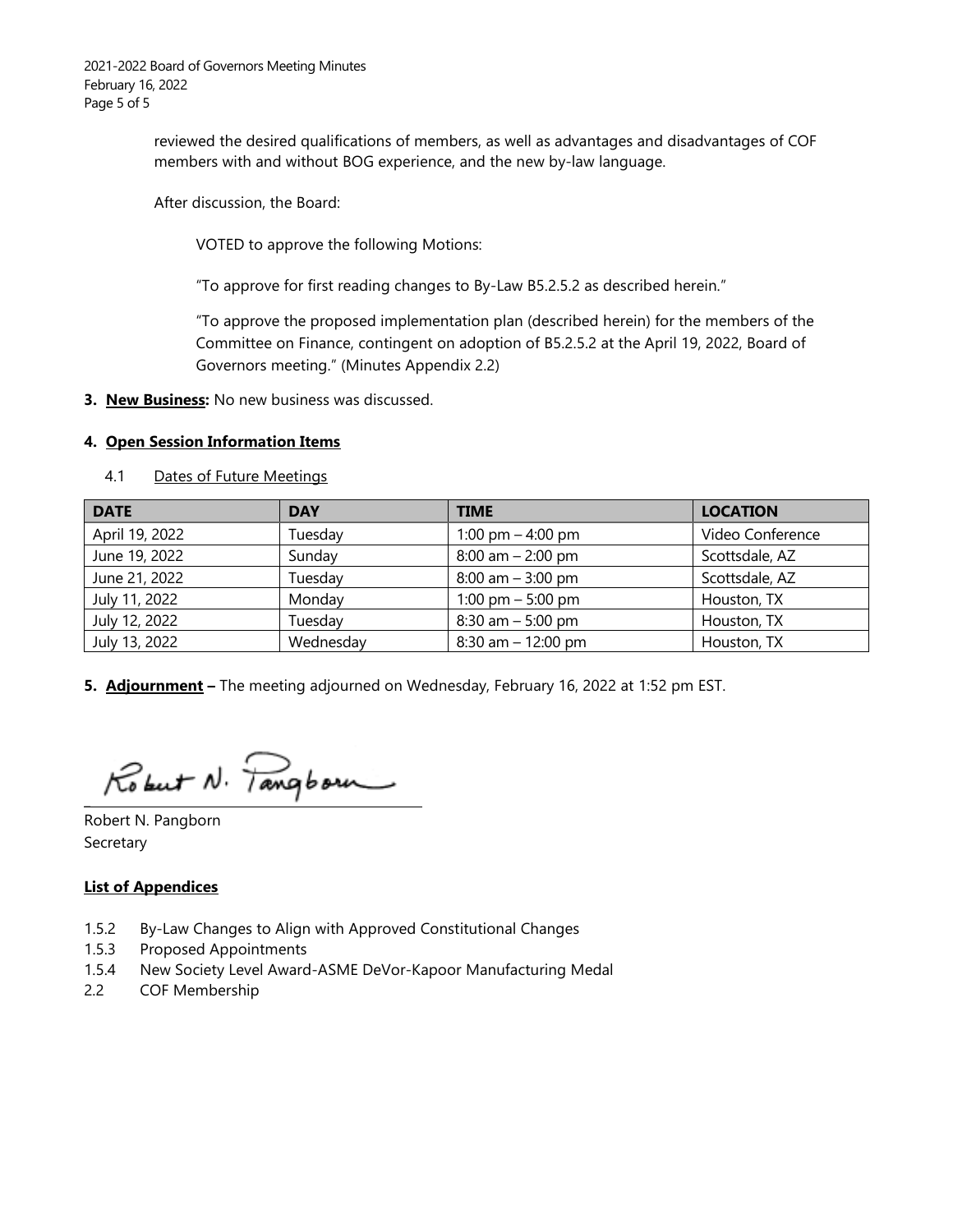reviewed the desired qualifications of members, as well as advantages and disadvantages of COF members with and without BOG experience, and the new by-law language.

After discussion, the Board:

VOTED to approve the following Motions:

"To approve for first reading changes to By-Law B5.2.5.2 as described herein."

"To approve the proposed implementation plan (described herein) for the members of the Committee on Finance, contingent on adoption of B5.2.5.2 at the April 19, 2022, Board of Governors meeting." (Minutes Appendix 2.2)

**3. <u>New Business</u>:** No new business was discussed.

**4. <u>Open Session Information Items</u>**

4.1 <u>Dates of Future Meetings</u>

| DATE | DAY | TIME | LOCATION |
|---|---|---|---|
| April 19, 2022 | Tuesday | 1:00 pm – 4:00 pm | Video Conference |
| June 19, 2022 | Sunday | 8:00 am – 2:00 pm | Scottsdale, AZ |
| June 21, 2022 | Tuesday | 8:00 am – 3:00 pm | Scottsdale, AZ |
| July 11, 2022 | Monday | 1:00 pm – 5:00 pm | Houston, TX |
| July 12, 2022 | Tuesday | 8:30 am – 5:00 pm | Houston, TX |
| July 13, 2022 | Wednesday | 8:30 am – 12:00 pm | Houston, TX |

**5. <u>Adjournment</u> –** The meeting adjourned on Wednesday, February 16, 2022 at 1:52 pm EST.

Robert N. Pangborn
Secretary

**<u>List of Appendices</u>**

- 1.5.2 By-Law Changes to Align with Approved Constitutional Changes
- 1.5.3 Proposed Appointments
- 1.5.4 New Society Level Award-ASME DeVor-Kapoor Manufacturing Medal
- 2.2 COF Membership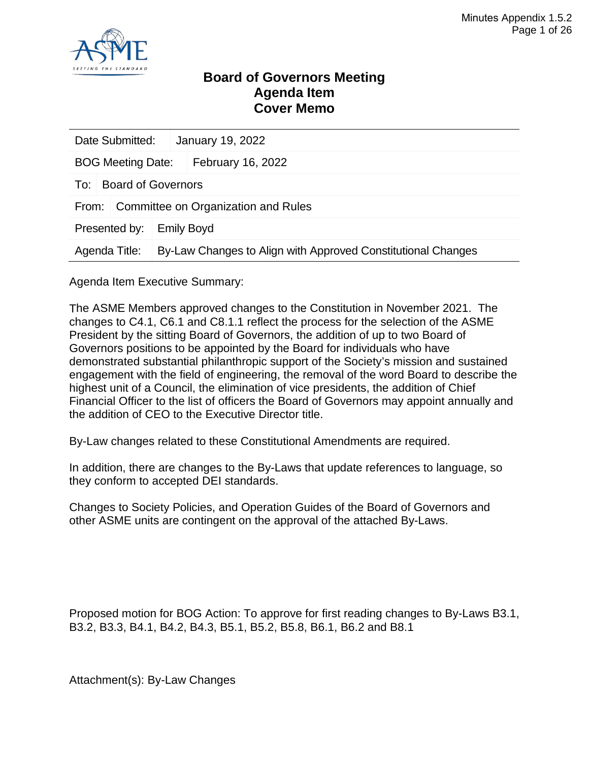# Board of Governors Meeting
# Agenda Item
# Cover Memo

| | |
|---|---|
| Date Submitted: | January 19, 2022 |
| BOG Meeting Date: | February 16, 2022 |
| To: | Board of Governors |
| From: | Committee on Organization and Rules |
| Presented by: | Emily Boyd |
| Agenda Title: | By-Law Changes to Align with Approved Constitutional Changes |

Agenda Item Executive Summary:

The ASME Members approved changes to the Constitution in November 2021. The changes to C4.1, C6.1 and C8.1.1 reflect the process for the selection of the ASME President by the sitting Board of Governors, the addition of up to two Board of Governors positions to be appointed by the Board for individuals who have demonstrated substantial philanthropic support of the Society's mission and sustained engagement with the field of engineering, the removal of the word Board to describe the highest unit of a Council, the elimination of vice presidents, the addition of Chief Financial Officer to the list of officers the Board of Governors may appoint annually and the addition of CEO to the Executive Director title.

By-Law changes related to these Constitutional Amendments are required.

In addition, there are changes to the By-Laws that update references to language, so they conform to accepted DEI standards.

Changes to Society Policies, and Operation Guides of the Board of Governors and other ASME units are contingent on the approval of the attached By-Laws.

Proposed motion for BOG Action: To approve for first reading changes to By-Laws B3.1, B3.2, B3.3, B4.1, B4.2, B4.3, B5.1, B5.2, B5.8, B6.1, B6.2 and B8.1

Attachment(s): By-Law Changes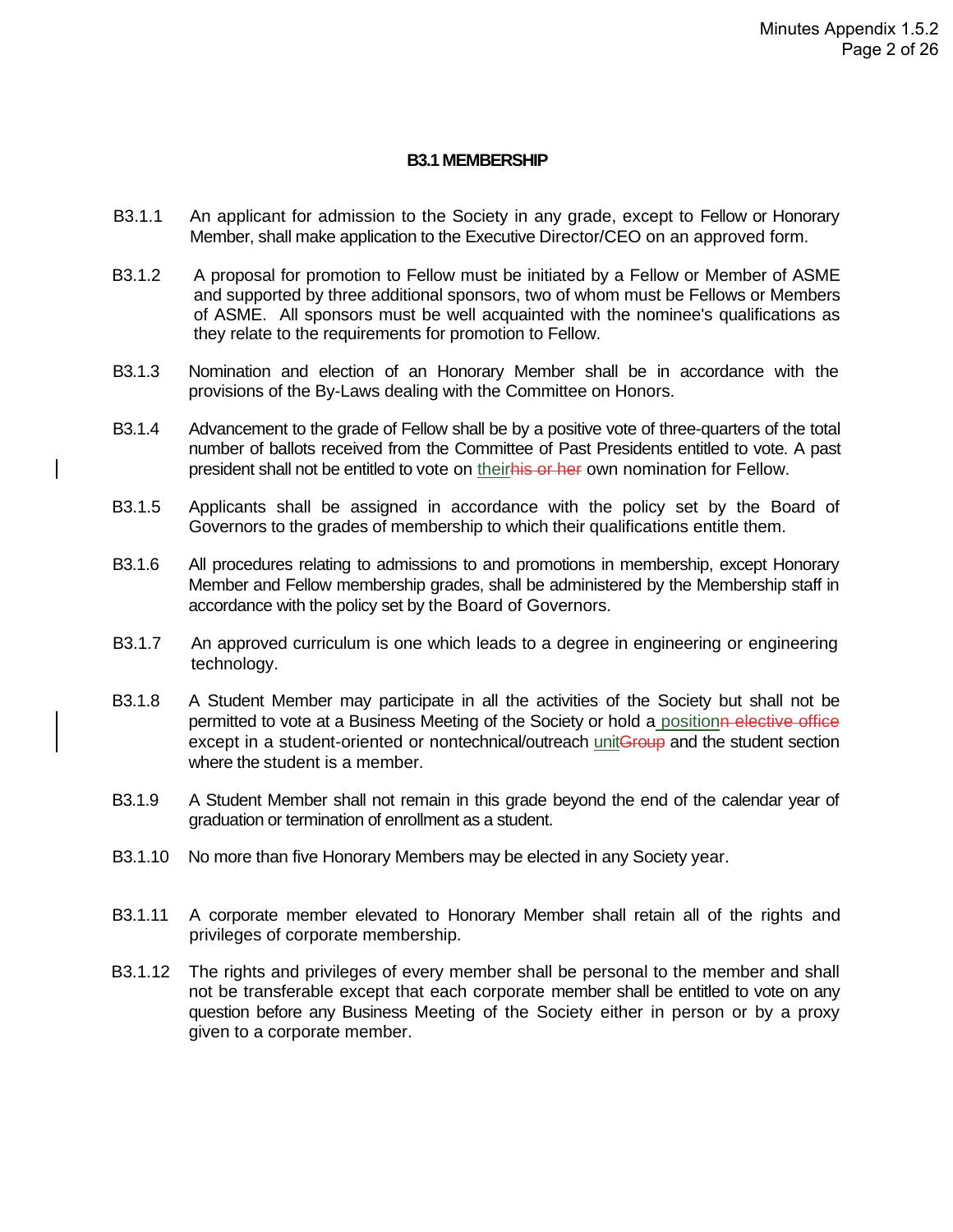## B3.1 MEMBERSHIP

B3.1.1 An applicant for admission to the Society in any grade, except to Fellow or Honorary Member, shall make application to the Executive Director/CEO on an approved form.

B3.1.2 A proposal for promotion to Fellow must be initiated by a Fellow or Member of ASME and supported by three additional sponsors, two of whom must be Fellows or Members of ASME. All sponsors must be well acquainted with the nominee's qualifications as they relate to the requirements for promotion to Fellow.

B3.1.3 Nomination and election of an Honorary Member shall be in accordance with the provisions of the By-Laws dealing with the Committee on Honors.

B3.1.4 Advancement to the grade of Fellow shall be by a positive vote of three-quarters of the total number of ballots received from the Committee of Past Presidents entitled to vote. A past president shall not be entitled to vote on <ins>their</ins>~~his or her~~ own nomination for Fellow.

B3.1.5 Applicants shall be assigned in accordance with the policy set by the Board of Governors to the grades of membership to which their qualifications entitle them.

B3.1.6 All procedures relating to admissions to and promotions in membership, except Honorary Member and Fellow membership grades, shall be administered by the Membership staff in accordance with the policy set by the Board of Governors.

B3.1.7 An approved curriculum is one which leads to a degree in engineering or engineering technology.

B3.1.8 A Student Member may participate in all the activities of the Society but shall not be permitted to vote at a Business Meeting of the Society or hold a<ins> position</ins>~~n elective office~~ except in a student-oriented or nontechnical/outreach <ins>unit</ins>~~Group~~ and the student section where the student is a member.

B3.1.9 A Student Member shall not remain in this grade beyond the end of the calendar year of graduation or termination of enrollment as a student.

B3.1.10 No more than five Honorary Members may be elected in any Society year.

B3.1.11 A corporate member elevated to Honorary Member shall retain all of the rights and privileges of corporate membership.

B3.1.12 The rights and privileges of every member shall be personal to the member and shall not be transferable except that each corporate member shall be entitled to vote on any question before any Business Meeting of the Society either in person or by a proxy given to a corporate member.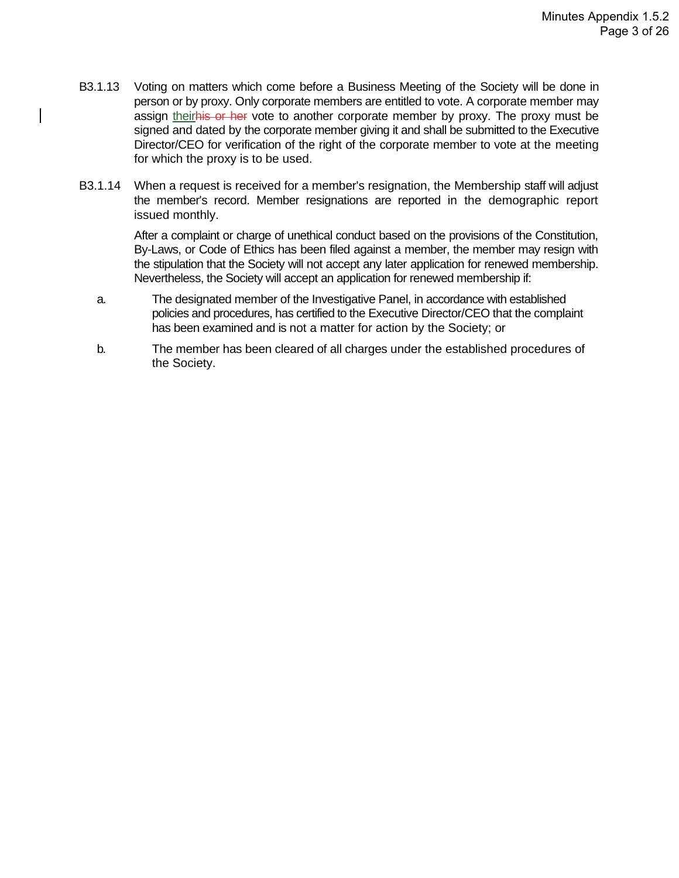B3.1.13 Voting on matters which come before a Business Meeting of the Society will be done in person or by proxy. Only corporate members are entitled to vote. A corporate member may assign their~~his or her~~ vote to another corporate member by proxy. The proxy must be signed and dated by the corporate member giving it and shall be submitted to the Executive Director/CEO for verification of the right of the corporate member to vote at the meeting for which the proxy is to be used.

B3.1.14 When a request is received for a member's resignation, the Membership staff will adjust the member's record. Member resignations are reported in the demographic report issued monthly.

After a complaint or charge of unethical conduct based on the provisions of the Constitution, By-Laws, or Code of Ethics has been filed against a member, the member may resign with the stipulation that the Society will not accept any later application for renewed membership. Nevertheless, the Society will accept an application for renewed membership if:

a. The designated member of the Investigative Panel, in accordance with established policies and procedures, has certified to the Executive Director/CEO that the complaint has been examined and is not a matter for action by the Society; or

b. The member has been cleared of all charges under the established procedures of the Society.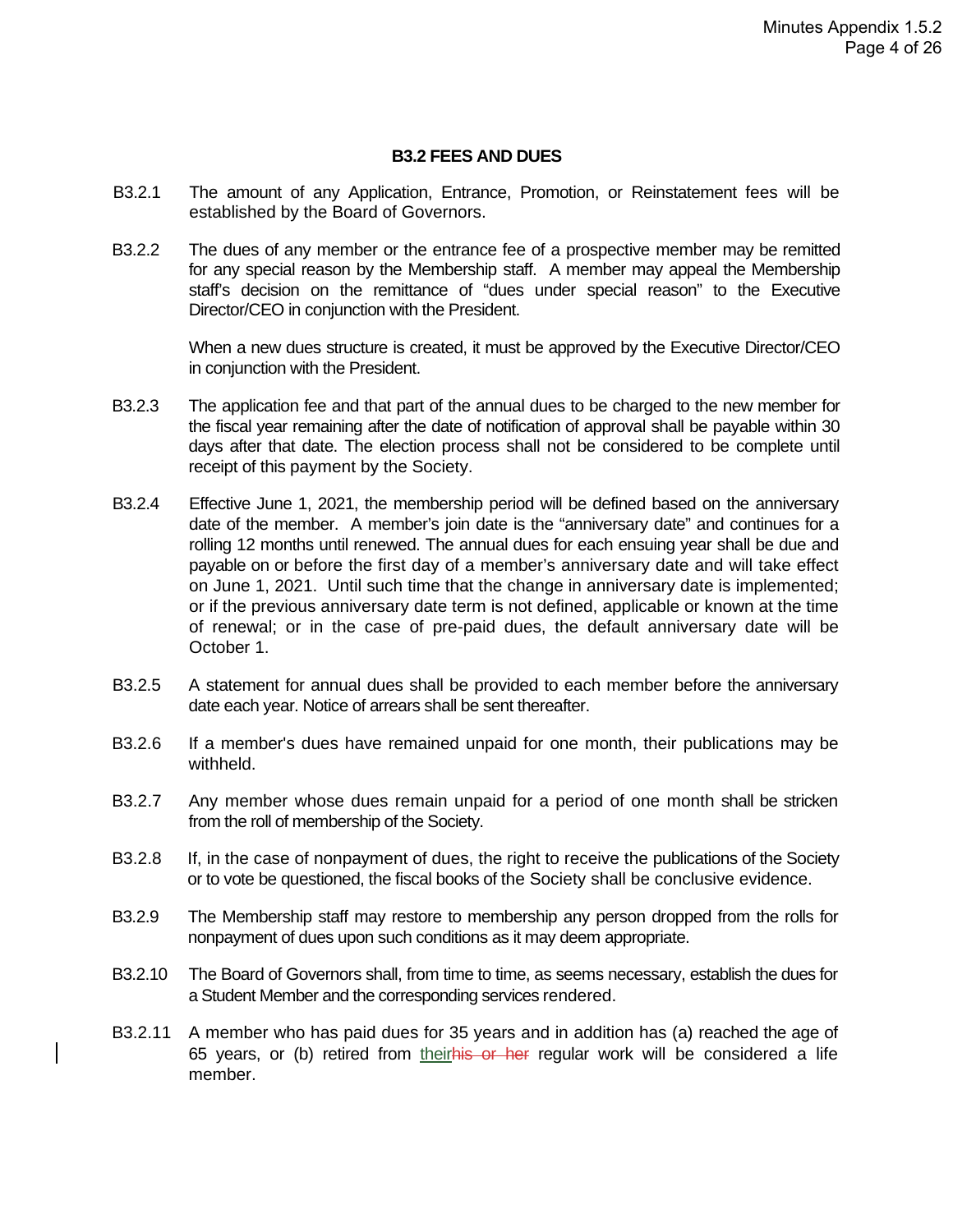## B3.2 FEES AND DUES

B3.2.1 The amount of any Application, Entrance, Promotion, or Reinstatement fees will be established by the Board of Governors.

B3.2.2 The dues of any member or the entrance fee of a prospective member may be remitted for any special reason by the Membership staff. A member may appeal the Membership staff's decision on the remittance of "dues under special reason" to the Executive Director/CEO in conjunction with the President.

When a new dues structure is created, it must be approved by the Executive Director/CEO in conjunction with the President.

B3.2.3 The application fee and that part of the annual dues to be charged to the new member for the fiscal year remaining after the date of notification of approval shall be payable within 30 days after that date. The election process shall not be considered to be complete until receipt of this payment by the Society.

B3.2.4 Effective June 1, 2021, the membership period will be defined based on the anniversary date of the member. A member's join date is the "anniversary date" and continues for a rolling 12 months until renewed. The annual dues for each ensuing year shall be due and payable on or before the first day of a member's anniversary date and will take effect on June 1, 2021. Until such time that the change in anniversary date is implemented; or if the previous anniversary date term is not defined, applicable or known at the time of renewal; or in the case of pre-paid dues, the default anniversary date will be October 1.

B3.2.5 A statement for annual dues shall be provided to each member before the anniversary date each year. Notice of arrears shall be sent thereafter.

B3.2.6 If a member's dues have remained unpaid for one month, their publications may be withheld.

B3.2.7 Any member whose dues remain unpaid for a period of one month shall be stricken from the roll of membership of the Society.

B3.2.8 If, in the case of nonpayment of dues, the right to receive the publications of the Society or to vote be questioned, the fiscal books of the Society shall be conclusive evidence.

B3.2.9 The Membership staff may restore to membership any person dropped from the rolls for nonpayment of dues upon such conditions as it may deem appropriate.

B3.2.10 The Board of Governors shall, from time to time, as seems necessary, establish the dues for a Student Member and the corresponding services rendered.

B3.2.11 A member who has paid dues for 35 years and in addition has (a) reached the age of 65 years, or (b) retired from <ins>their</ins>~~his or her~~ regular work will be considered a life member.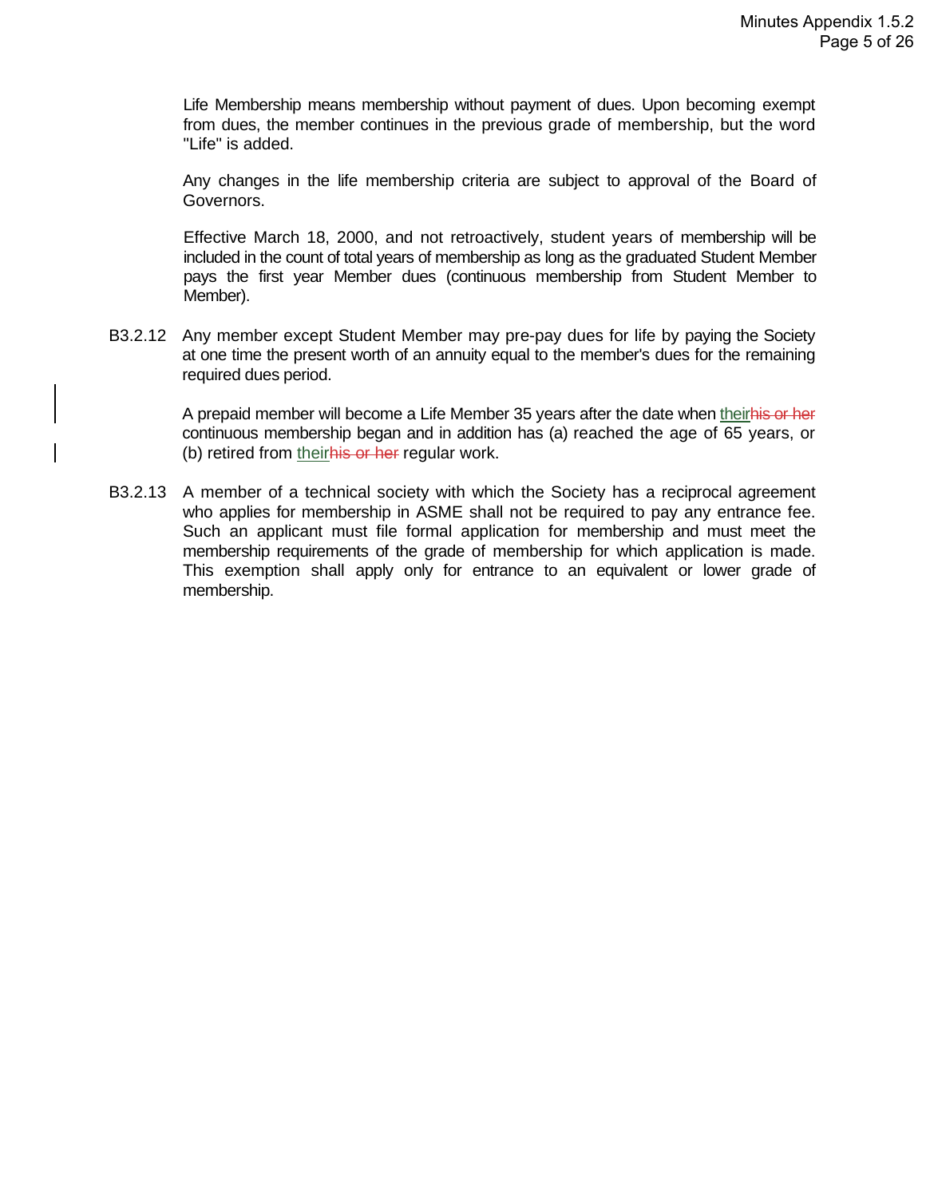Life Membership means membership without payment of dues. Upon becoming exempt from dues, the member continues in the previous grade of membership, but the word "Life" is added.

Any changes in the life membership criteria are subject to approval of the Board of Governors.

Effective March 18, 2000, and not retroactively, student years of membership will be included in the count of total years of membership as long as the graduated Student Member pays the first year Member dues (continuous membership from Student Member to Member).

B3.2.12 Any member except Student Member may pre-pay dues for life by paying the Society at one time the present worth of an annuity equal to the member's dues for the remaining required dues period.

A prepaid member will become a Life Member 35 years after the date when their~~his or her~~ continuous membership began and in addition has (a) reached the age of 65 years, or (b) retired from their~~his or her~~ regular work.

B3.2.13 A member of a technical society with which the Society has a reciprocal agreement who applies for membership in ASME shall not be required to pay any entrance fee. Such an applicant must file formal application for membership and must meet the membership requirements of the grade of membership for which application is made. This exemption shall apply only for entrance to an equivalent or lower grade of membership.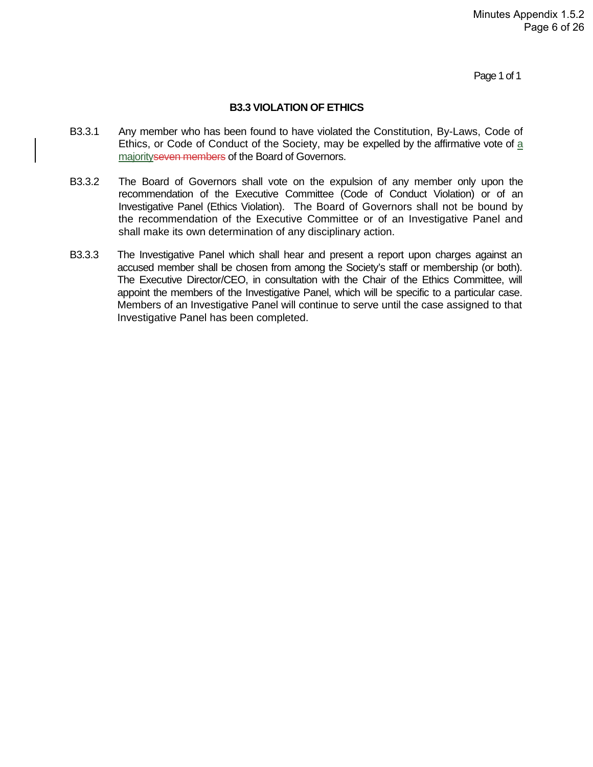## B3.3 VIOLATION OF ETHICS

B3.3.1 Any member who has been found to have violated the Constitution, By-Laws, Code of Ethics, or Code of Conduct of the Society, may be expelled by the affirmative vote of a majority~~seven members~~ of the Board of Governors.

B3.3.2 The Board of Governors shall vote on the expulsion of any member only upon the recommendation of the Executive Committee (Code of Conduct Violation) or of an Investigative Panel (Ethics Violation). The Board of Governors shall not be bound by the recommendation of the Executive Committee or of an Investigative Panel and shall make its own determination of any disciplinary action.

B3.3.3 The Investigative Panel which shall hear and present a report upon charges against an accused member shall be chosen from among the Society's staff or membership (or both). The Executive Director/CEO, in consultation with the Chair of the Ethics Committee, will appoint the members of the Investigative Panel, which will be specific to a particular case. Members of an Investigative Panel will continue to serve until the case assigned to that Investigative Panel has been completed.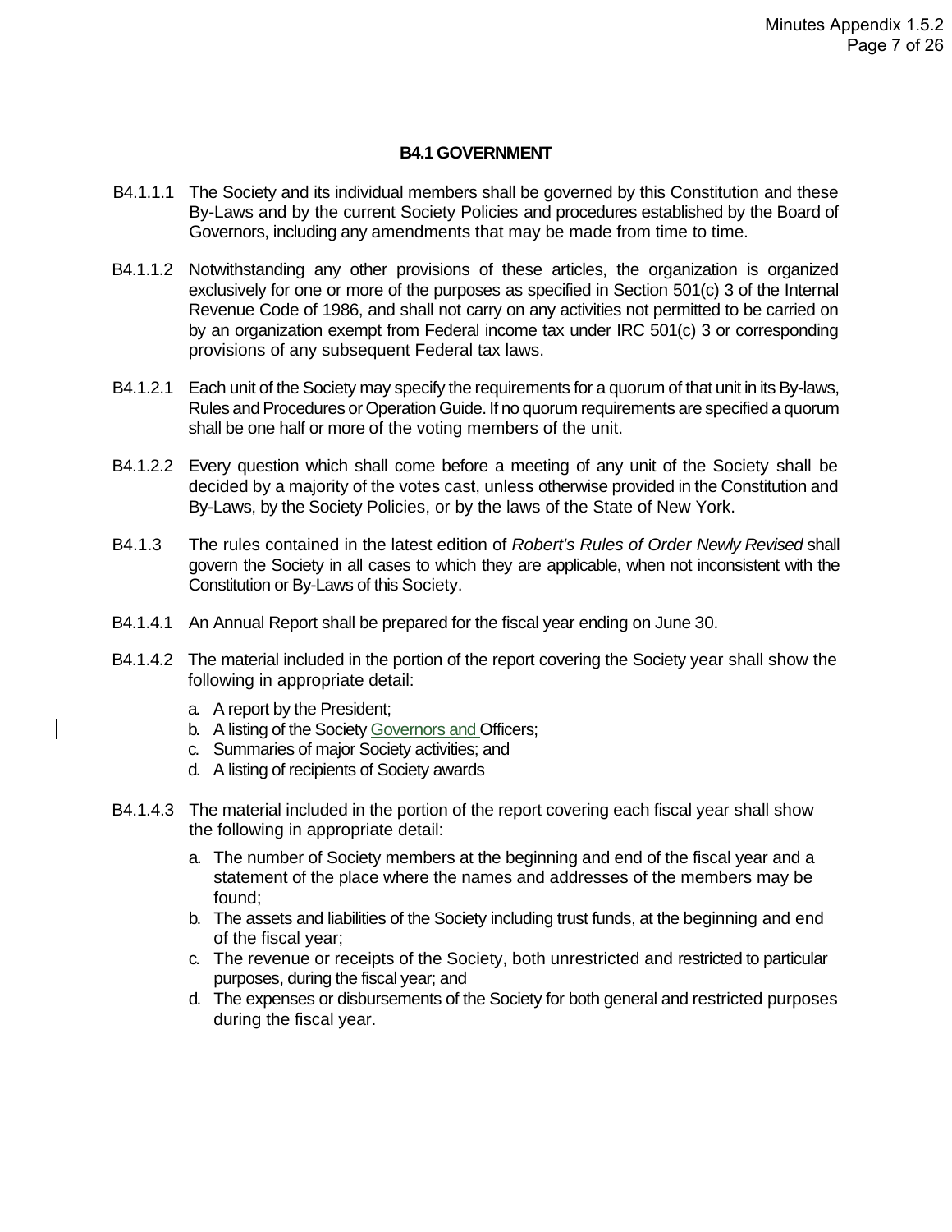## B4.1 GOVERNMENT

B4.1.1.1 The Society and its individual members shall be governed by this Constitution and these By-Laws and by the current Society Policies and procedures established by the Board of Governors, including any amendments that may be made from time to time.

B4.1.1.2 Notwithstanding any other provisions of these articles, the organization is organized exclusively for one or more of the purposes as specified in Section 501(c) 3 of the Internal Revenue Code of 1986, and shall not carry on any activities not permitted to be carried on by an organization exempt from Federal income tax under IRC 501(c) 3 or corresponding provisions of any subsequent Federal tax laws.

B4.1.2.1 Each unit of the Society may specify the requirements for a quorum of that unit in its By-laws, Rules and Procedures or Operation Guide. If no quorum requirements are specified a quorum shall be one half or more of the voting members of the unit.

B4.1.2.2 Every question which shall come before a meeting of any unit of the Society shall be decided by a majority of the votes cast, unless otherwise provided in the Constitution and By-Laws, by the Society Policies, or by the laws of the State of New York.

B4.1.3 The rules contained in the latest edition of *Robert's Rules of Order Newly Revised* shall govern the Society in all cases to which they are applicable, when not inconsistent with the Constitution or By-Laws of this Society.

B4.1.4.1 An Annual Report shall be prepared for the fiscal year ending on June 30.

B4.1.4.2 The material included in the portion of the report covering the Society year shall show the following in appropriate detail:

a. A report by the President;
b. A listing of the Society Governors and Officers;
c. Summaries of major Society activities; and
d. A listing of recipients of Society awards

B4.1.4.3 The material included in the portion of the report covering each fiscal year shall show the following in appropriate detail:

a. The number of Society members at the beginning and end of the fiscal year and a statement of the place where the names and addresses of the members may be found;
b. The assets and liabilities of the Society including trust funds, at the beginning and end of the fiscal year;
c. The revenue or receipts of the Society, both unrestricted and restricted to particular purposes, during the fiscal year; and
d. The expenses or disbursements of the Society for both general and restricted purposes during the fiscal year.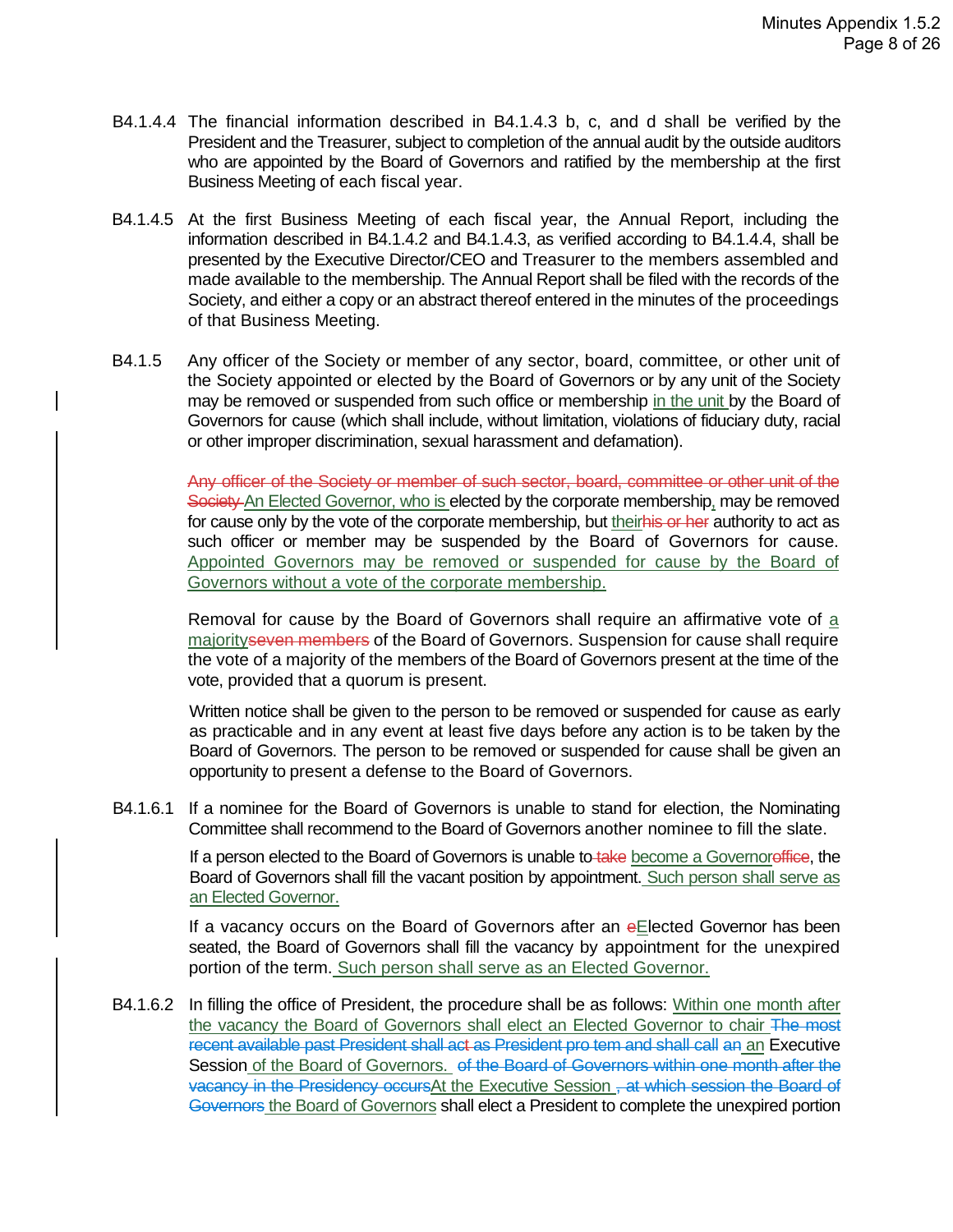B4.1.4.4 The financial information described in B4.1.4.3 b, c, and d shall be verified by the President and the Treasurer, subject to completion of the annual audit by the outside auditors who are appointed by the Board of Governors and ratified by the membership at the first Business Meeting of each fiscal year.

B4.1.4.5 At the first Business Meeting of each fiscal year, the Annual Report, including the information described in B4.1.4.2 and B4.1.4.3, as verified according to B4.1.4.4, shall be presented by the Executive Director/CEO and Treasurer to the members assembled and made available to the membership. The Annual Report shall be filed with the records of the Society, and either a copy or an abstract thereof entered in the minutes of the proceedings of that Business Meeting.

B4.1.5 Any officer of the Society or member of any sector, board, committee, or other unit of the Society appointed or elected by the Board of Governors or by any unit of the Society may be removed or suspended from such office or membership <u>in the unit</u> by the Board of Governors for cause (which shall include, without limitation, violations of fiduciary duty, racial or other improper discrimination, sexual harassment and defamation).

~~Any officer of the Society or member of such sector, board, committee or other unit of the Society~~ <u>An Elected Governor, who is</u> elected by the corporate membership<u>,</u> may be removed for cause only by the vote of the corporate membership, but <u>their</u>~~his or her~~ authority to act as such officer or member may be suspended by the Board of Governors for cause. <u>Appointed Governors may be removed or suspended for cause by the Board of Governors without a vote of the corporate membership.</u>

Removal for cause by the Board of Governors shall require an affirmative vote of <u>a majority</u>~~seven members~~ of the Board of Governors. Suspension for cause shall require the vote of a majority of the members of the Board of Governors present at the time of the vote, provided that a quorum is present.

Written notice shall be given to the person to be removed or suspended for cause as early as practicable and in any event at least five days before any action is to be taken by the Board of Governors. The person to be removed or suspended for cause shall be given an opportunity to present a defense to the Board of Governors.

B4.1.6.1 If a nominee for the Board of Governors is unable to stand for election, the Nominating Committee shall recommend to the Board of Governors another nominee to fill the slate.

If a person elected to the Board of Governors is unable to ~~take~~ <u>become a Governor</u>~~office~~, the Board of Governors shall fill the vacant position by appointment.<u> Such person shall serve as an Elected Governor.</u>

If a vacancy occurs on the Board of Governors after an ~~e~~<u>E</u>lected Governor has been seated, the Board of Governors shall fill the vacancy by appointment for the unexpired portion of the term.<u> Such person shall serve as an Elected Governor.</u>

B4.1.6.2 In filling the office of President, the procedure shall be as follows: <u>Within one month after the vacancy the Board of Governors shall elect an Elected Governor to chair</u> ~~The most recent available past President shall act as President pro tem and shall call an~~ <u>an</u> Executive Session<u> of the Board of Governors.</u> ~~of the Board of Governors within one month after the vacancy in the Presidency occurs~~<u>At the Executive Session</u> ~~, at which session the Board of Governors~~<u> the Board of Governors</u> shall elect a President to complete the unexpired portion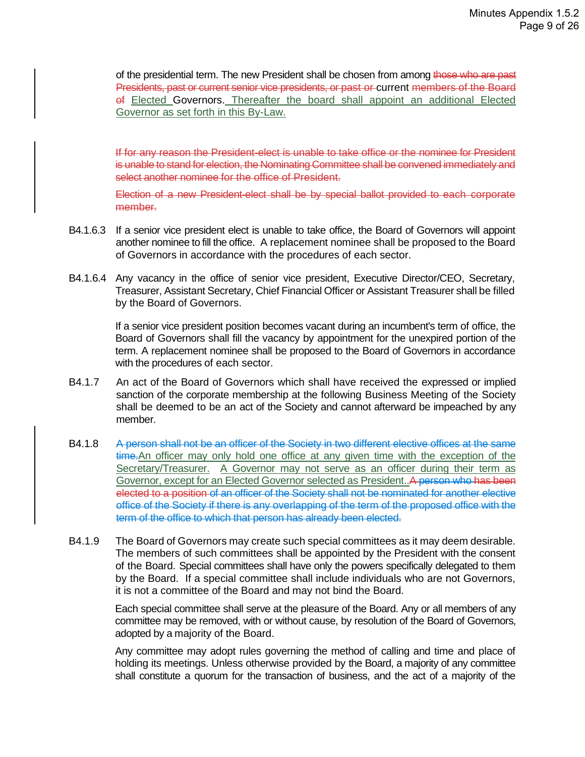of the presidential term. The new President shall be chosen from among ~~those who are past Presidents, past or current senior vice presidents, or past or~~ current ~~members of the Board of~~ Elected Governors. Thereafter the board shall appoint an additional Elected Governor as set forth in this By-Law.

~~If for any reason the President-elect is unable to take office or the nominee for President is unable to stand for election, the Nominating Committee shall be convened immediately and select another nominee for the office of President.~~

~~Election of a new President-elect shall be by special ballot provided to each corporate member.~~

B4.1.6.3 If a senior vice president elect is unable to take office, the Board of Governors will appoint another nominee to fill the office. A replacement nominee shall be proposed to the Board of Governors in accordance with the procedures of each sector.

B4.1.6.4 Any vacancy in the office of senior vice president, Executive Director/CEO, Secretary, Treasurer, Assistant Secretary, Chief Financial Officer or Assistant Treasurer shall be filled by the Board of Governors.

If a senior vice president position becomes vacant during an incumbent's term of office, the Board of Governors shall fill the vacancy by appointment for the unexpired portion of the term. A replacement nominee shall be proposed to the Board of Governors in accordance with the procedures of each sector.

B4.1.7 An act of the Board of Governors which shall have received the expressed or implied sanction of the corporate membership at the following Business Meeting of the Society shall be deemed to be an act of the Society and cannot afterward be impeached by any member.

B4.1.8 ~~A person shall not be an officer of the Society in two different elective offices at the same time.~~An officer may only hold one office at any given time with the exception of the Secretary/Treasurer. A Governor may not serve as an officer during their term as Governor, except for an Elected Governor selected as President..~~A person who has been elected to a position of an officer of the Society shall not be nominated for another elective office of the Society if there is any overlapping of the term of the proposed office with the term of the office to which that person has already been elected.~~

B4.1.9 The Board of Governors may create such special committees as it may deem desirable. The members of such committees shall be appointed by the President with the consent of the Board. Special committees shall have only the powers specifically delegated to them by the Board. If a special committee shall include individuals who are not Governors, it is not a committee of the Board and may not bind the Board.

Each special committee shall serve at the pleasure of the Board. Any or all members of any committee may be removed, with or without cause, by resolution of the Board of Governors, adopted by a majority of the Board.

Any committee may adopt rules governing the method of calling and time and place of holding its meetings. Unless otherwise provided by the Board, a majority of any committee shall constitute a quorum for the transaction of business, and the act of a majority of the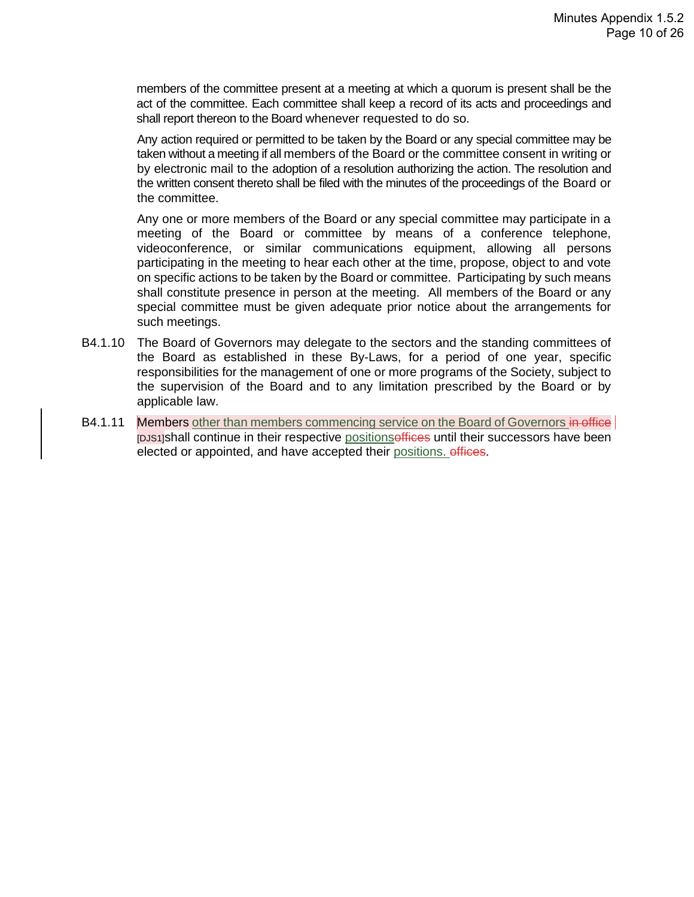members of the committee present at a meeting at which a quorum is present shall be the act of the committee. Each committee shall keep a record of its acts and proceedings and shall report thereon to the Board whenever requested to do so.

Any action required or permitted to be taken by the Board or any special committee may be taken without a meeting if all members of the Board or the committee consent in writing or by electronic mail to the adoption of a resolution authorizing the action. The resolution and the written consent thereto shall be filed with the minutes of the proceedings of the Board or the committee.

Any one or more members of the Board or any special committee may participate in a meeting of the Board or committee by means of a conference telephone, videoconference, or similar communications equipment, allowing all persons participating in the meeting to hear each other at the time, propose, object to and vote on specific actions to be taken by the Board or committee. Participating by such means shall constitute presence in person at the meeting. All members of the Board or any special committee must be given adequate prior notice about the arrangements for such meetings.

B4.1.10 The Board of Governors may delegate to the sectors and the standing committees of the Board as established in these By-Laws, for a period of one year, specific responsibilities for the management of one or more programs of the Society, subject to the supervision of the Board and to any limitation prescribed by the Board or by applicable law.

B4.1.11 Members other than members commencing service on the Board of Governors ~~in office~~ [DJS1]shall continue in their respective positions~~offices~~ until their successors have been elected or appointed, and have accepted their positions. ~~offices~~.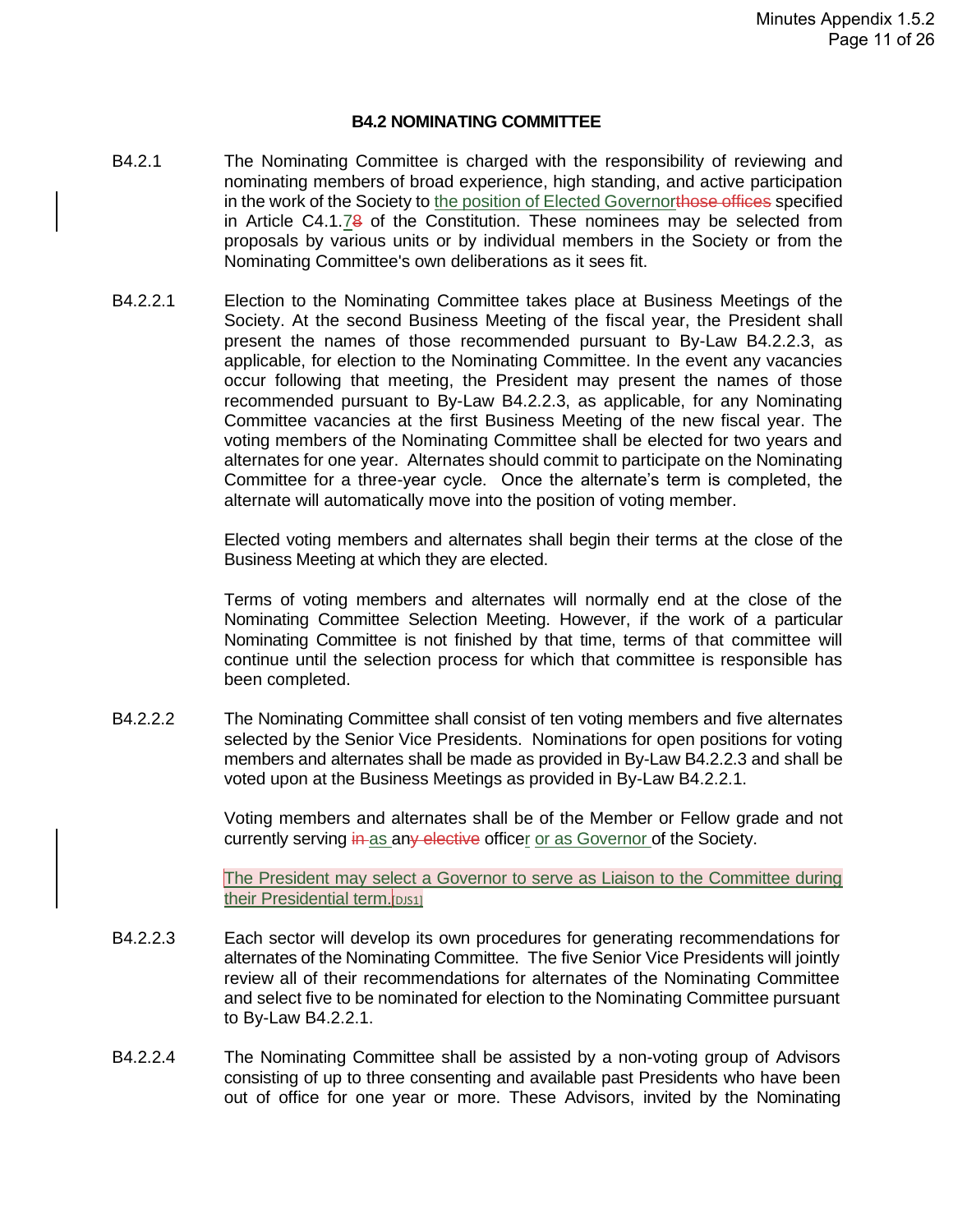## B4.2 NOMINATING COMMITTEE

B4.2.1 The Nominating Committee is charged with the responsibility of reviewing and nominating members of broad experience, high standing, and active participation in the work of the Society to the position of Elected Governorthose offices specified in Article C4.1.78 of the Constitution. These nominees may be selected from proposals by various units or by individual members in the Society or from the Nominating Committee's own deliberations as it sees fit.

B4.2.2.1 Election to the Nominating Committee takes place at Business Meetings of the Society. At the second Business Meeting of the fiscal year, the President shall present the names of those recommended pursuant to By-Law B4.2.2.3, as applicable, for election to the Nominating Committee. In the event any vacancies occur following that meeting, the President may present the names of those recommended pursuant to By-Law B4.2.2.3, as applicable, for any Nominating Committee vacancies at the first Business Meeting of the new fiscal year. The voting members of the Nominating Committee shall be elected for two years and alternates for one year. Alternates should commit to participate on the Nominating Committee for a three-year cycle. Once the alternate's term is completed, the alternate will automatically move into the position of voting member.

Elected voting members and alternates shall begin their terms at the close of the Business Meeting at which they are elected.

Terms of voting members and alternates will normally end at the close of the Nominating Committee Selection Meeting. However, if the work of a particular Nominating Committee is not finished by that time, terms of that committee will continue until the selection process for which that committee is responsible has been completed.

B4.2.2.2 The Nominating Committee shall consist of ten voting members and five alternates selected by the Senior Vice Presidents. Nominations for open positions for voting members and alternates shall be made as provided in By-Law B4.2.2.3 and shall be voted upon at the Business Meetings as provided in By-Law B4.2.2.1.

Voting members and alternates shall be of the Member or Fellow grade and not currently serving in as any elective officer or as Governor of the Society.

The President may select a Governor to serve as Liaison to the Committee during their Presidential term.[DJS1]

B4.2.2.3 Each sector will develop its own procedures for generating recommendations for alternates of the Nominating Committee. The five Senior Vice Presidents will jointly review all of their recommendations for alternates of the Nominating Committee and select five to be nominated for election to the Nominating Committee pursuant to By-Law B4.2.2.1.

B4.2.2.4 The Nominating Committee shall be assisted by a non-voting group of Advisors consisting of up to three consenting and available past Presidents who have been out of office for one year or more. These Advisors, invited by the Nominating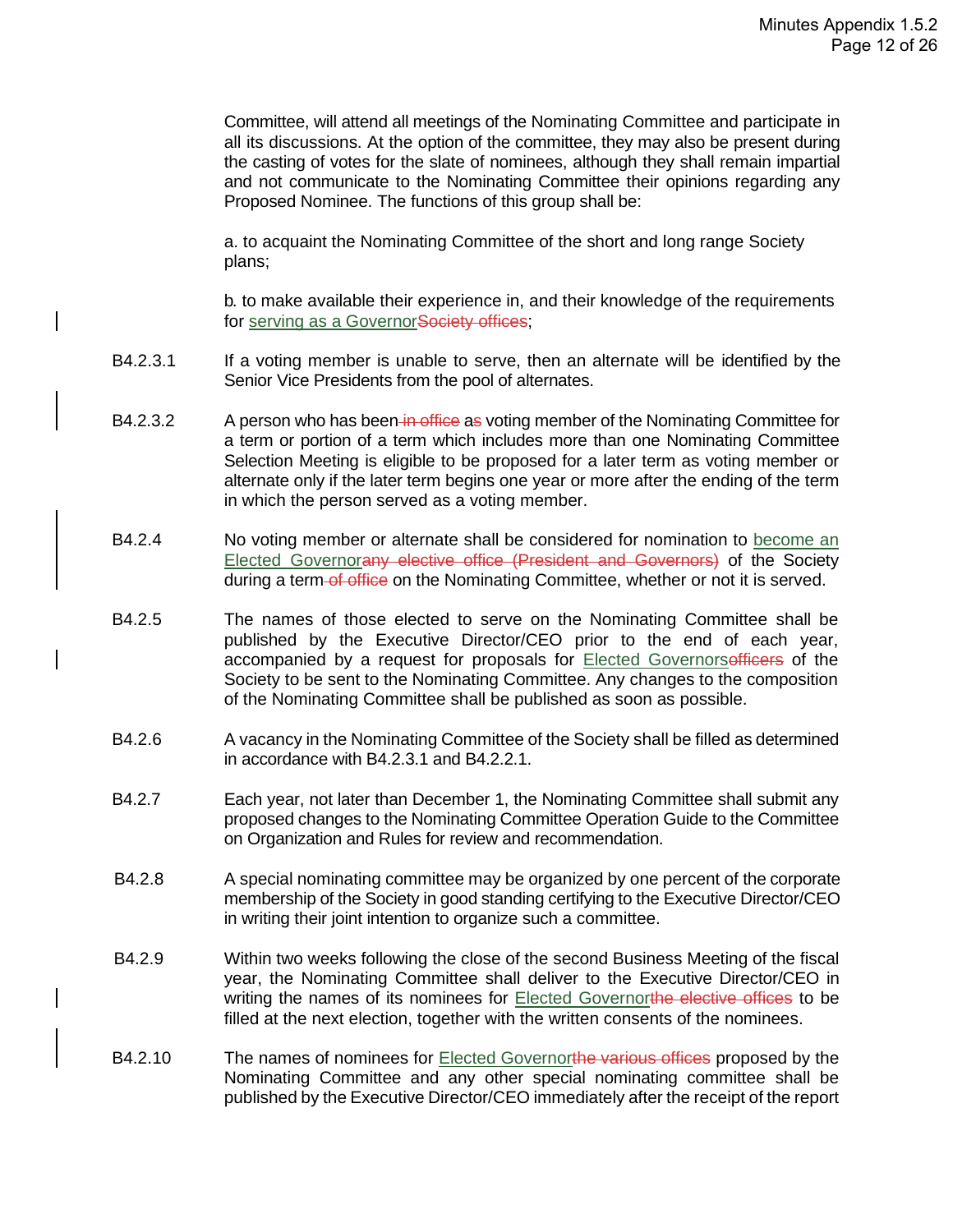Committee, will attend all meetings of the Nominating Committee and participate in all its discussions. At the option of the committee, they may also be present during the casting of votes for the slate of nominees, although they shall remain impartial and not communicate to the Nominating Committee their opinions regarding any Proposed Nominee. The functions of this group shall be:

a. to acquaint the Nominating Committee of the short and long range Society plans;

b. to make available their experience in, and their knowledge of the requirements for <u>serving as a Governor</u>~~Society offices~~;

B4.2.3.1 If a voting member is unable to serve, then an alternate will be identified by the Senior Vice Presidents from the pool of alternates.

B4.2.3.2 A person who has been~~ in office~~ a~~s~~ voting member of the Nominating Committee for a term or portion of a term which includes more than one Nominating Committee Selection Meeting is eligible to be proposed for a later term as voting member or alternate only if the later term begins one year or more after the ending of the term in which the person served as a voting member.

B4.2.4 No voting member or alternate shall be considered for nomination to <u>become an Elected Governor</u>~~any elective office (President and Governors)~~ of the Society during a term~~ of office~~ on the Nominating Committee, whether or not it is served.

B4.2.5 The names of those elected to serve on the Nominating Committee shall be published by the Executive Director/CEO prior to the end of each year, accompanied by a request for proposals for <u>Elected Governors</u>~~officers~~ of the Society to be sent to the Nominating Committee. Any changes to the composition of the Nominating Committee shall be published as soon as possible.

B4.2.6 A vacancy in the Nominating Committee of the Society shall be filled as determined in accordance with B4.2.3.1 and B4.2.2.1.

B4.2.7 Each year, not later than December 1, the Nominating Committee shall submit any proposed changes to the Nominating Committee Operation Guide to the Committee on Organization and Rules for review and recommendation.

B4.2.8 A special nominating committee may be organized by one percent of the corporate membership of the Society in good standing certifying to the Executive Director/CEO in writing their joint intention to organize such a committee.

B4.2.9 Within two weeks following the close of the second Business Meeting of the fiscal year, the Nominating Committee shall deliver to the Executive Director/CEO in writing the names of its nominees for <u>Elected Governor</u>~~the elective offices~~ to be filled at the next election, together with the written consents of the nominees.

B4.2.10 The names of nominees for <u>Elected Governor</u>~~the various offices~~ proposed by the Nominating Committee and any other special nominating committee shall be published by the Executive Director/CEO immediately after the receipt of the report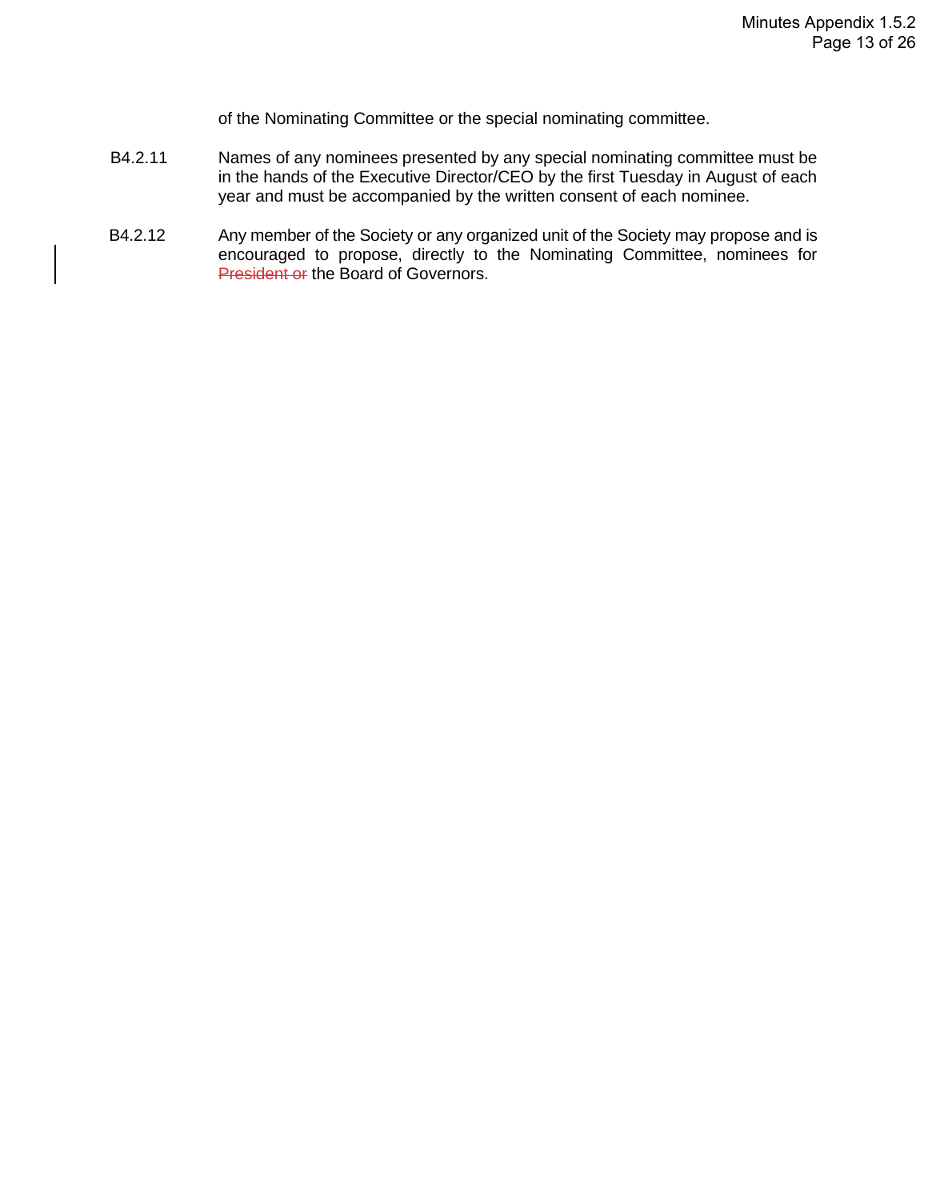of the Nominating Committee or the special nominating committee.

B4.2.11 Names of any nominees presented by any special nominating committee must be in the hands of the Executive Director/CEO by the first Tuesday in August of each year and must be accompanied by the written consent of each nominee.

B4.2.12 Any member of the Society or any organized unit of the Society may propose and is encouraged to propose, directly to the Nominating Committee, nominees for ~~President or~~ the Board of Governors.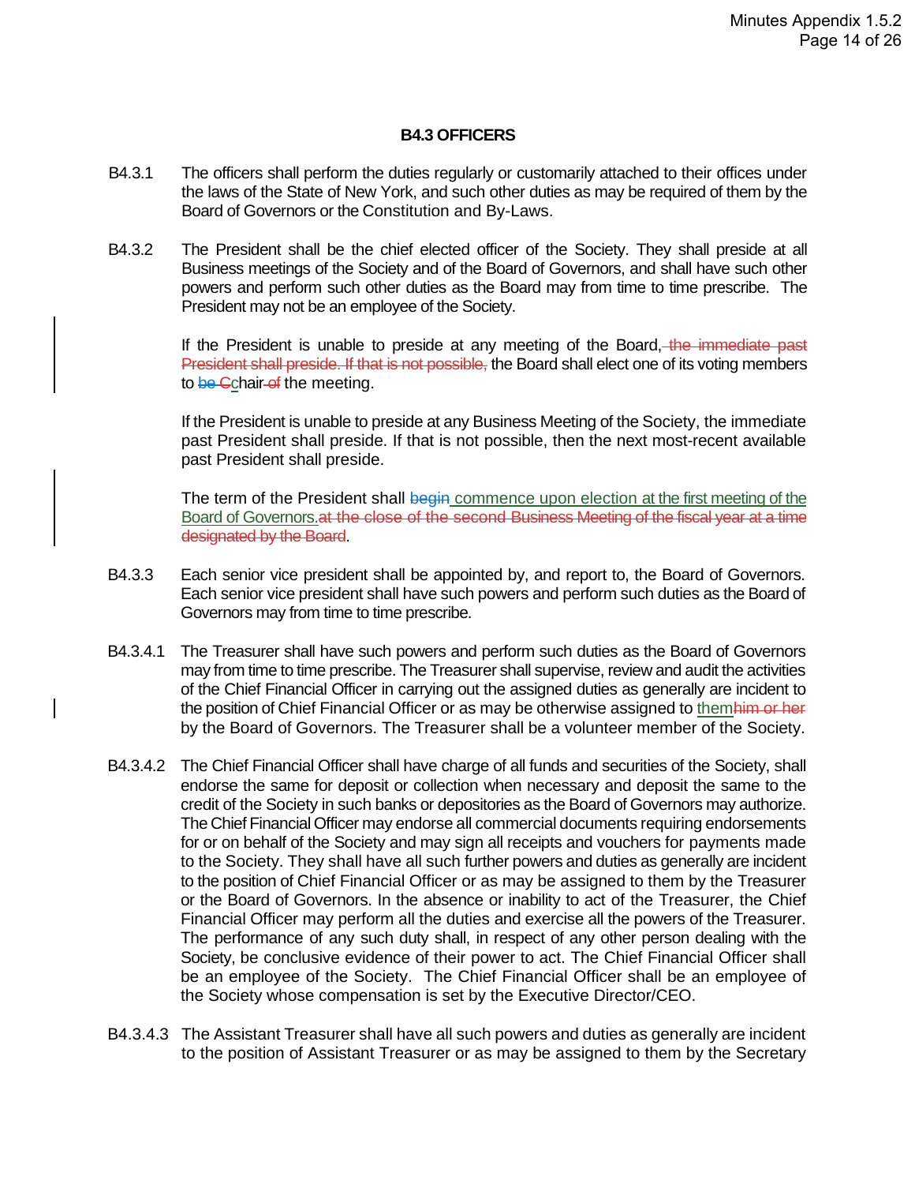### B4.3 OFFICERS

B4.3.1 The officers shall perform the duties regularly or customarily attached to their offices under the laws of the State of New York, and such other duties as may be required of them by the Board of Governors or the Constitution and By-Laws.

B4.3.2 The President shall be the chief elected officer of the Society. They shall preside at all Business meetings of the Society and of the Board of Governors, and shall have such other powers and perform such other duties as the Board may from time to time prescribe. The President may not be an employee of the Society.

If the President is unable to preside at any meeting of the Board, ~~the immediate past President shall preside. If that is not possible,~~ the Board shall elect one of its voting members to ~~be~~ ~~C~~chair ~~of~~ the meeting.

If the President is unable to preside at any Business Meeting of the Society, the immediate past President shall preside. If that is not possible, then the next most-recent available past President shall preside.

The term of the President shall ~~begin~~ commence upon election at the first meeting of the Board of Governors.~~at the close of the second Business Meeting of the fiscal year at a time designated by the Board~~.

B4.3.3 Each senior vice president shall be appointed by, and report to, the Board of Governors. Each senior vice president shall have such powers and perform such duties as the Board of Governors may from time to time prescribe.

B4.3.4.1 The Treasurer shall have such powers and perform such duties as the Board of Governors may from time to time prescribe. The Treasurer shall supervise, review and audit the activities of the Chief Financial Officer in carrying out the assigned duties as generally are incident to the position of Chief Financial Officer or as may be otherwise assigned to them~~him or her~~ by the Board of Governors. The Treasurer shall be a volunteer member of the Society.

B4.3.4.2 The Chief Financial Officer shall have charge of all funds and securities of the Society, shall endorse the same for deposit or collection when necessary and deposit the same to the credit of the Society in such banks or depositories as the Board of Governors may authorize. The Chief Financial Officer may endorse all commercial documents requiring endorsements for or on behalf of the Society and may sign all receipts and vouchers for payments made to the Society. They shall have all such further powers and duties as generally are incident to the position of Chief Financial Officer or as may be assigned to them by the Treasurer or the Board of Governors. In the absence or inability to act of the Treasurer, the Chief Financial Officer may perform all the duties and exercise all the powers of the Treasurer. The performance of any such duty shall, in respect of any other person dealing with the Society, be conclusive evidence of their power to act. The Chief Financial Officer shall be an employee of the Society. The Chief Financial Officer shall be an employee of the Society whose compensation is set by the Executive Director/CEO.

B4.3.4.3 The Assistant Treasurer shall have all such powers and duties as generally are incident to the position of Assistant Treasurer or as may be assigned to them by the Secretary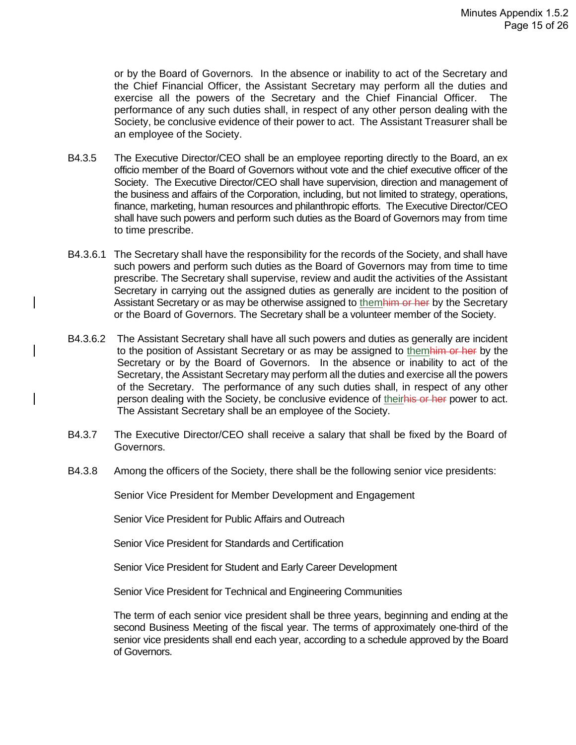or by the Board of Governors. In the absence or inability to act of the Secretary and the Chief Financial Officer, the Assistant Secretary may perform all the duties and exercise all the powers of the Secretary and the Chief Financial Officer. The performance of any such duties shall, in respect of any other person dealing with the Society, be conclusive evidence of their power to act. The Assistant Treasurer shall be an employee of the Society.

B4.3.5 The Executive Director/CEO shall be an employee reporting directly to the Board, an ex officio member of the Board of Governors without vote and the chief executive officer of the Society. The Executive Director/CEO shall have supervision, direction and management of the business and affairs of the Corporation, including, but not limited to strategy, operations, finance, marketing, human resources and philanthropic efforts. The Executive Director/CEO shall have such powers and perform such duties as the Board of Governors may from time to time prescribe.

B4.3.6.1 The Secretary shall have the responsibility for the records of the Society, and shall have such powers and perform such duties as the Board of Governors may from time to time prescribe. The Secretary shall supervise, review and audit the activities of the Assistant Secretary in carrying out the assigned duties as generally are incident to the position of Assistant Secretary or as may be otherwise assigned to <u>them</u>~~him or her~~ by the Secretary or the Board of Governors. The Secretary shall be a volunteer member of the Society.

B4.3.6.2 The Assistant Secretary shall have all such powers and duties as generally are incident to the position of Assistant Secretary or as may be assigned to <u>them</u>~~him or her~~ by the Secretary or by the Board of Governors. In the absence or inability to act of the Secretary, the Assistant Secretary may perform all the duties and exercise all the powers of the Secretary. The performance of any such duties shall, in respect of any other person dealing with the Society, be conclusive evidence of <u>their</u>~~his or her~~ power to act. The Assistant Secretary shall be an employee of the Society.

B4.3.7 The Executive Director/CEO shall receive a salary that shall be fixed by the Board of Governors.

B4.3.8 Among the officers of the Society, there shall be the following senior vice presidents:

Senior Vice President for Member Development and Engagement

Senior Vice President for Public Affairs and Outreach

Senior Vice President for Standards and Certification

Senior Vice President for Student and Early Career Development

Senior Vice President for Technical and Engineering Communities

The term of each senior vice president shall be three years, beginning and ending at the second Business Meeting of the fiscal year. The terms of approximately one-third of the senior vice presidents shall end each year, according to a schedule approved by the Board of Governors.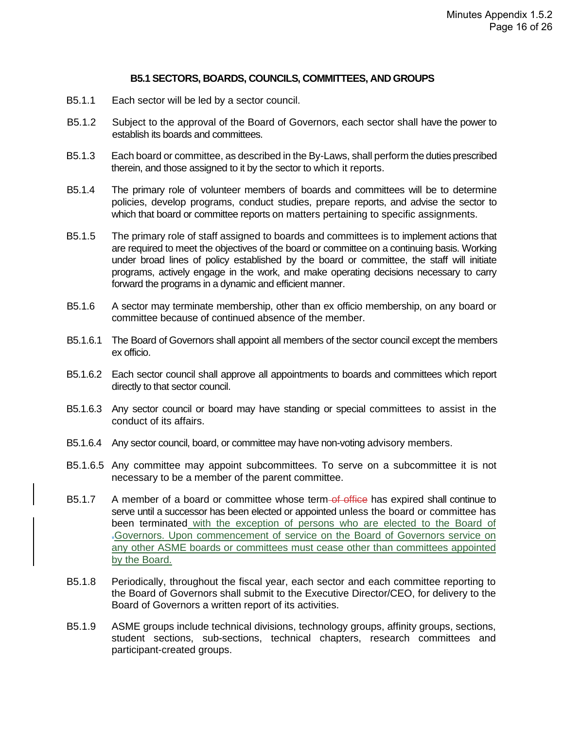### B5.1 SECTORS, BOARDS, COUNCILS, COMMITTEES, AND GROUPS

B5.1.1 Each sector will be led by a sector council.

B5.1.2 Subject to the approval of the Board of Governors, each sector shall have the power to establish its boards and committees.

B5.1.3 Each board or committee, as described in the By-Laws, shall perform the duties prescribed therein, and those assigned to it by the sector to which it reports.

B5.1.4 The primary role of volunteer members of boards and committees will be to determine policies, develop programs, conduct studies, prepare reports, and advise the sector to which that board or committee reports on matters pertaining to specific assignments.

B5.1.5 The primary role of staff assigned to boards and committees is to implement actions that are required to meet the objectives of the board or committee on a continuing basis. Working under broad lines of policy established by the board or committee, the staff will initiate programs, actively engage in the work, and make operating decisions necessary to carry forward the programs in a dynamic and efficient manner.

B5.1.6 A sector may terminate membership, other than ex officio membership, on any board or committee because of continued absence of the member.

B5.1.6.1 The Board of Governors shall appoint all members of the sector council except the members ex officio.

B5.1.6.2 Each sector council shall approve all appointments to boards and committees which report directly to that sector council.

B5.1.6.3 Any sector council or board may have standing or special committees to assist in the conduct of its affairs.

B5.1.6.4 Any sector council, board, or committee may have non-voting advisory members.

B5.1.6.5 Any committee may appoint subcommittees. To serve on a subcommittee it is not necessary to be a member of the parent committee.

B5.1.7 A member of a board or committee whose term ~~of office~~ has expired shall continue to serve until a successor has been elected or appointed unless the board or committee has been terminated with the exception of persons who are elected to the Board of ~~.~~Governors. Upon commencement of service on the Board of Governors service on any other ASME boards or committees must cease other than committees appointed by the Board.

B5.1.8 Periodically, throughout the fiscal year, each sector and each committee reporting to the Board of Governors shall submit to the Executive Director/CEO, for delivery to the Board of Governors a written report of its activities.

B5.1.9 ASME groups include technical divisions, technology groups, affinity groups, sections, student sections, sub-sections, technical chapters, research committees and participant-created groups.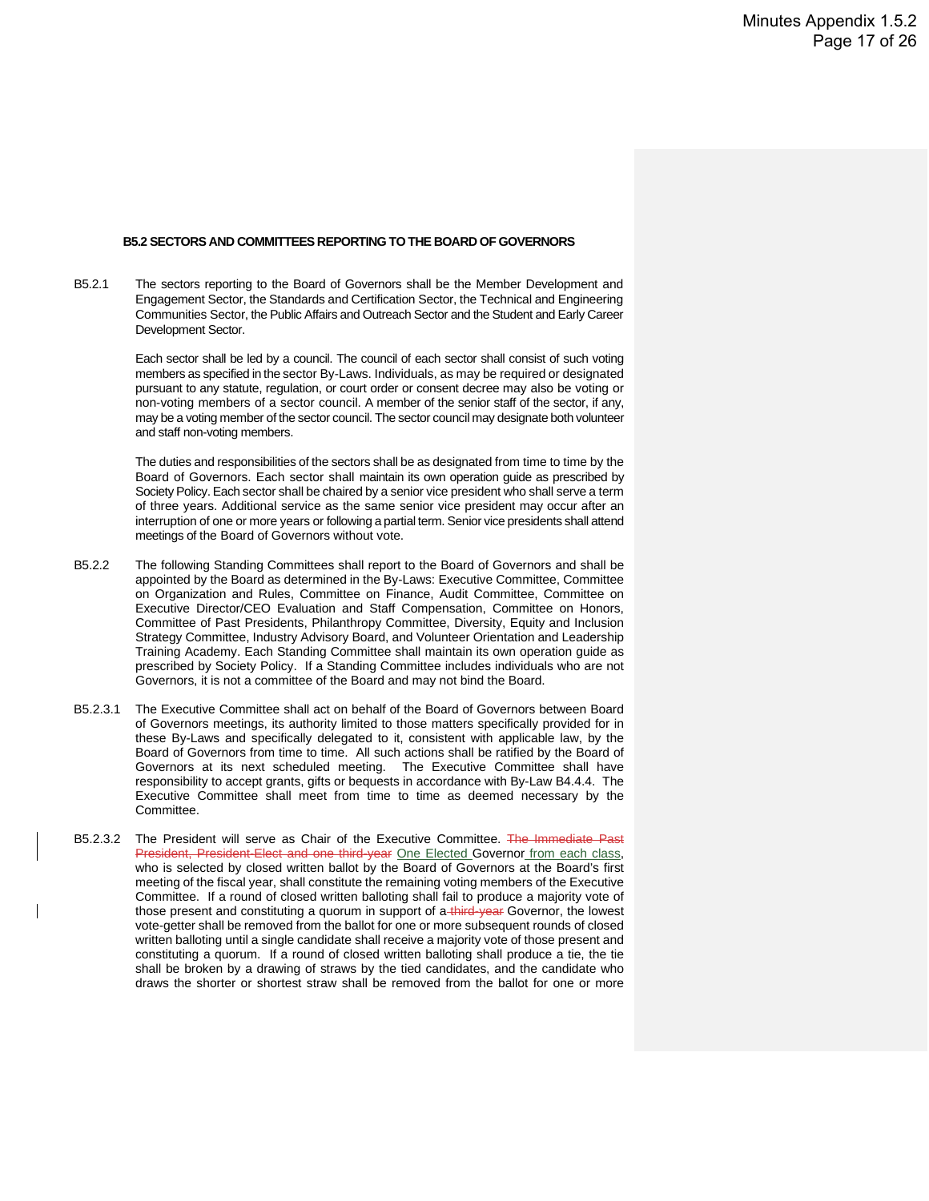### B5.2 SECTORS AND COMMITTEES REPORTING TO THE BOARD OF GOVERNORS

B5.2.1 The sectors reporting to the Board of Governors shall be the Member Development and Engagement Sector, the Standards and Certification Sector, the Technical and Engineering Communities Sector, the Public Affairs and Outreach Sector and the Student and Early Career Development Sector.

Each sector shall be led by a council. The council of each sector shall consist of such voting members as specified in the sector By-Laws. Individuals, as may be required or designated pursuant to any statute, regulation, or court order or consent decree may also be voting or non-voting members of a sector council. A member of the senior staff of the sector, if any, may be a voting member of the sector council. The sector council may designate both volunteer and staff non-voting members.

The duties and responsibilities of the sectors shall be as designated from time to time by the Board of Governors. Each sector shall maintain its own operation guide as prescribed by Society Policy. Each sector shall be chaired by a senior vice president who shall serve a term of three years. Additional service as the same senior vice president may occur after an interruption of one or more years or following a partial term. Senior vice presidents shall attend meetings of the Board of Governors without vote.

B5.2.2 The following Standing Committees shall report to the Board of Governors and shall be appointed by the Board as determined in the By-Laws: Executive Committee, Committee on Organization and Rules, Committee on Finance, Audit Committee, Committee on Executive Director/CEO Evaluation and Staff Compensation, Committee on Honors, Committee of Past Presidents, Philanthropy Committee, Diversity, Equity and Inclusion Strategy Committee, Industry Advisory Board, and Volunteer Orientation and Leadership Training Academy. Each Standing Committee shall maintain its own operation guide as prescribed by Society Policy. If a Standing Committee includes individuals who are not Governors, it is not a committee of the Board and may not bind the Board.

B5.2.3.1 The Executive Committee shall act on behalf of the Board of Governors between Board of Governors meetings, its authority limited to those matters specifically provided for in these By-Laws and specifically delegated to it, consistent with applicable law, by the Board of Governors from time to time. All such actions shall be ratified by the Board of Governors at its next scheduled meeting. The Executive Committee shall have responsibility to accept grants, gifts or bequests in accordance with By-Law B4.4.4. The Executive Committee shall meet from time to time as deemed necessary by the Committee.

B5.2.3.2 The President will serve as Chair of the Executive Committee. ~~The Immediate Past President, President-Elect and one third-year~~ One Elected Governor from each class, who is selected by closed written ballot by the Board of Governors at the Board's first meeting of the fiscal year, shall constitute the remaining voting members of the Executive Committee. If a round of closed written balloting shall fail to produce a majority vote of those present and constituting a quorum in support of a ~~third-year~~ Governor, the lowest vote-getter shall be removed from the ballot for one or more subsequent rounds of closed written balloting until a single candidate shall receive a majority vote of those present and constituting a quorum. If a round of closed written balloting shall produce a tie, the tie shall be broken by a drawing of straws by the tied candidates, and the candidate who draws the shorter or shortest straw shall be removed from the ballot for one or more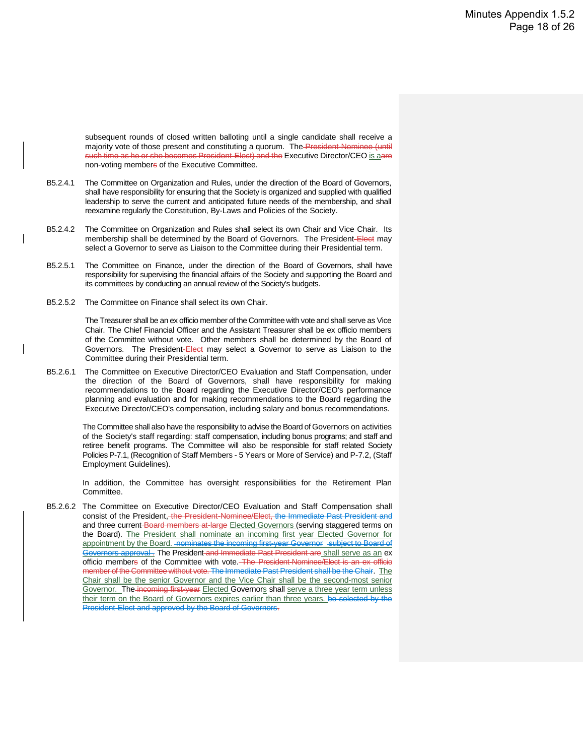subsequent rounds of closed written balloting until a single candidate shall receive a majority vote of those present and constituting a quorum. The ~~President-Nominee (until such time as he or she becomes President-Elect) and the~~ Executive Director/CEO is a~~are~~ non-voting member~~s~~ of the Executive Committee.

B5.2.4.1 The Committee on Organization and Rules, under the direction of the Board of Governors, shall have responsibility for ensuring that the Society is organized and supplied with qualified leadership to serve the current and anticipated future needs of the membership, and shall reexamine regularly the Constitution, By-Laws and Policies of the Society.

B5.2.4.2 The Committee on Organization and Rules shall select its own Chair and Vice Chair. Its membership shall be determined by the Board of Governors. The President~~-Elect~~ may select a Governor to serve as Liaison to the Committee during their Presidential term.

B5.2.5.1 The Committee on Finance, under the direction of the Board of Governors, shall have responsibility for supervising the financial affairs of the Society and supporting the Board and its committees by conducting an annual review of the Society's budgets.

B5.2.5.2 The Committee on Finance shall select its own Chair.

The Treasurer shall be an ex officio member of the Committee with vote and shall serve as Vice Chair. The Chief Financial Officer and the Assistant Treasurer shall be ex officio members of the Committee without vote. Other members shall be determined by the Board of Governors. The President~~-Elect~~ may select a Governor to serve as Liaison to the Committee during their Presidential term.

B5.2.6.1 The Committee on Executive Director/CEO Evaluation and Staff Compensation, under the direction of the Board of Governors, shall have responsibility for making recommendations to the Board regarding the Executive Director/CEO's performance planning and evaluation and for making recommendations to the Board regarding the Executive Director/CEO's compensation, including salary and bonus recommendations.

The Committee shall also have the responsibility to advise the Board of Governors on activities of the Society's staff regarding: staff compensation, including bonus programs; and staff and retiree benefit programs. The Committee will also be responsible for staff related Society Policies P-7.1, (Recognition of Staff Members - 5 Years or More of Service) and P-7.2, (Staff Employment Guidelines).

In addition, the Committee has oversight responsibilities for the Retirement Plan Committee.

B5.2.6.2 The Committee on Executive Director/CEO Evaluation and Staff Compensation shall consist of the President, ~~the President-Nominee/Elect, the Immediate Past President and~~ and three current ~~Board members at-large~~ Elected Governors (serving staggered terms on the Board). The President shall nominate an incoming first year Elected Governor for appointment by the Board. ~~nominates the incoming first-year Governor subject to Board of Governors approval .~~ The President ~~and Immediate Past President are~~ shall serve as an ex officio member~~s~~ of the Committee with vote. ~~The President-Nominee/Elect is an ex officio member of the Committee without vote. The Immediate Past President shall be the Chair~~. The Chair shall be the senior Governor and the Vice Chair shall be the second-most senior Governor. The ~~incoming first-year~~ Elected Governors shall serve a three year term unless their term on the Board of Governors expires earlier than three years. ~~be selected by the President-Elect and approved by the Board of Governors.~~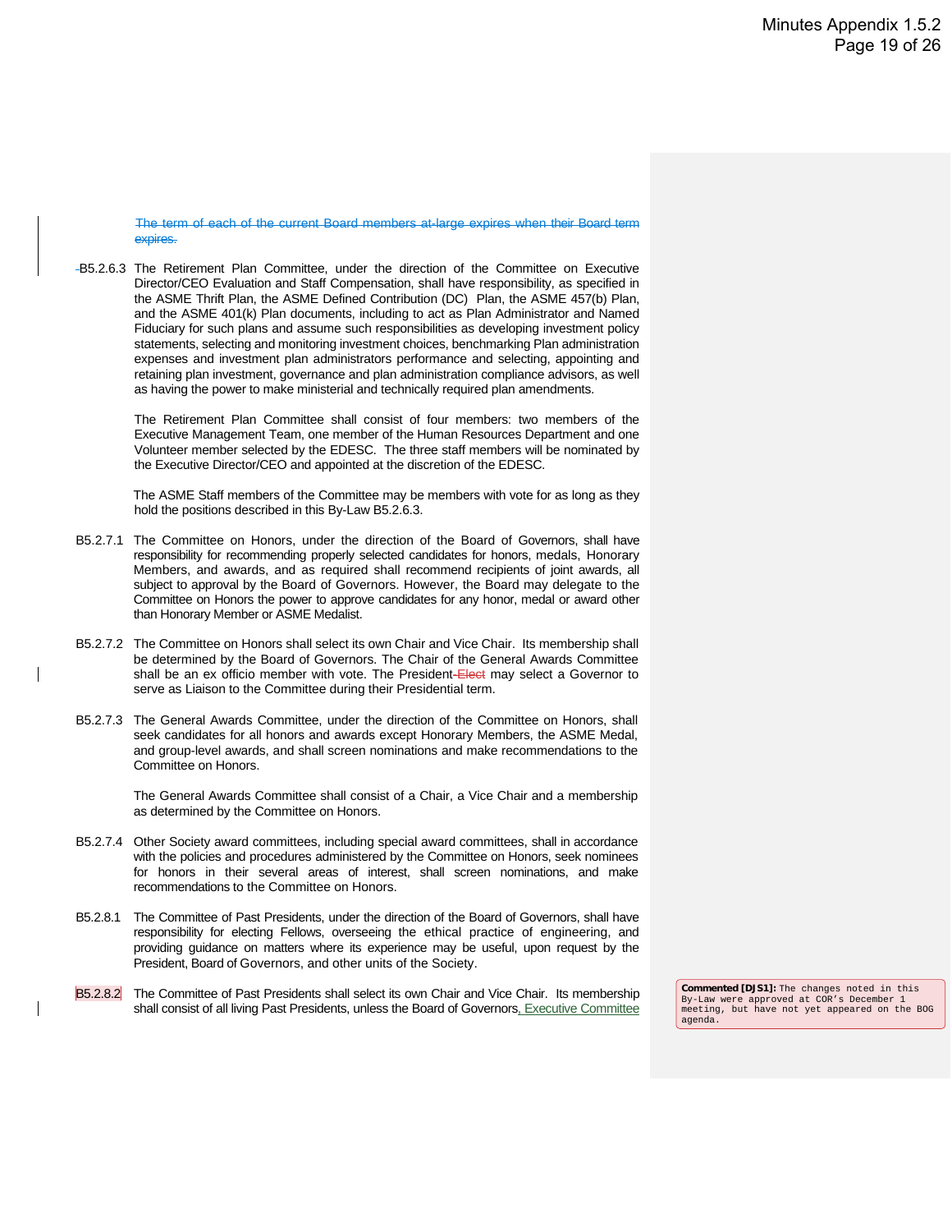~~The term of each of the current Board members at-large expires when their Board term expires.~~

B5.2.6.3 The Retirement Plan Committee, under the direction of the Committee on Executive Director/CEO Evaluation and Staff Compensation, shall have responsibility, as specified in the ASME Thrift Plan, the ASME Defined Contribution (DC) Plan, the ASME 457(b) Plan, and the ASME 401(k) Plan documents, including to act as Plan Administrator and Named Fiduciary for such plans and assume such responsibilities as developing investment policy statements, selecting and monitoring investment choices, benchmarking Plan administration expenses and investment plan administrators performance and selecting, appointing and retaining plan investment, governance and plan administration compliance advisors, as well as having the power to make ministerial and technically required plan amendments.

The Retirement Plan Committee shall consist of four members: two members of the Executive Management Team, one member of the Human Resources Department and one Volunteer member selected by the EDESC. The three staff members will be nominated by the Executive Director/CEO and appointed at the discretion of the EDESC.

The ASME Staff members of the Committee may be members with vote for as long as they hold the positions described in this By-Law B5.2.6.3.

B5.2.7.1 The Committee on Honors, under the direction of the Board of Governors, shall have responsibility for recommending properly selected candidates for honors, medals, Honorary Members, and awards, and as required shall recommend recipients of joint awards, all subject to approval by the Board of Governors. However, the Board may delegate to the Committee on Honors the power to approve candidates for any honor, medal or award other than Honorary Member or ASME Medalist.

B5.2.7.2 The Committee on Honors shall select its own Chair and Vice Chair. Its membership shall be determined by the Board of Governors. The Chair of the General Awards Committee shall be an ex officio member with vote. The President ~~Elect~~ may select a Governor to serve as Liaison to the Committee during their Presidential term.

B5.2.7.3 The General Awards Committee, under the direction of the Committee on Honors, shall seek candidates for all honors and awards except Honorary Members, the ASME Medal, and group-level awards, and shall screen nominations and make recommendations to the Committee on Honors.

The General Awards Committee shall consist of a Chair, a Vice Chair and a membership as determined by the Committee on Honors.

B5.2.7.4 Other Society award committees, including special award committees, shall in accordance with the policies and procedures administered by the Committee on Honors, seek nominees for honors in their several areas of interest, shall screen nominations, and make recommendations to the Committee on Honors.

B5.2.8.1 The Committee of Past Presidents, under the direction of the Board of Governors, shall have responsibility for electing Fellows, overseeing the ethical practice of engineering, and providing guidance on matters where its experience may be useful, upon request by the President, Board of Governors, and other units of the Society.

B5.2.8.2 The Committee of Past Presidents shall select its own Chair and Vice Chair. Its membership shall consist of all living Past Presidents, unless the Board of Governors, Executive Committee

**Commented [DJS1]:** The changes noted in this By-Law were approved at COR's December 1 meeting, but have not yet appeared on the BOG agenda.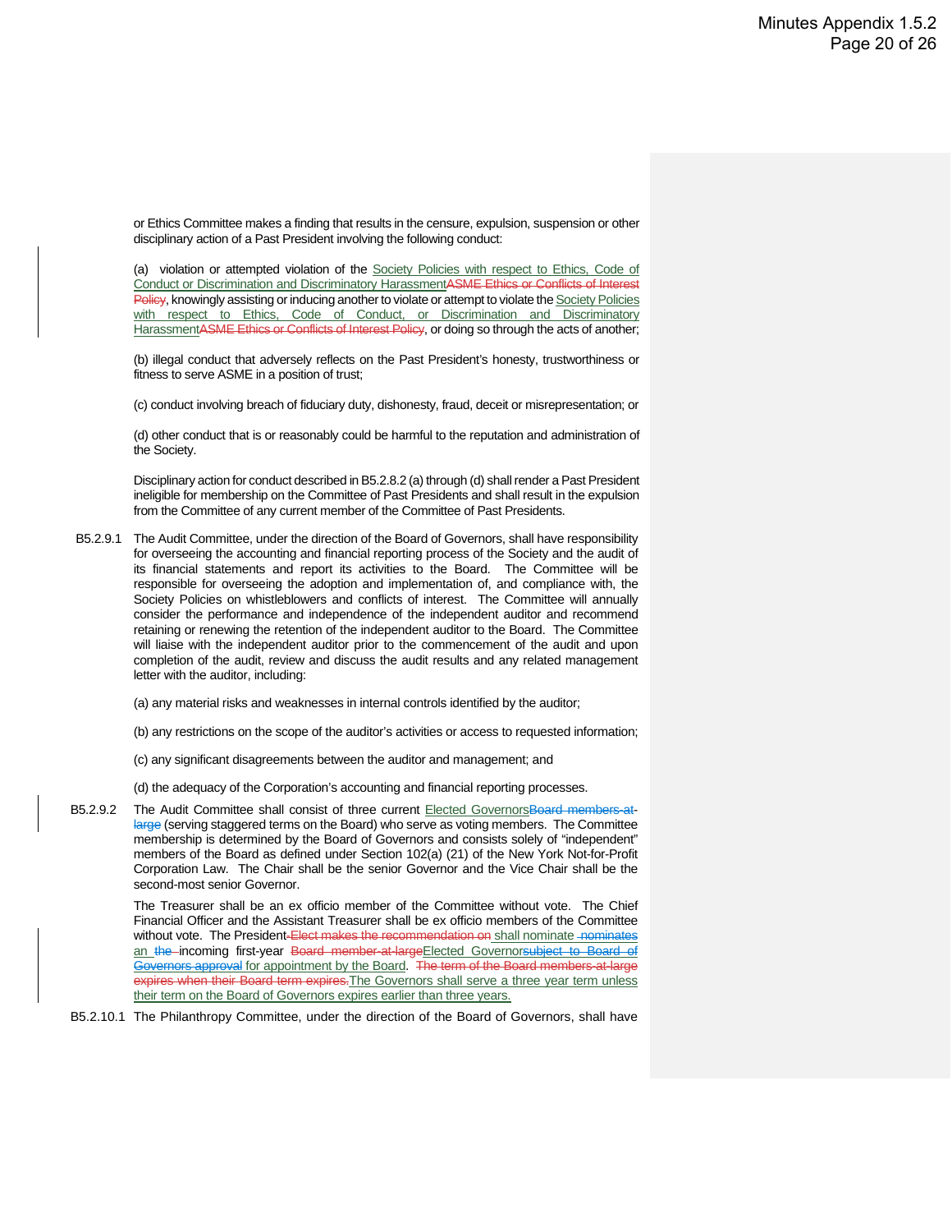or Ethics Committee makes a finding that results in the censure, expulsion, suspension or other disciplinary action of a Past President involving the following conduct:

(a) violation or attempted violation of the Society Policies with respect to Ethics, Code of Conduct or Discrimination and Discriminatory HarassmentASME Ethics or Conflicts of Interest Policy, knowingly assisting or inducing another to violate or attempt to violate the Society Policies with respect to Ethics, Code of Conduct, or Discrimination and Discriminatory HarassmentASME Ethics or Conflicts of Interest Policy, or doing so through the acts of another;

(b) illegal conduct that adversely reflects on the Past President's honesty, trustworthiness or fitness to serve ASME in a position of trust;

(c) conduct involving breach of fiduciary duty, dishonesty, fraud, deceit or misrepresentation; or

(d) other conduct that is or reasonably could be harmful to the reputation and administration of the Society.

Disciplinary action for conduct described in B5.2.8.2 (a) through (d) shall render a Past President ineligible for membership on the Committee of Past Presidents and shall result in the expulsion from the Committee of any current member of the Committee of Past Presidents.

B5.2.9.1 The Audit Committee, under the direction of the Board of Governors, shall have responsibility for overseeing the accounting and financial reporting process of the Society and the audit of its financial statements and report its activities to the Board. The Committee will be responsible for overseeing the adoption and implementation of, and compliance with, the Society Policies on whistleblowers and conflicts of interest. The Committee will annually consider the performance and independence of the independent auditor and recommend retaining or renewing the retention of the independent auditor to the Board. The Committee will liaise with the independent auditor prior to the commencement of the audit and upon completion of the audit, review and discuss the audit results and any related management letter with the auditor, including:

(a) any material risks and weaknesses in internal controls identified by the auditor;

(b) any restrictions on the scope of the auditor's activities or access to requested information;

(c) any significant disagreements between the auditor and management; and

(d) the adequacy of the Corporation's accounting and financial reporting processes.

B5.2.9.2 The Audit Committee shall consist of three current Elected GovernorsBoard members-at-large (serving staggered terms on the Board) who serve as voting members. The Committee membership is determined by the Board of Governors and consists solely of "independent" members of the Board as defined under Section 102(a) (21) of the New York Not-for-Profit Corporation Law. The Chair shall be the senior Governor and the Vice Chair shall be the second-most senior Governor.

The Treasurer shall be an ex officio member of the Committee without vote. The Chief Financial Officer and the Assistant Treasurer shall be ex officio members of the Committee without vote. The President Elect makes the recommendation on shall nominate nominates an the incoming first-year Board member-at-largeElected Governorsubject to Board of Governors approval for appointment by the Board. The term of the Board members-at-large expires when their Board term expires.The Governors shall serve a three year term unless their term on the Board of Governors expires earlier than three years.

B5.2.10.1 The Philanthropy Committee, under the direction of the Board of Governors, shall have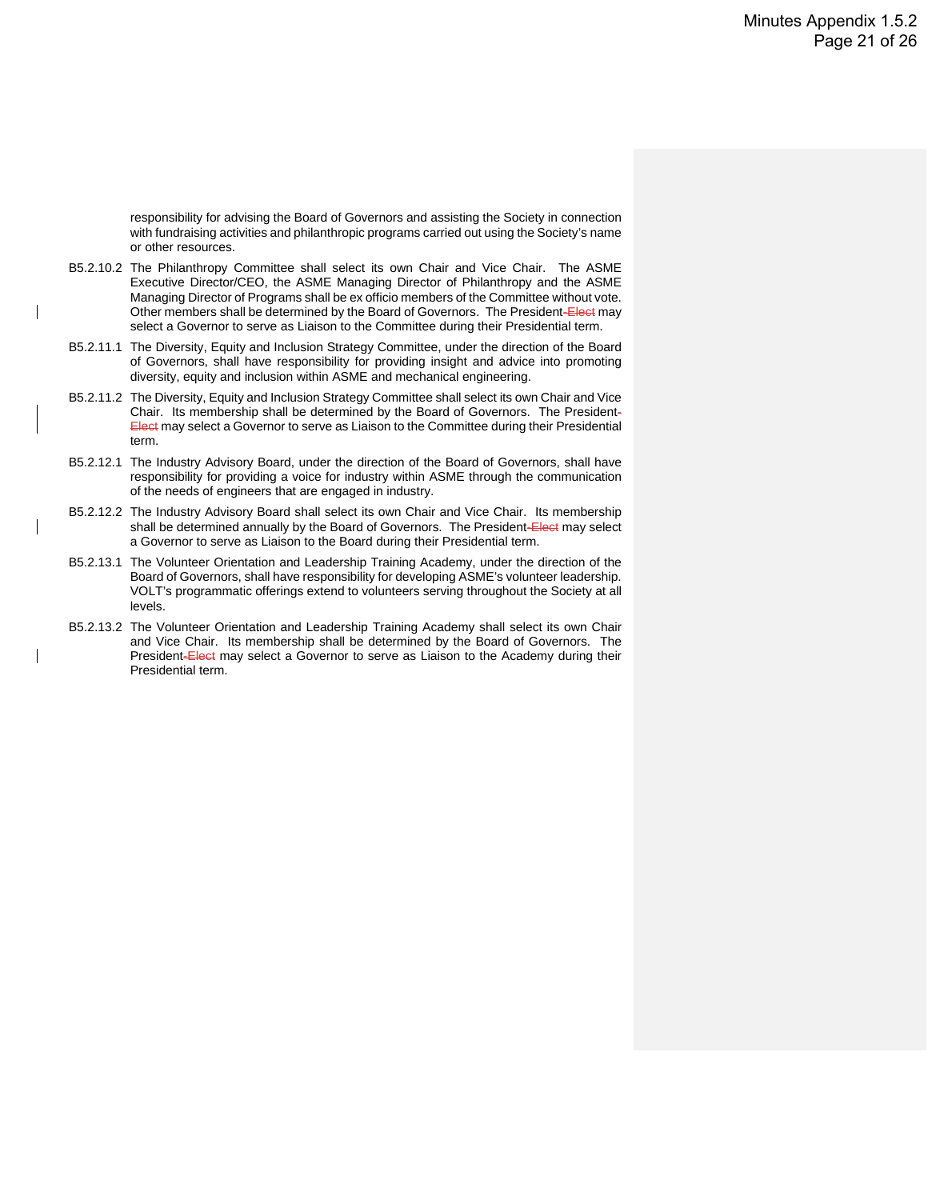responsibility for advising the Board of Governors and assisting the Society in connection with fundraising activities and philanthropic programs carried out using the Society's name or other resources.

B5.2.10.2 The Philanthropy Committee shall select its own Chair and Vice Chair. The ASME Executive Director/CEO, the ASME Managing Director of Philanthropy and the ASME Managing Director of Programs shall be ex officio members of the Committee without vote. Other members shall be determined by the Board of Governors. The President ~~-Elect~~ may select a Governor to serve as Liaison to the Committee during their Presidential term.

B5.2.11.1 The Diversity, Equity and Inclusion Strategy Committee, under the direction of the Board of Governors, shall have responsibility for providing insight and advice into promoting diversity, equity and inclusion within ASME and mechanical engineering.

B5.2.11.2 The Diversity, Equity and Inclusion Strategy Committee shall select its own Chair and Vice Chair. Its membership shall be determined by the Board of Governors. The President ~~-Elect~~ may select a Governor to serve as Liaison to the Committee during their Presidential term.

B5.2.12.1 The Industry Advisory Board, under the direction of the Board of Governors, shall have responsibility for providing a voice for industry within ASME through the communication of the needs of engineers that are engaged in industry.

B5.2.12.2 The Industry Advisory Board shall select its own Chair and Vice Chair. Its membership shall be determined annually by the Board of Governors. The President ~~-Elect~~ may select a Governor to serve as Liaison to the Board during their Presidential term.

B5.2.13.1 The Volunteer Orientation and Leadership Training Academy, under the direction of the Board of Governors, shall have responsibility for developing ASME's volunteer leadership. VOLT's programmatic offerings extend to volunteers serving throughout the Society at all levels.

B5.2.13.2 The Volunteer Orientation and Leadership Training Academy shall select its own Chair and Vice Chair. Its membership shall be determined by the Board of Governors. The President ~~-Elect~~ may select a Governor to serve as Liaison to the Academy during their Presidential term.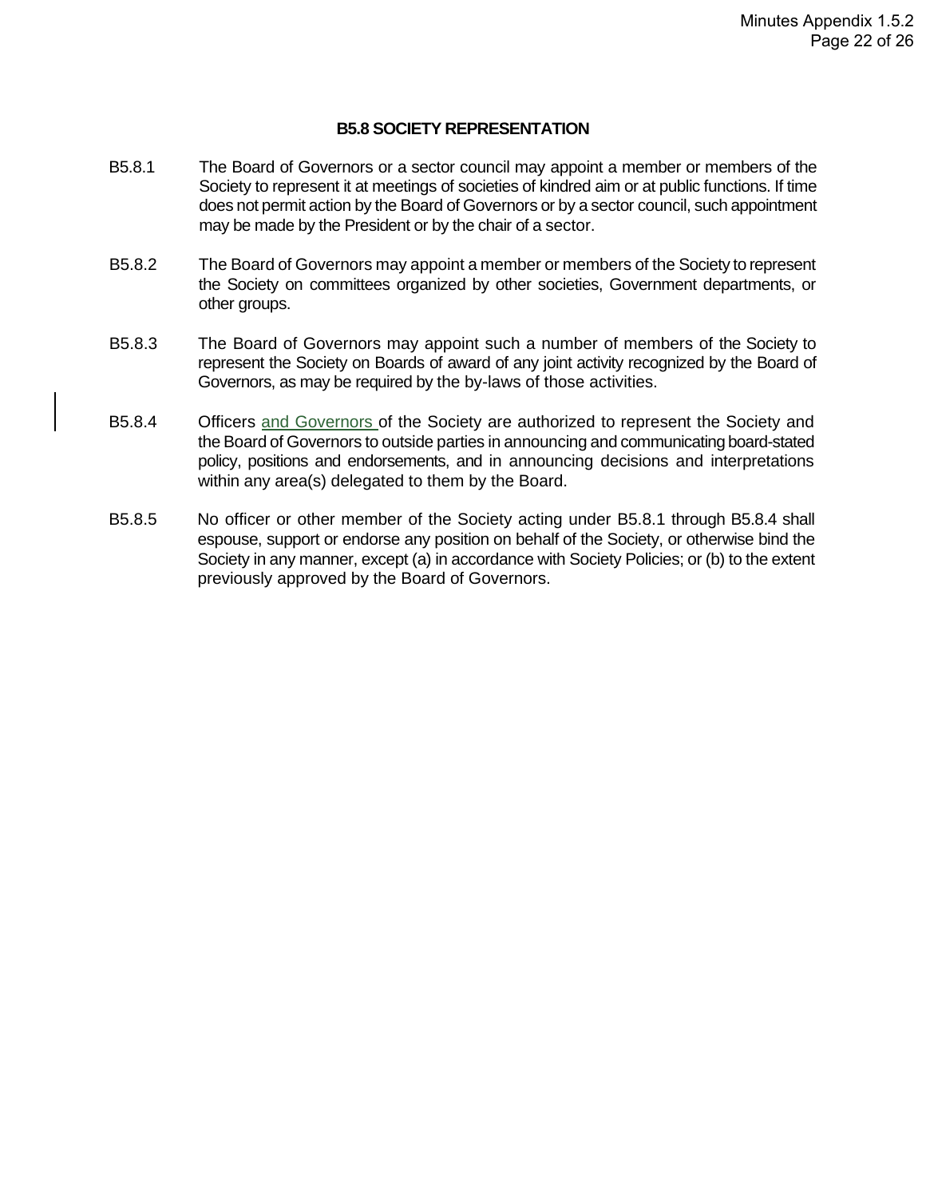### B5.8 SOCIETY REPRESENTATION

B5.8.1 The Board of Governors or a sector council may appoint a member or members of the Society to represent it at meetings of societies of kindred aim or at public functions. If time does not permit action by the Board of Governors or by a sector council, such appointment may be made by the President or by the chair of a sector.

B5.8.2 The Board of Governors may appoint a member or members of the Society to represent the Society on committees organized by other societies, Government departments, or other groups.

B5.8.3 The Board of Governors may appoint such a number of members of the Society to represent the Society on Boards of award of any joint activity recognized by the Board of Governors, as may be required by the by-laws of those activities.

B5.8.4 Officers and Governors of the Society are authorized to represent the Society and the Board of Governors to outside parties in announcing and communicating board-stated policy, positions and endorsements, and in announcing decisions and interpretations within any area(s) delegated to them by the Board.

B5.8.5 No officer or other member of the Society acting under B5.8.1 through B5.8.4 shall espouse, support or endorse any position on behalf of the Society, or otherwise bind the Society in any manner, except (a) in accordance with Society Policies; or (b) to the extent previously approved by the Board of Governors.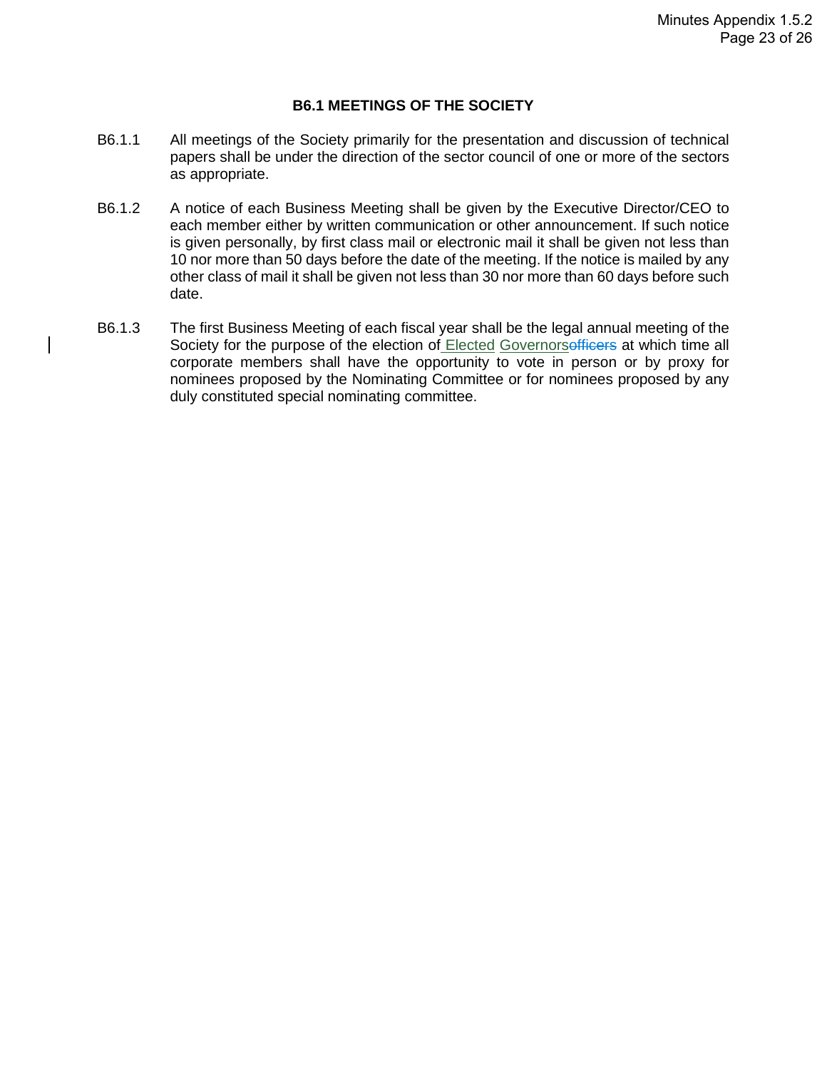### B6.1 MEETINGS OF THE SOCIETY

B6.1.1 All meetings of the Society primarily for the presentation and discussion of technical papers shall be under the direction of the sector council of one or more of the sectors as appropriate.

B6.1.2 A notice of each Business Meeting shall be given by the Executive Director/CEO to each member either by written communication or other announcement. If such notice is given personally, by first class mail or electronic mail it shall be given not less than 10 nor more than 50 days before the date of the meeting. If the notice is mailed by any other class of mail it shall be given not less than 30 nor more than 60 days before such date.

B6.1.3 The first Business Meeting of each fiscal year shall be the legal annual meeting of the Society for the purpose of the election of Elected Governors~~officers~~ at which time all corporate members shall have the opportunity to vote in person or by proxy for nominees proposed by the Nominating Committee or for nominees proposed by any duly constituted special nominating committee.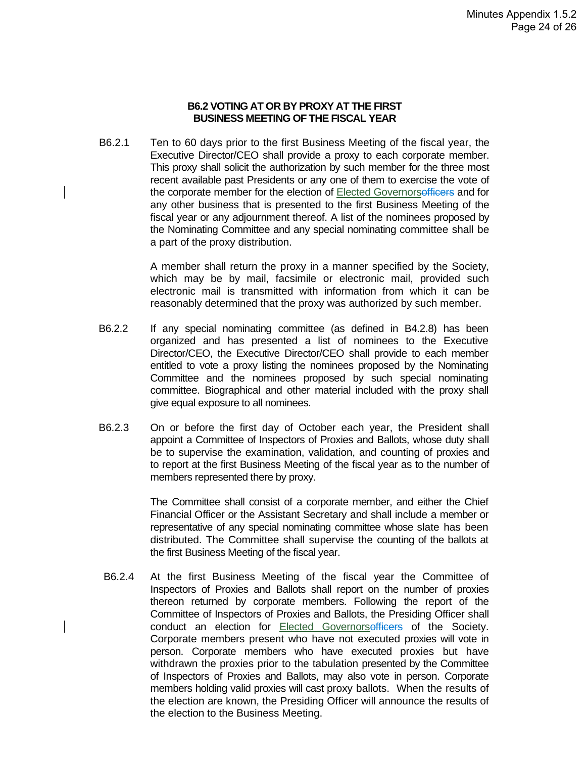### B6.2 VOTING AT OR BY PROXY AT THE FIRST BUSINESS MEETING OF THE FISCAL YEAR

B6.2.1 Ten to 60 days prior to the first Business Meeting of the fiscal year, the Executive Director/CEO shall provide a proxy to each corporate member. This proxy shall solicit the authorization by such member for the three most recent available past Presidents or any one of them to exercise the vote of the corporate member for the election of Elected Governors~~officers~~ and for any other business that is presented to the first Business Meeting of the fiscal year or any adjournment thereof. A list of the nominees proposed by the Nominating Committee and any special nominating committee shall be a part of the proxy distribution.

A member shall return the proxy in a manner specified by the Society, which may be by mail, facsimile or electronic mail, provided such electronic mail is transmitted with information from which it can be reasonably determined that the proxy was authorized by such member.

B6.2.2 If any special nominating committee (as defined in B4.2.8) has been organized and has presented a list of nominees to the Executive Director/CEO, the Executive Director/CEO shall provide to each member entitled to vote a proxy listing the nominees proposed by the Nominating Committee and the nominees proposed by such special nominating committee. Biographical and other material included with the proxy shall give equal exposure to all nominees.

B6.2.3 On or before the first day of October each year, the President shall appoint a Committee of Inspectors of Proxies and Ballots, whose duty shall be to supervise the examination, validation, and counting of proxies and to report at the first Business Meeting of the fiscal year as to the number of members represented there by proxy.

The Committee shall consist of a corporate member, and either the Chief Financial Officer or the Assistant Secretary and shall include a member or representative of any special nominating committee whose slate has been distributed. The Committee shall supervise the counting of the ballots at the first Business Meeting of the fiscal year.

B6.2.4 At the first Business Meeting of the fiscal year the Committee of Inspectors of Proxies and Ballots shall report on the number of proxies thereon returned by corporate members. Following the report of the Committee of Inspectors of Proxies and Ballots, the Presiding Officer shall conduct an election for Elected Governors~~officers~~ of the Society. Corporate members present who have not executed proxies will vote in person. Corporate members who have executed proxies but have withdrawn the proxies prior to the tabulation presented by the Committee of Inspectors of Proxies and Ballots, may also vote in person. Corporate members holding valid proxies will cast proxy ballots. When the results of the election are known, the Presiding Officer will announce the results of the election to the Business Meeting.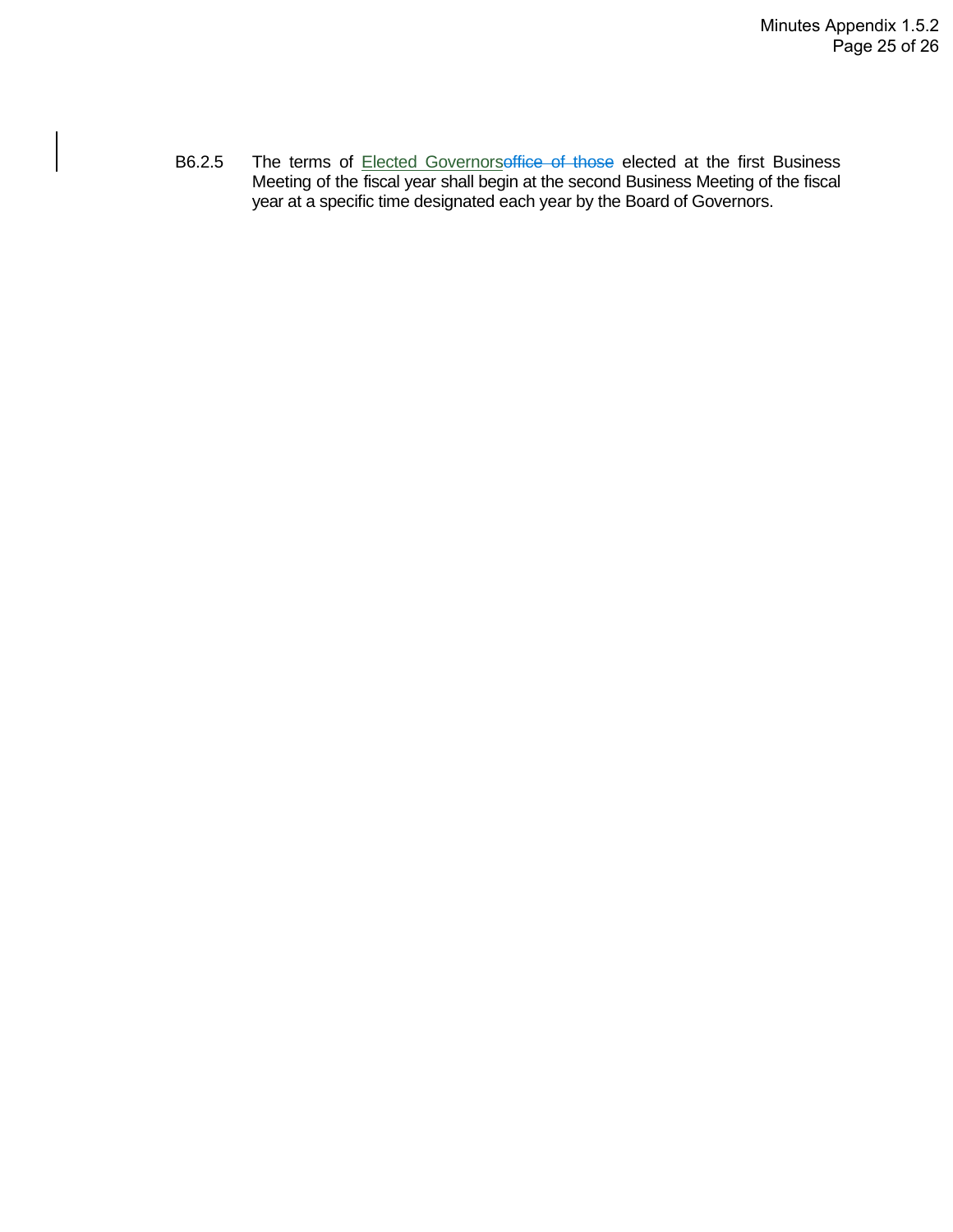B6.2.5 The terms of <ins>Elected Governors</ins>~~office of those~~ elected at the first Business Meeting of the fiscal year shall begin at the second Business Meeting of the fiscal year at a specific time designated each year by the Board of Governors.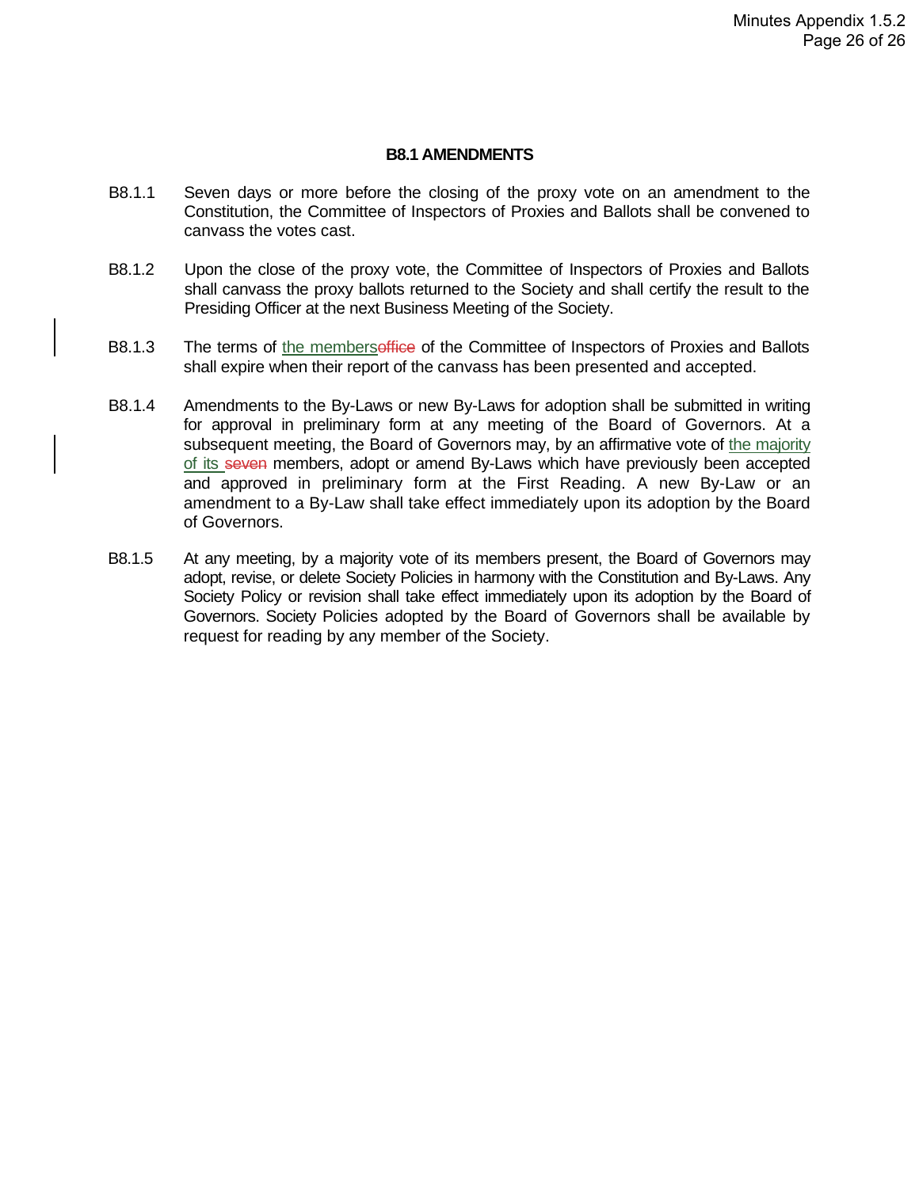### B8.1 AMENDMENTS

B8.1.1 Seven days or more before the closing of the proxy vote on an amendment to the Constitution, the Committee of Inspectors of Proxies and Ballots shall be convened to canvass the votes cast.

B8.1.2 Upon the close of the proxy vote, the Committee of Inspectors of Proxies and Ballots shall canvass the proxy ballots returned to the Society and shall certify the result to the Presiding Officer at the next Business Meeting of the Society.

B8.1.3 The terms of <u>the members</u>~~office~~ of the Committee of Inspectors of Proxies and Ballots shall expire when their report of the canvass has been presented and accepted.

B8.1.4 Amendments to the By-Laws or new By-Laws for adoption shall be submitted in writing for approval in preliminary form at any meeting of the Board of Governors. At a subsequent meeting, the Board of Governors may, by an affirmative vote of <u>the majority of its</u> ~~seven~~ members, adopt or amend By-Laws which have previously been accepted and approved in preliminary form at the First Reading. A new By-Law or an amendment to a By-Law shall take effect immediately upon its adoption by the Board of Governors.

B8.1.5 At any meeting, by a majority vote of its members present, the Board of Governors may adopt, revise, or delete Society Policies in harmony with the Constitution and By-Laws. Any Society Policy or revision shall take effect immediately upon its adoption by the Board of Governors. Society Policies adopted by the Board of Governors shall be available by request for reading by any member of the Society.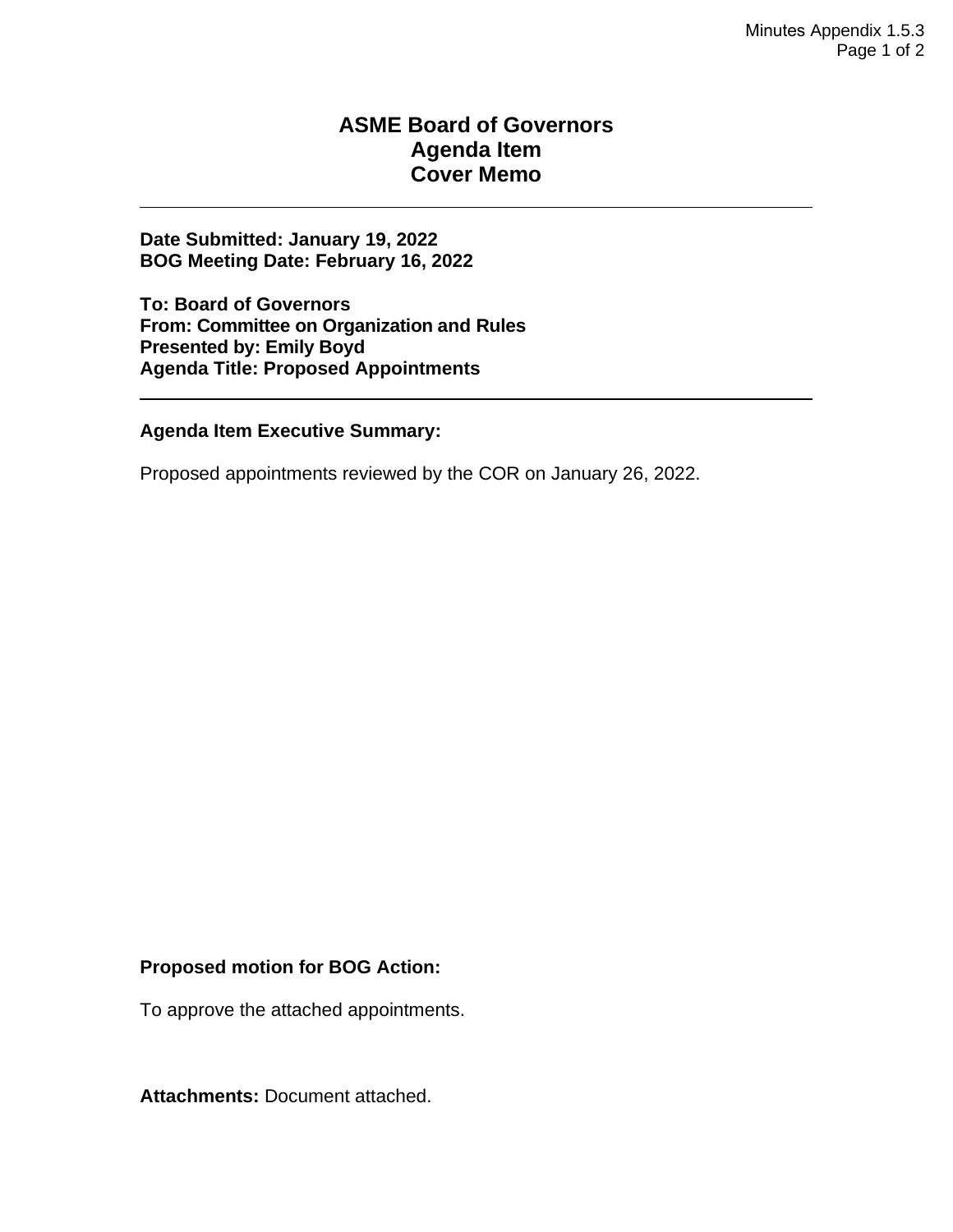# ASME Board of Governors
# Agenda Item
# Cover Memo

---

**Date Submitted: January 19, 2022**
**BOG Meeting Date: February 16, 2022**

**To: Board of Governors**
**From: Committee on Organization and Rules**
**Presented by: Emily Boyd**
**Agenda Title: Proposed Appointments**

---

**Agenda Item Executive Summary:**

Proposed appointments reviewed by the COR on January 26, 2022.

**Proposed motion for BOG Action:**

To approve the attached appointments.

**Attachments:** Document attached.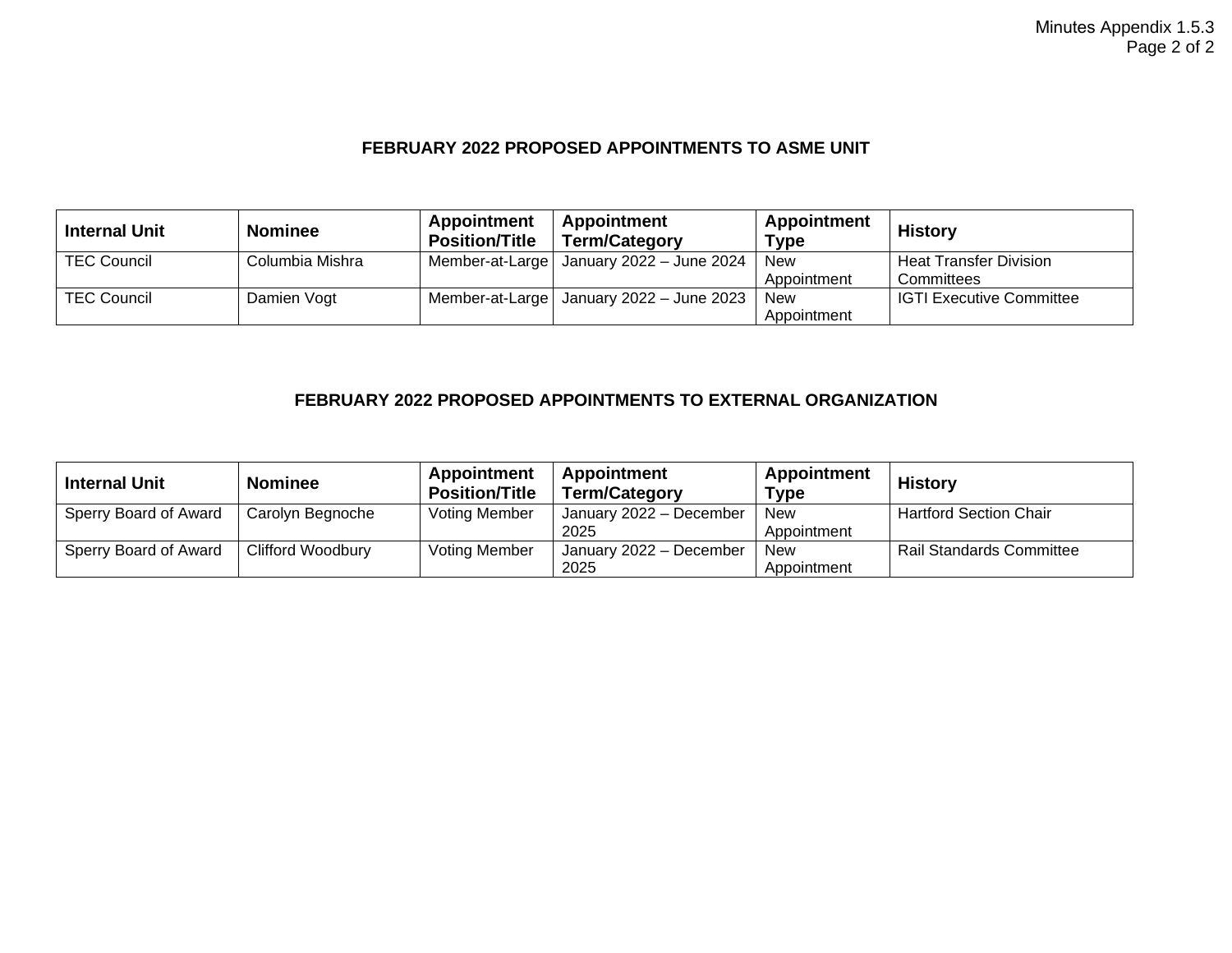## FEBRUARY 2022 PROPOSED APPOINTMENTS TO ASME UNIT

| Internal Unit | Nominee | Appointment Position/Title | Appointment Term/Category | Appointment Type | History |
|---|---|---|---|---|---|
| TEC Council | Columbia Mishra | Member-at-Large | January 2022 – June 2024 | New Appointment | Heat Transfer Division Committees |
| TEC Council | Damien Vogt | Member-at-Large | January 2022 – June 2023 | New Appointment | IGTI Executive Committee |

## FEBRUARY 2022 PROPOSED APPOINTMENTS TO EXTERNAL ORGANIZATION

| Internal Unit | Nominee | Appointment Position/Title | Appointment Term/Category | Appointment Type | History |
|---|---|---|---|---|---|
| Sperry Board of Award | Carolyn Begnoche | Voting Member | January 2022 – December 2025 | New Appointment | Hartford Section Chair |
| Sperry Board of Award | Clifford Woodbury | Voting Member | January 2022 – December 2025 | New Appointment | Rail Standards Committee |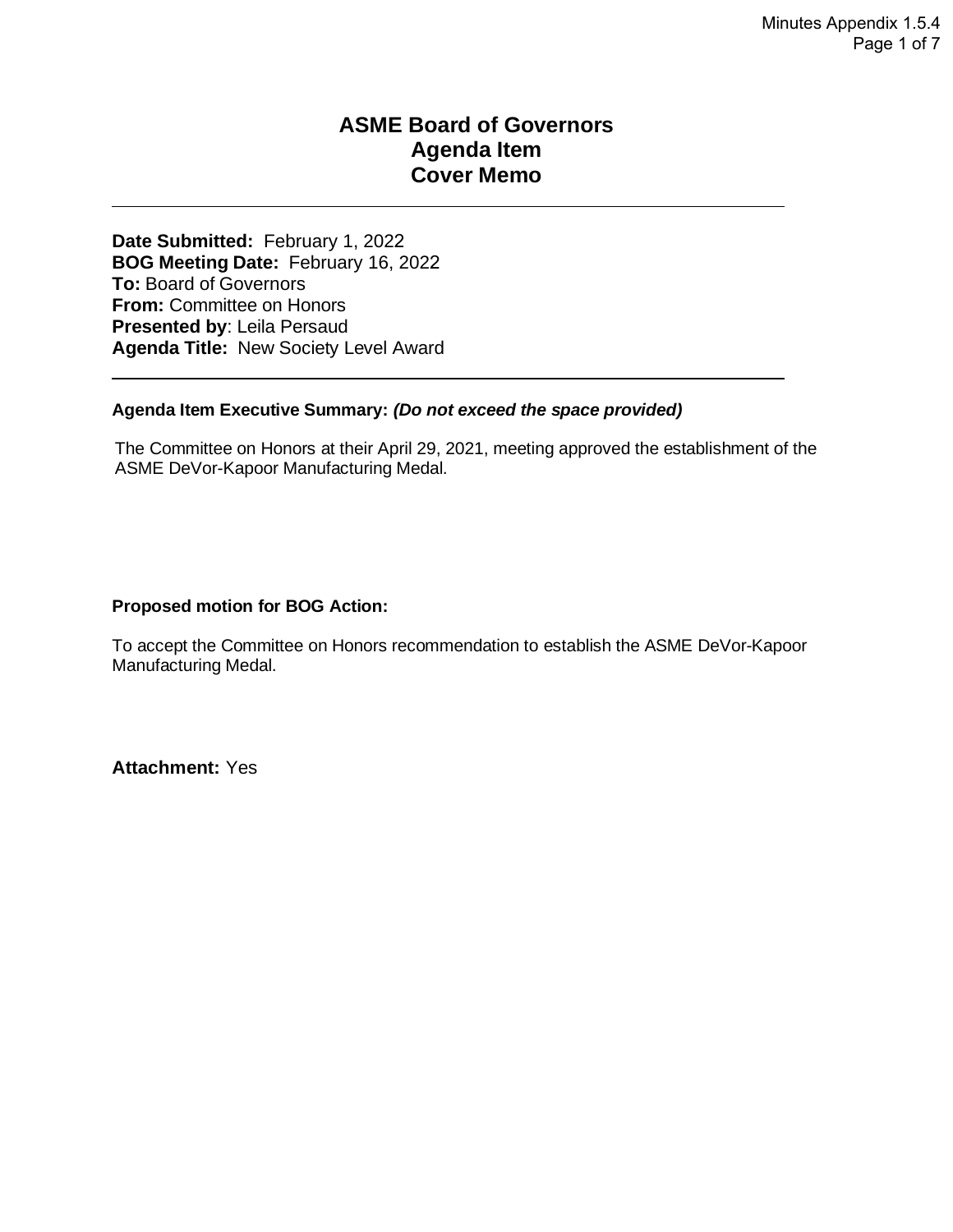# ASME Board of Governors
# Agenda Item
# Cover Memo

---

**Date Submitted:** February 1, 2022
**BOG Meeting Date:** February 16, 2022
**To:** Board of Governors
**From:** Committee on Honors
**Presented by**: Leila Persaud
**Agenda Title:** New Society Level Award

---

**Agenda Item Executive Summary:** ***(Do not exceed the space provided)***

The Committee on Honors at their April 29, 2021, meeting approved the establishment of the ASME DeVor-Kapoor Manufacturing Medal.

**Proposed motion for BOG Action:**

To accept the Committee on Honors recommendation to establish the ASME DeVor-Kapoor Manufacturing Medal.

**Attachment:** Yes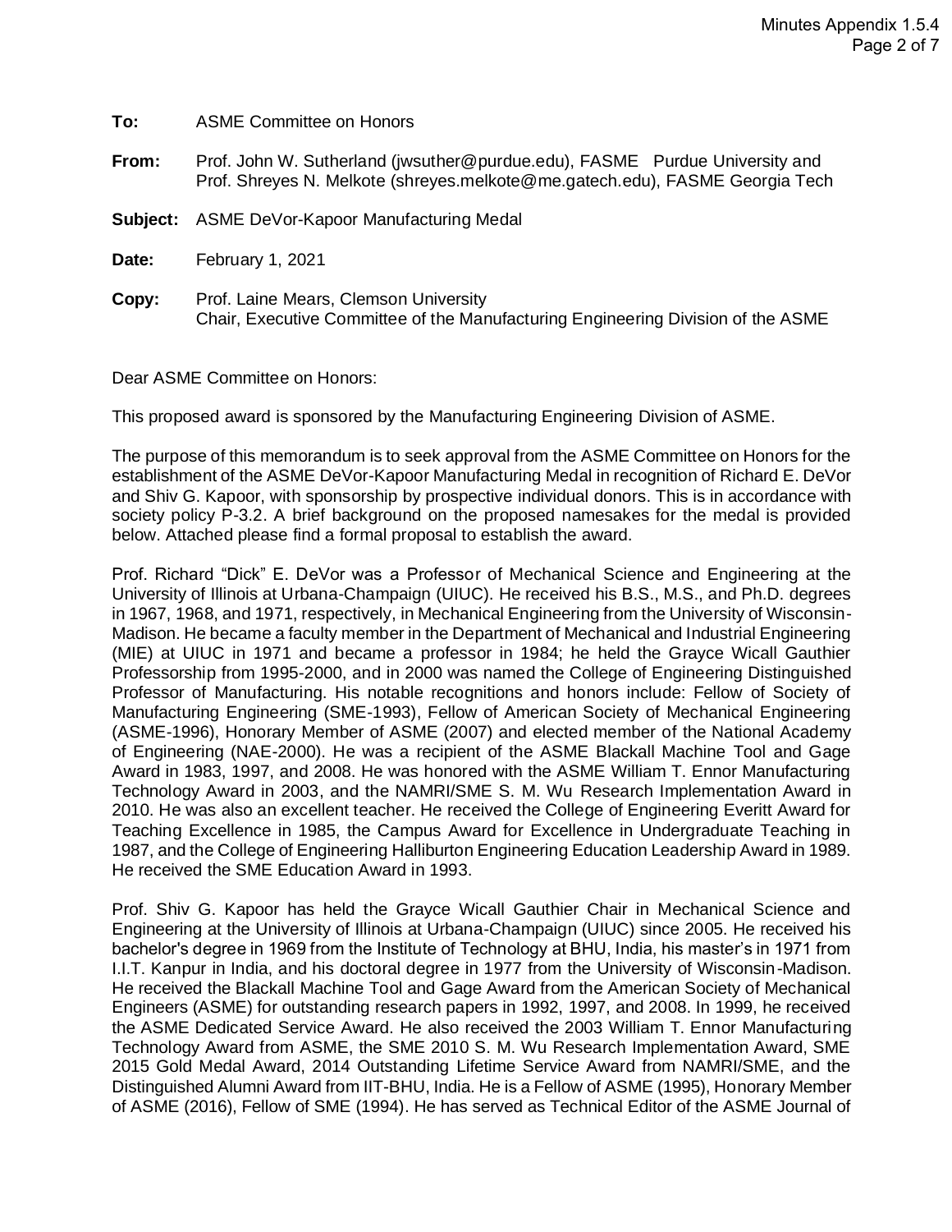**To:** ASME Committee on Honors

**From:** Prof. John W. Sutherland (jwsuther@purdue.edu), FASME Purdue University and Prof. Shreyes N. Melkote (shreyes.melkote@me.gatech.edu), FASME Georgia Tech

**Subject:** ASME DeVor-Kapoor Manufacturing Medal

**Date:** February 1, 2021

**Copy:** Prof. Laine Mears, Clemson University
Chair, Executive Committee of the Manufacturing Engineering Division of the ASME

Dear ASME Committee on Honors:

This proposed award is sponsored by the Manufacturing Engineering Division of ASME.

The purpose of this memorandum is to seek approval from the ASME Committee on Honors for the establishment of the ASME DeVor-Kapoor Manufacturing Medal in recognition of Richard E. DeVor and Shiv G. Kapoor, with sponsorship by prospective individual donors. This is in accordance with society policy P-3.2. A brief background on the proposed namesakes for the medal is provided below. Attached please find a formal proposal to establish the award.

Prof. Richard "Dick" E. DeVor was a Professor of Mechanical Science and Engineering at the University of Illinois at Urbana-Champaign (UIUC). He received his B.S., M.S., and Ph.D. degrees in 1967, 1968, and 1971, respectively, in Mechanical Engineering from the University of Wisconsin-Madison. He became a faculty member in the Department of Mechanical and Industrial Engineering (MIE) at UIUC in 1971 and became a professor in 1984; he held the Grayce Wicall Gauthier Professorship from 1995-2000, and in 2000 was named the College of Engineering Distinguished Professor of Manufacturing. His notable recognitions and honors include: Fellow of Society of Manufacturing Engineering (SME-1993), Fellow of American Society of Mechanical Engineering (ASME-1996), Honorary Member of ASME (2007) and elected member of the National Academy of Engineering (NAE-2000). He was a recipient of the ASME Blackall Machine Tool and Gage Award in 1983, 1997, and 2008. He was honored with the ASME William T. Ennor Manufacturing Technology Award in 2003, and the NAMRI/SME S. M. Wu Research Implementation Award in 2010. He was also an excellent teacher. He received the College of Engineering Everitt Award for Teaching Excellence in 1985, the Campus Award for Excellence in Undergraduate Teaching in 1987, and the College of Engineering Halliburton Engineering Education Leadership Award in 1989. He received the SME Education Award in 1993.

Prof. Shiv G. Kapoor has held the Grayce Wicall Gauthier Chair in Mechanical Science and Engineering at the University of Illinois at Urbana-Champaign (UIUC) since 2005. He received his bachelor's degree in 1969 from the Institute of Technology at BHU, India, his master's in 1971 from I.I.T. Kanpur in India, and his doctoral degree in 1977 from the University of Wisconsin-Madison. He received the Blackall Machine Tool and Gage Award from the American Society of Mechanical Engineers (ASME) for outstanding research papers in 1992, 1997, and 2008. In 1999, he received the ASME Dedicated Service Award. He also received the 2003 William T. Ennor Manufacturing Technology Award from ASME, the SME 2010 S. M. Wu Research Implementation Award, SME 2015 Gold Medal Award, 2014 Outstanding Lifetime Service Award from NAMRI/SME, and the Distinguished Alumni Award from IIT-BHU, India. He is a Fellow of ASME (1995), Honorary Member of ASME (2016), Fellow of SME (1994). He has served as Technical Editor of the ASME Journal of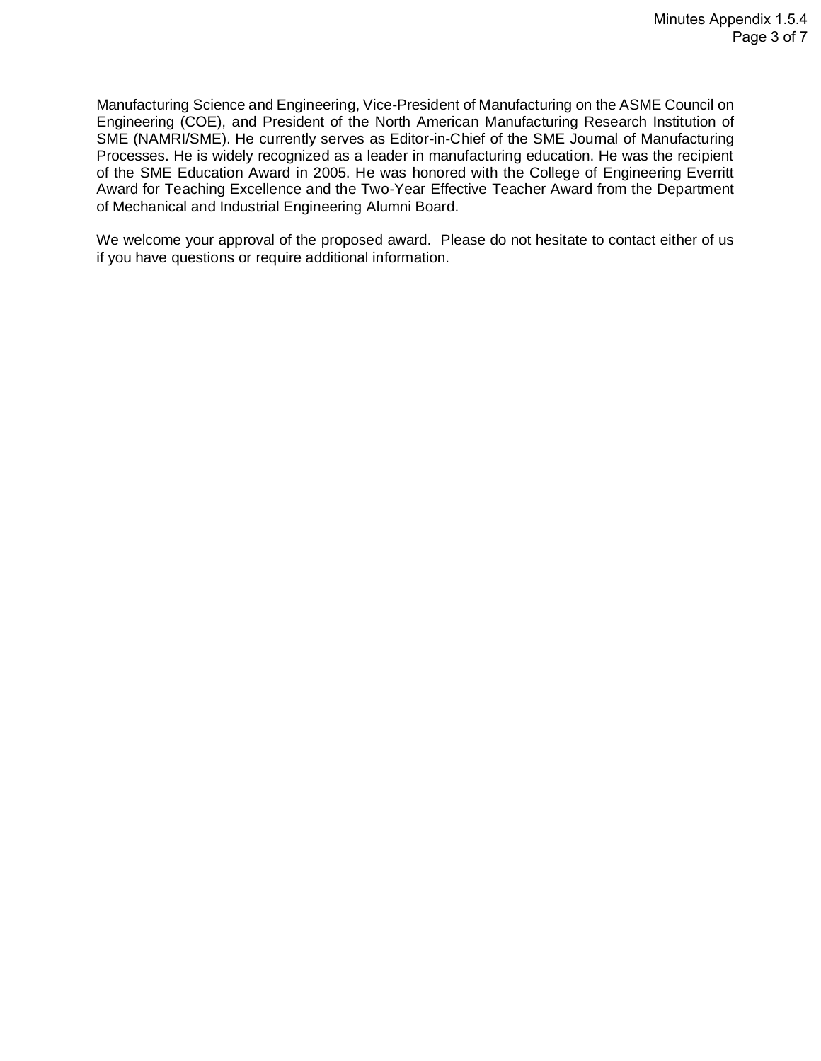Manufacturing Science and Engineering, Vice-President of Manufacturing on the ASME Council on Engineering (COE), and President of the North American Manufacturing Research Institution of SME (NAMRI/SME). He currently serves as Editor-in-Chief of the SME Journal of Manufacturing Processes. He is widely recognized as a leader in manufacturing education. He was the recipient of the SME Education Award in 2005. He was honored with the College of Engineering Everritt Award for Teaching Excellence and the Two-Year Effective Teacher Award from the Department of Mechanical and Industrial Engineering Alumni Board.

We welcome your approval of the proposed award. Please do not hesitate to contact either of us if you have questions or require additional information.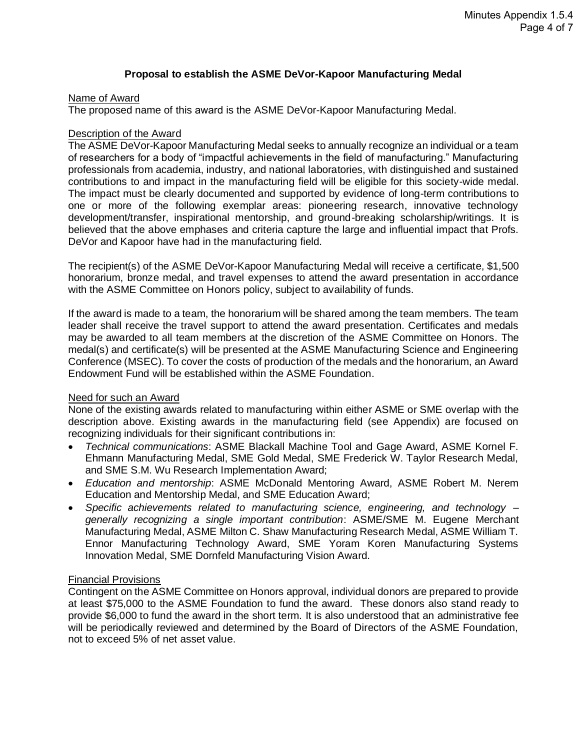## Proposal to establish the ASME DeVor-Kapoor Manufacturing Medal

<u>Name of Award</u>

The proposed name of this award is the ASME DeVor-Kapoor Manufacturing Medal.

<u>Description of the Award</u>

The ASME DeVor-Kapoor Manufacturing Medal seeks to annually recognize an individual or a team of researchers for a body of "impactful achievements in the field of manufacturing." Manufacturing professionals from academia, industry, and national laboratories, with distinguished and sustained contributions to and impact in the manufacturing field will be eligible for this society-wide medal. The impact must be clearly documented and supported by evidence of long-term contributions to one or more of the following exemplar areas: pioneering research, innovative technology development/transfer, inspirational mentorship, and ground-breaking scholarship/writings. It is believed that the above emphases and criteria capture the large and influential impact that Profs. DeVor and Kapoor have had in the manufacturing field.

The recipient(s) of the ASME DeVor-Kapoor Manufacturing Medal will receive a certificate, $1,500 honorarium, bronze medal, and travel expenses to attend the award presentation in accordance with the ASME Committee on Honors policy, subject to availability of funds.

If the award is made to a team, the honorarium will be shared among the team members. The team leader shall receive the travel support to attend the award presentation. Certificates and medals may be awarded to all team members at the discretion of the ASME Committee on Honors. The medal(s) and certificate(s) will be presented at the ASME Manufacturing Science and Engineering Conference (MSEC). To cover the costs of production of the medals and the honorarium, an Award Endowment Fund will be established within the ASME Foundation.

<u>Need for such an Award</u>

None of the existing awards related to manufacturing within either ASME or SME overlap with the description above. Existing awards in the manufacturing field (see Appendix) are focused on recognizing individuals for their significant contributions in:

- *Technical communications*: ASME Blackall Machine Tool and Gage Award, ASME Kornel F. Ehmann Manufacturing Medal, SME Gold Medal, SME Frederick W. Taylor Research Medal, and SME S.M. Wu Research Implementation Award;
- *Education and mentorship*: ASME McDonald Mentoring Award, ASME Robert M. Nerem Education and Mentorship Medal, and SME Education Award;
- *Specific achievements related to manufacturing science, engineering, and technology – generally recognizing a single important contribution*: ASME/SME M. Eugene Merchant Manufacturing Medal, ASME Milton C. Shaw Manufacturing Research Medal, ASME William T. Ennor Manufacturing Technology Award, SME Yoram Koren Manufacturing Systems Innovation Medal, SME Dornfeld Manufacturing Vision Award.

<u>Financial Provisions</u>

Contingent on the ASME Committee on Honors approval, individual donors are prepared to provide at least $75,000 to the ASME Foundation to fund the award. These donors also stand ready to provide $6,000 to fund the award in the short term. It is also understood that an administrative fee will be periodically reviewed and determined by the Board of Directors of the ASME Foundation, not to exceed 5% of net asset value.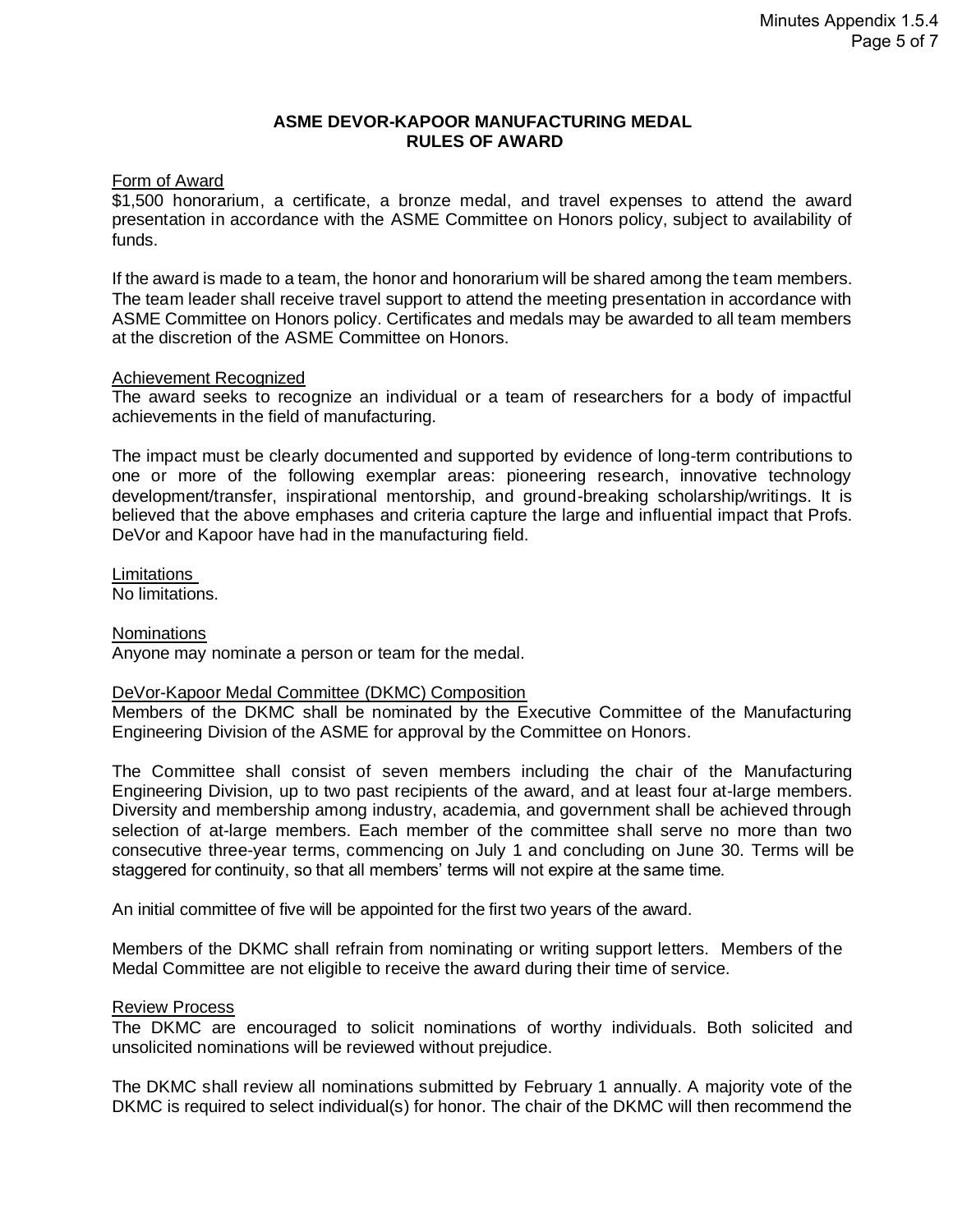## ASME DEVOR-KAPOOR MANUFACTURING MEDAL RULES OF AWARD

Form of Award

$1,500 honorarium, a certificate, a bronze medal, and travel expenses to attend the award presentation in accordance with the ASME Committee on Honors policy, subject to availability of funds.

If the award is made to a team, the honor and honorarium will be shared among the team members. The team leader shall receive travel support to attend the meeting presentation in accordance with ASME Committee on Honors policy. Certificates and medals may be awarded to all team members at the discretion of the ASME Committee on Honors.

Achievement Recognized

The award seeks to recognize an individual or a team of researchers for a body of impactful achievements in the field of manufacturing.

The impact must be clearly documented and supported by evidence of long-term contributions to one or more of the following exemplar areas: pioneering research, innovative technology development/transfer, inspirational mentorship, and ground-breaking scholarship/writings. It is believed that the above emphases and criteria capture the large and influential impact that Profs. DeVor and Kapoor have had in the manufacturing field.

Limitations

No limitations.

Nominations

Anyone may nominate a person or team for the medal.

DeVor-Kapoor Medal Committee (DKMC) Composition

Members of the DKMC shall be nominated by the Executive Committee of the Manufacturing Engineering Division of the ASME for approval by the Committee on Honors.

The Committee shall consist of seven members including the chair of the Manufacturing Engineering Division, up to two past recipients of the award, and at least four at-large members. Diversity and membership among industry, academia, and government shall be achieved through selection of at-large members. Each member of the committee shall serve no more than two consecutive three-year terms, commencing on July 1 and concluding on June 30. Terms will be staggered for continuity, so that all members' terms will not expire at the same time.

An initial committee of five will be appointed for the first two years of the award.

Members of the DKMC shall refrain from nominating or writing support letters. Members of the Medal Committee are not eligible to receive the award during their time of service.

Review Process

The DKMC are encouraged to solicit nominations of worthy individuals. Both solicited and unsolicited nominations will be reviewed without prejudice.

The DKMC shall review all nominations submitted by February 1 annually. A majority vote of the DKMC is required to select individual(s) for honor. The chair of the DKMC will then recommend the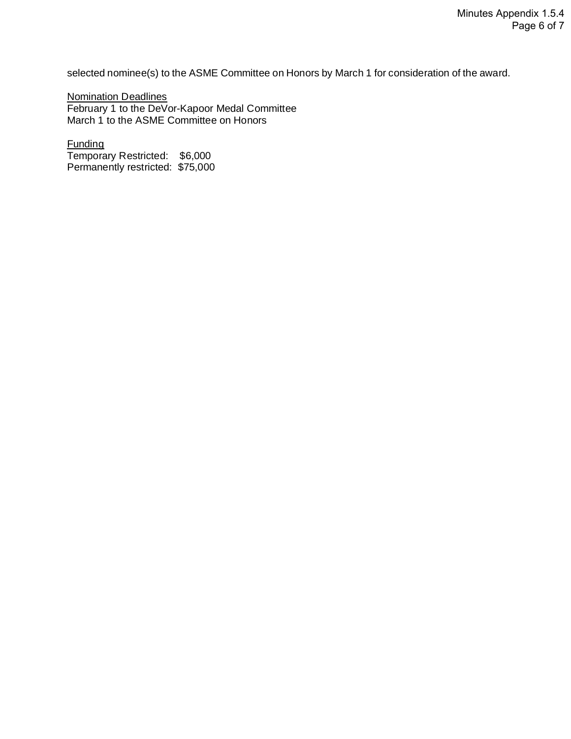selected nominee(s) to the ASME Committee on Honors by March 1 for consideration of the award.

<u>Nomination Deadlines</u>
February 1 to the DeVor-Kapoor Medal Committee
March 1 to the ASME Committee on Honors

<u>Funding</u>
Temporary Restricted: $6,000
Permanently restricted: $75,000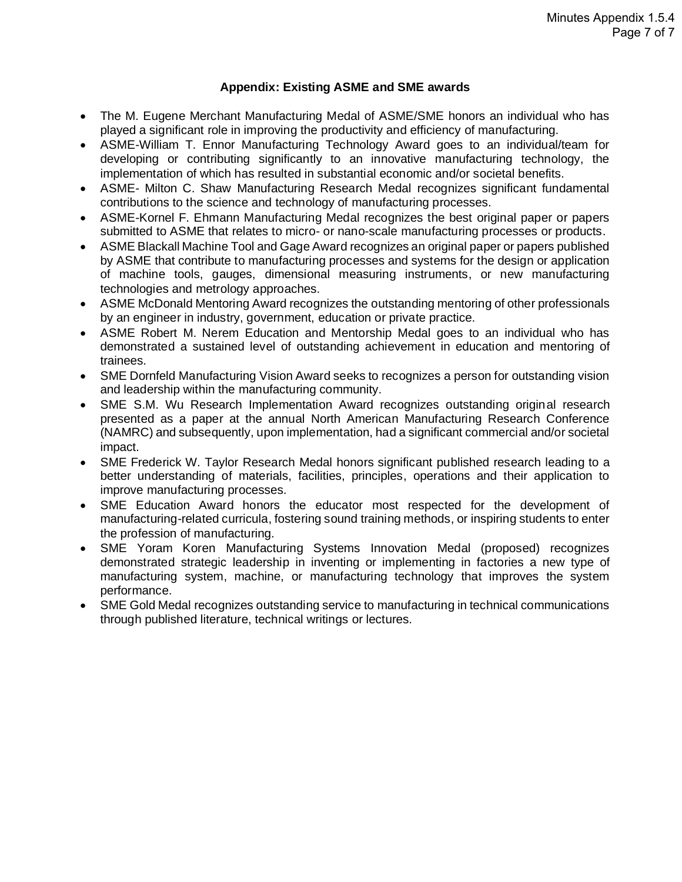## Appendix: Existing ASME and SME awards

- The M. Eugene Merchant Manufacturing Medal of ASME/SME honors an individual who has played a significant role in improving the productivity and efficiency of manufacturing.
- ASME-William T. Ennor Manufacturing Technology Award goes to an individual/team for developing or contributing significantly to an innovative manufacturing technology, the implementation of which has resulted in substantial economic and/or societal benefits.
- ASME- Milton C. Shaw Manufacturing Research Medal recognizes significant fundamental contributions to the science and technology of manufacturing processes.
- ASME-Kornel F. Ehmann Manufacturing Medal recognizes the best original paper or papers submitted to ASME that relates to micro- or nano-scale manufacturing processes or products.
- ASME Blackall Machine Tool and Gage Award recognizes an original paper or papers published by ASME that contribute to manufacturing processes and systems for the design or application of machine tools, gauges, dimensional measuring instruments, or new manufacturing technologies and metrology approaches.
- ASME McDonald Mentoring Award recognizes the outstanding mentoring of other professionals by an engineer in industry, government, education or private practice.
- ASME Robert M. Nerem Education and Mentorship Medal goes to an individual who has demonstrated a sustained level of outstanding achievement in education and mentoring of trainees.
- SME Dornfeld Manufacturing Vision Award seeks to recognizes a person for outstanding vision and leadership within the manufacturing community.
- SME S.M. Wu Research Implementation Award recognizes outstanding original research presented as a paper at the annual North American Manufacturing Research Conference (NAMRC) and subsequently, upon implementation, had a significant commercial and/or societal impact.
- SME Frederick W. Taylor Research Medal honors significant published research leading to a better understanding of materials, facilities, principles, operations and their application to improve manufacturing processes.
- SME Education Award honors the educator most respected for the development of manufacturing-related curricula, fostering sound training methods, or inspiring students to enter the profession of manufacturing.
- SME Yoram Koren Manufacturing Systems Innovation Medal (proposed) recognizes demonstrated strategic leadership in inventing or implementing in factories a new type of manufacturing system, machine, or manufacturing technology that improves the system performance.
- SME Gold Medal recognizes outstanding service to manufacturing in technical communications through published literature, technical writings or lectures.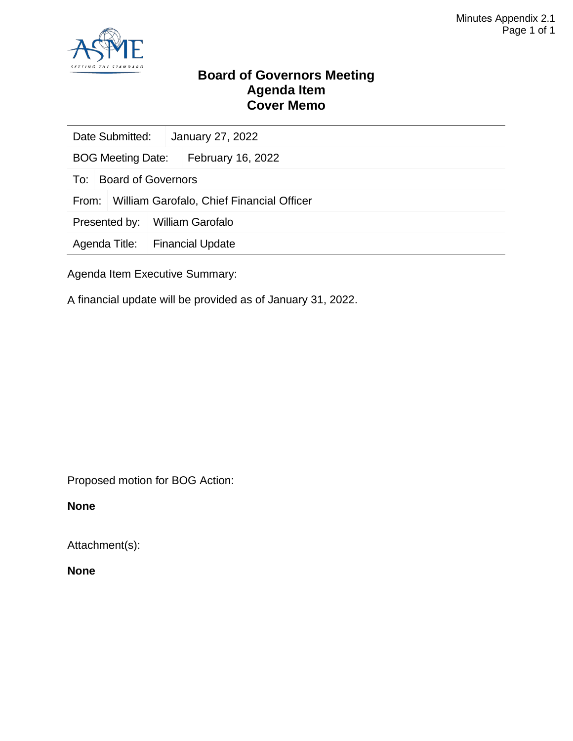Minutes Appendix 2.1

# Board of Governors Meeting
# Agenda Item
# Cover Memo

| | |
|---|---|
| Date Submitted: | January 27, 2022 |
| BOG Meeting Date: | February 16, 2022 |
| To: | Board of Governors |
| From: | William Garofalo, Chief Financial Officer |
| Presented by: | William Garofalo |
| Agenda Title: | Financial Update |

Agenda Item Executive Summary:

A financial update will be provided as of January 31, 2022.

Proposed motion for BOG Action:

**None**

Attachment(s):

**None**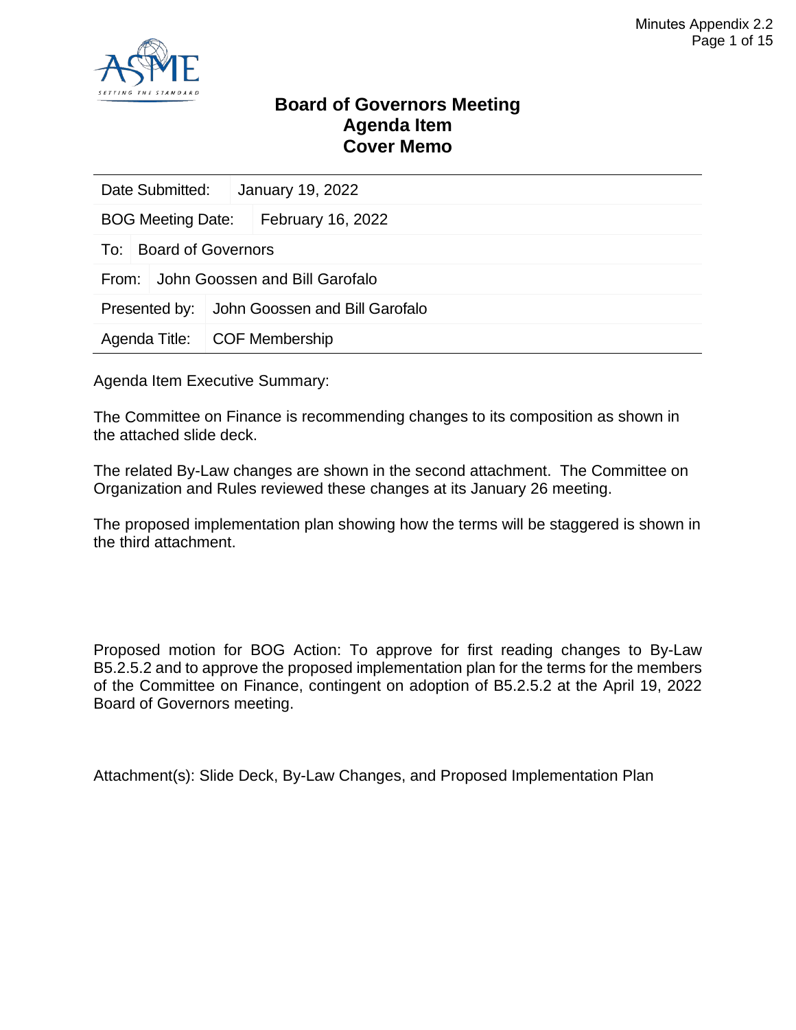# Board of Governors Meeting
## Agenda Item
## Cover Memo

| Date Submitted: | January 19, 2022 |
|---|---|
| BOG Meeting Date: | February 16, 2022 |
| To: | Board of Governors |
| From: | John Goossen and Bill Garofalo |
| Presented by: | John Goossen and Bill Garofalo |
| Agenda Title: | COF Membership |

Agenda Item Executive Summary:

The Committee on Finance is recommending changes to its composition as shown in the attached slide deck.

The related By-Law changes are shown in the second attachment. The Committee on Organization and Rules reviewed these changes at its January 26 meeting.

The proposed implementation plan showing how the terms will be staggered is shown in the third attachment.

Proposed motion for BOG Action: To approve for first reading changes to By-Law B5.2.5.2 and to approve the proposed implementation plan for the terms for the members of the Committee on Finance, contingent on adoption of B5.2.5.2 at the April 19, 2022 Board of Governors meeting.

Attachment(s): Slide Deck, By-Law Changes, and Proposed Implementation Plan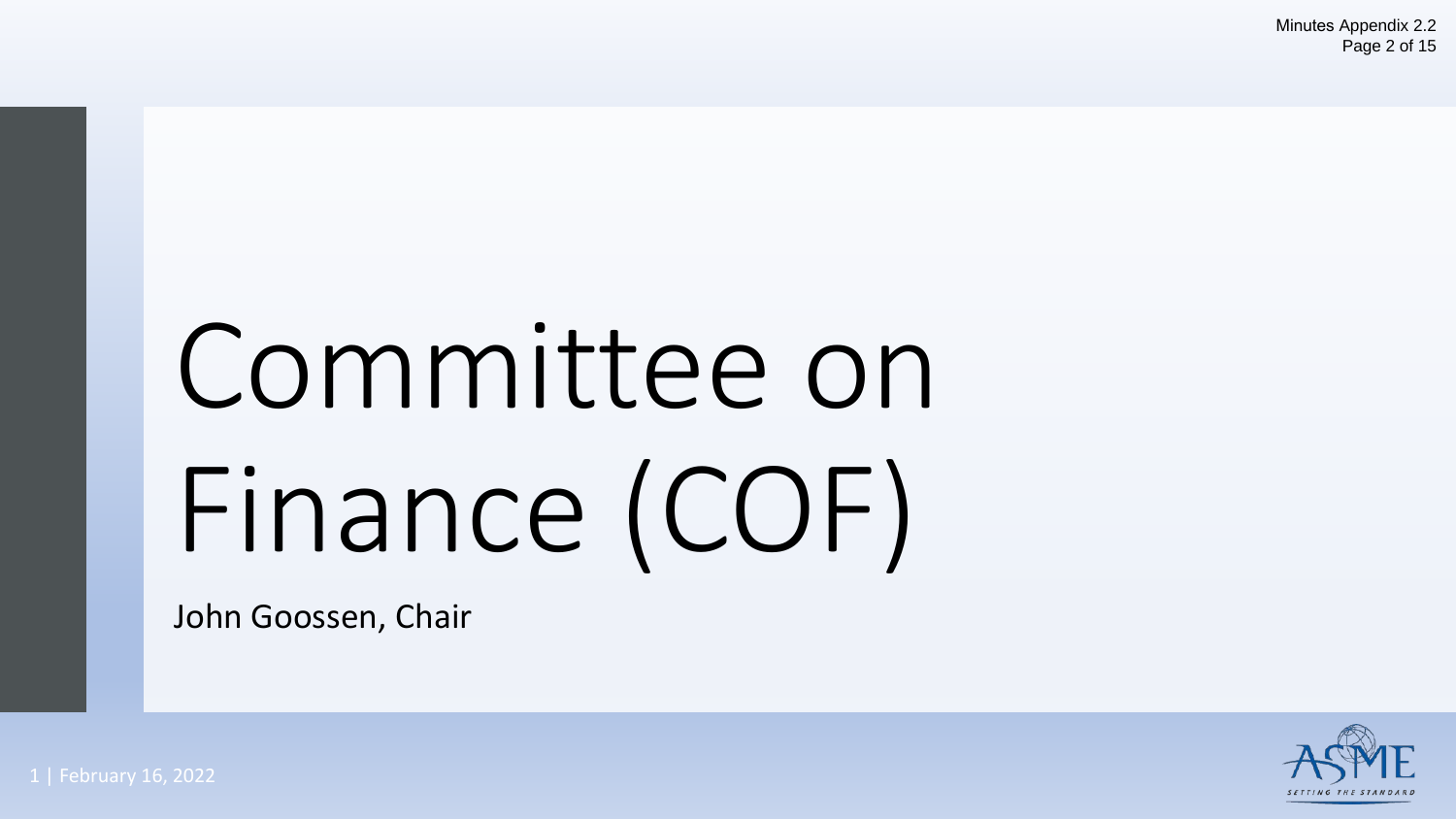# Committee on Finance (COF)

John Goossen, Chair

February 16, 2022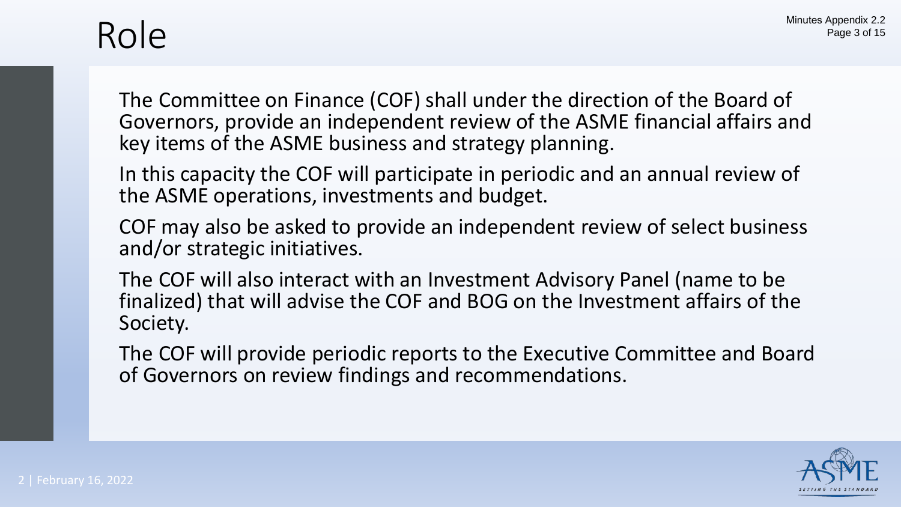# Role

The Committee on Finance (COF) shall under the direction of the Board of Governors, provide an independent review of the ASME financial affairs and key items of the ASME business and strategy planning.

In this capacity the COF will participate in periodic and an annual review of the ASME operations, investments and budget.

COF may also be asked to provide an independent review of select business and/or strategic initiatives.

The COF will also interact with an Investment Advisory Panel (name to be finalized) that will advise the COF and BOG on the Investment affairs of the Society.

The COF will provide periodic reports to the Executive Committee and Board of Governors on review findings and recommendations.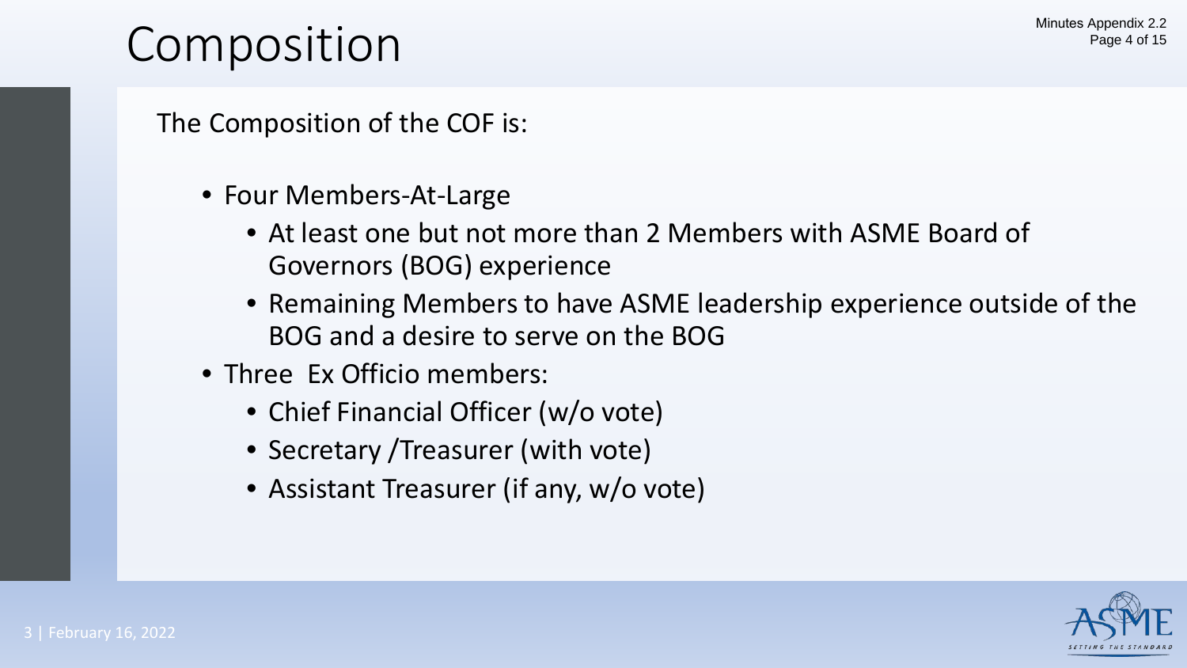# Composition

The Composition of the COF is:

- Four Members-At-Large
  - At least one but not more than 2 Members with ASME Board of Governors (BOG) experience
  - Remaining Members to have ASME leadership experience outside of the BOG and a desire to serve on the BOG
- Three Ex Officio members:
  - Chief Financial Officer (w/o vote)
  - Secretary /Treasurer (with vote)
  - Assistant Treasurer (if any, w/o vote)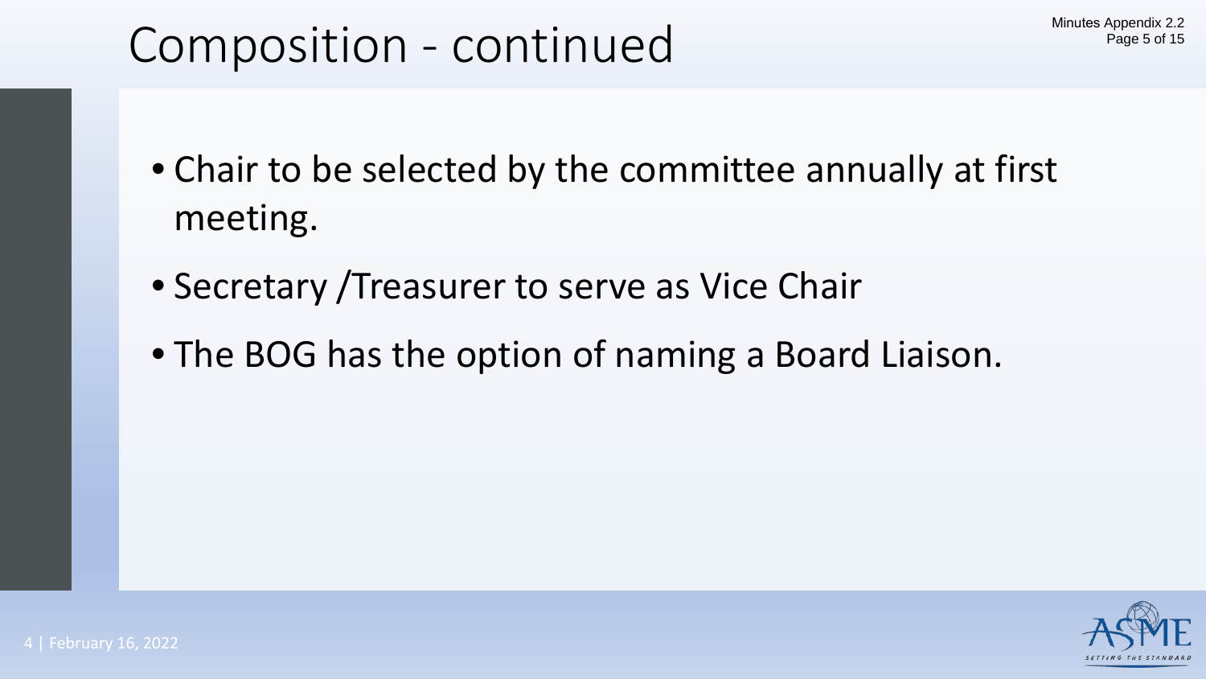# Composition - continued

- Chair to be selected by the committee annually at first meeting.
- Secretary /Treasurer to serve as Vice Chair
- The BOG has the option of naming a Board Liaison.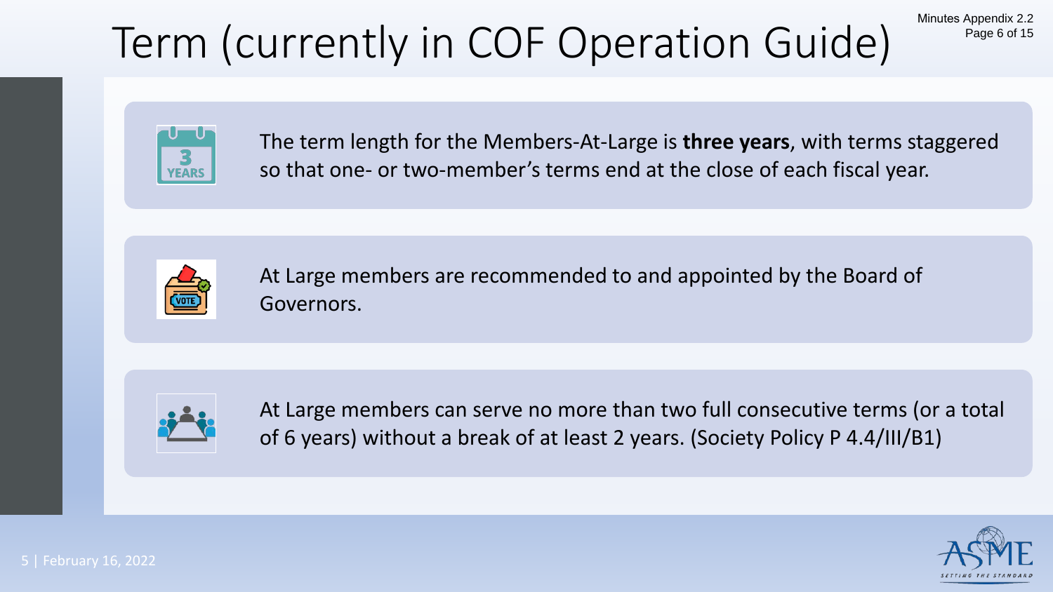# Term (currently in COF Operation Guide)

The term length for the Members-At-Large is **three years**, with terms staggered so that one- or two-member's terms end at the close of each fiscal year.

At Large members are recommended to and appointed by the Board of Governors.

At Large members can serve no more than two full consecutive terms (or a total of 6 years) without a break of at least 2 years. (Society Policy P 4.4/III/B1)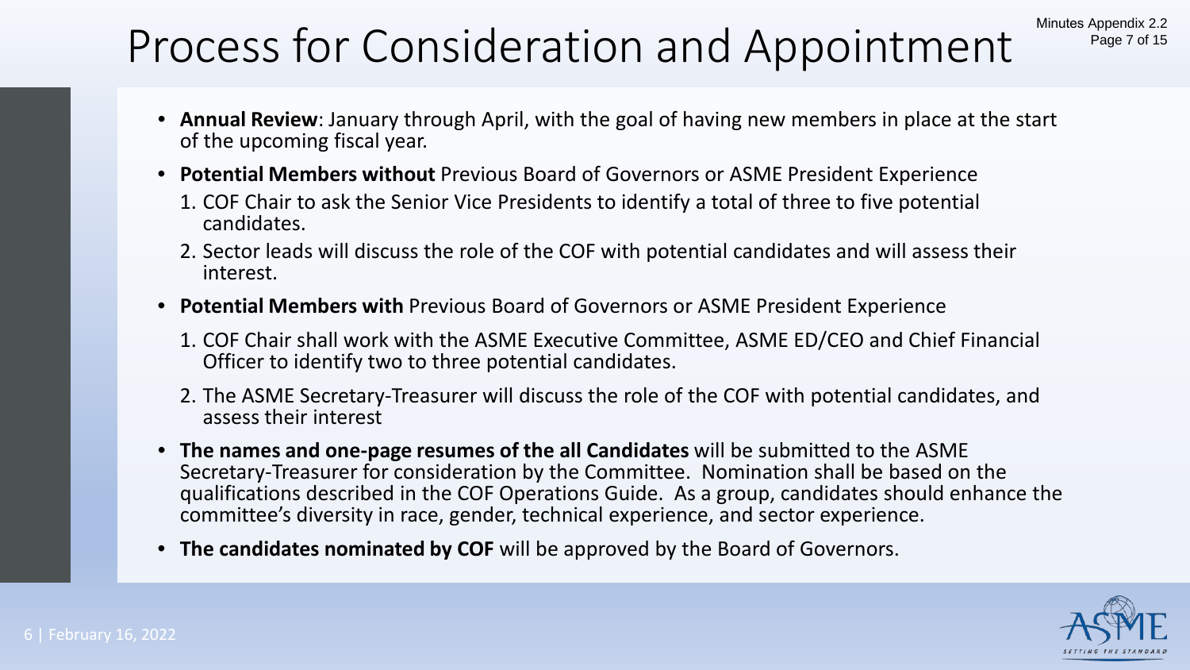# Process for Consideration and Appointment

- **Annual Review**: January through April, with the goal of having new members in place at the start of the upcoming fiscal year.
- **Potential Members without** Previous Board of Governors or ASME President Experience
  1. COF Chair to ask the Senior Vice Presidents to identify a total of three to five potential candidates.
  2. Sector leads will discuss the role of the COF with potential candidates and will assess their interest.
- **Potential Members with** Previous Board of Governors or ASME President Experience
  1. COF Chair shall work with the ASME Executive Committee, ASME ED/CEO and Chief Financial Officer to identify two to three potential candidates.
  2. The ASME Secretary-Treasurer will discuss the role of the COF with potential candidates, and assess their interest
- **The names and one-page resumes of the all Candidates** will be submitted to the ASME Secretary-Treasurer for consideration by the Committee. Nomination shall be based on the qualifications described in the COF Operations Guide. As a group, candidates should enhance the committee's diversity in race, gender, technical experience, and sector experience.
- **The candidates nominated by COF** will be approved by the Board of Governors.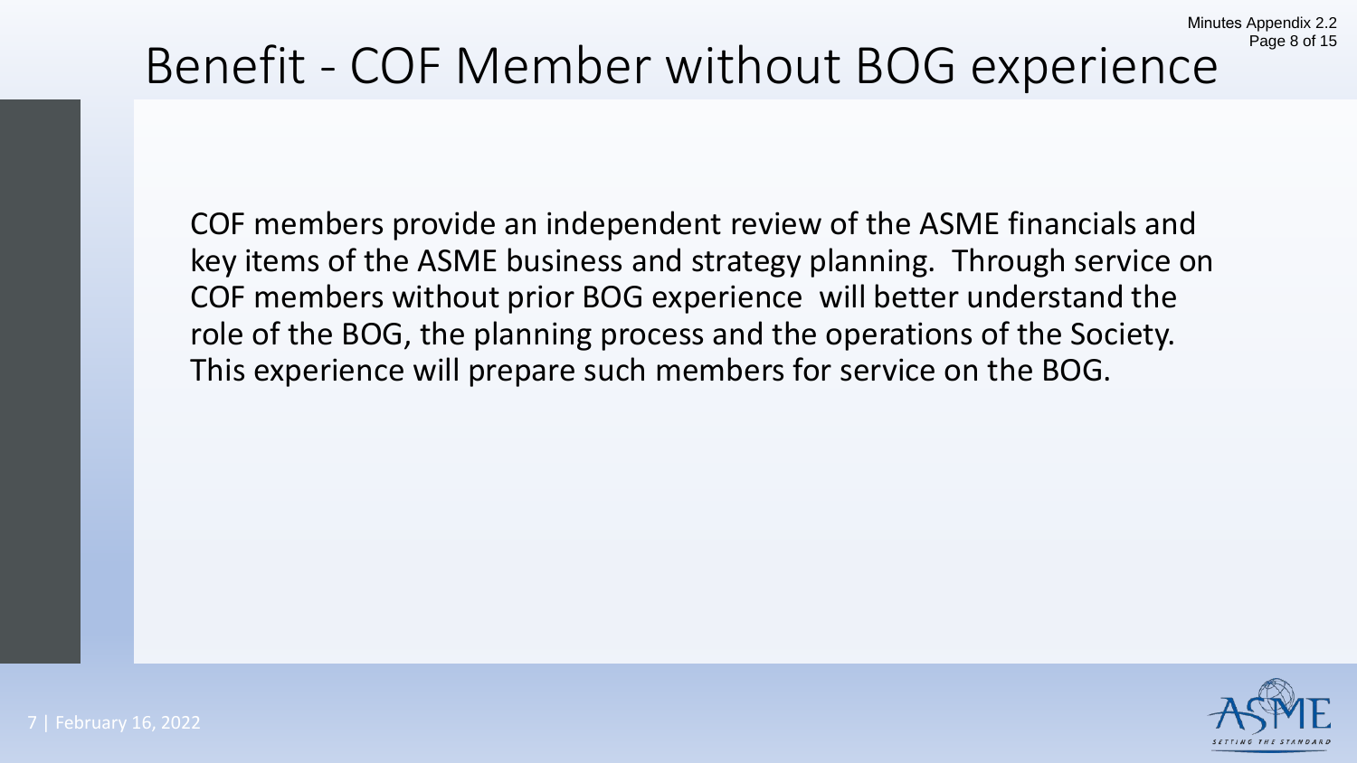# Benefit - COF Member without BOG experience

COF members provide an independent review of the ASME financials and key items of the ASME business and strategy planning. Through service on COF members without prior BOG experience will better understand the role of the BOG, the planning process and the operations of the Society. This experience will prepare such members for service on the BOG.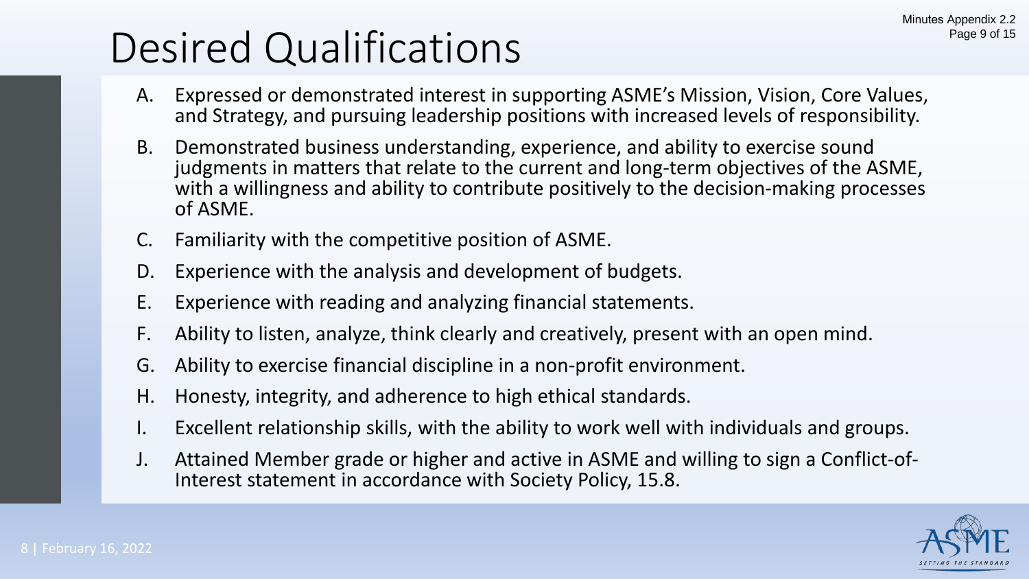# Desired Qualifications

A. Expressed or demonstrated interest in supporting ASME's Mission, Vision, Core Values, and Strategy, and pursuing leadership positions with increased levels of responsibility.

B. Demonstrated business understanding, experience, and ability to exercise sound judgments in matters that relate to the current and long-term objectives of the ASME, with a willingness and ability to contribute positively to the decision-making processes of ASME.

C. Familiarity with the competitive position of ASME.

D. Experience with the analysis and development of budgets.

E. Experience with reading and analyzing financial statements.

F. Ability to listen, analyze, think clearly and creatively, present with an open mind.

G. Ability to exercise financial discipline in a non-profit environment.

H. Honesty, integrity, and adherence to high ethical standards.

I. Excellent relationship skills, with the ability to work well with individuals and groups.

J. Attained Member grade or higher and active in ASME and willing to sign a Conflict-of-Interest statement in accordance with Society Policy, 15.8.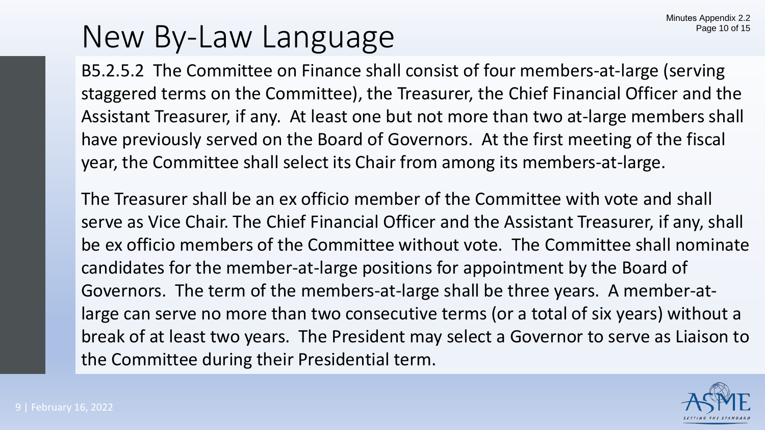# New By-Law Language

B5.2.5.2 The Committee on Finance shall consist of four members-at-large (serving staggered terms on the Committee), the Treasurer, the Chief Financial Officer and the Assistant Treasurer, if any. At least one but not more than two at-large members shall have previously served on the Board of Governors. At the first meeting of the fiscal year, the Committee shall select its Chair from among its members-at-large.

The Treasurer shall be an ex officio member of the Committee with vote and shall serve as Vice Chair. The Chief Financial Officer and the Assistant Treasurer, if any, shall be ex officio members of the Committee without vote. The Committee shall nominate candidates for the member-at-large positions for appointment by the Board of Governors. The term of the members-at-large shall be three years. A member-at-large can serve no more than two consecutive terms (or a total of six years) without a break of at least two years. The President may select a Governor to serve as Liaison to the Committee during their Presidential term.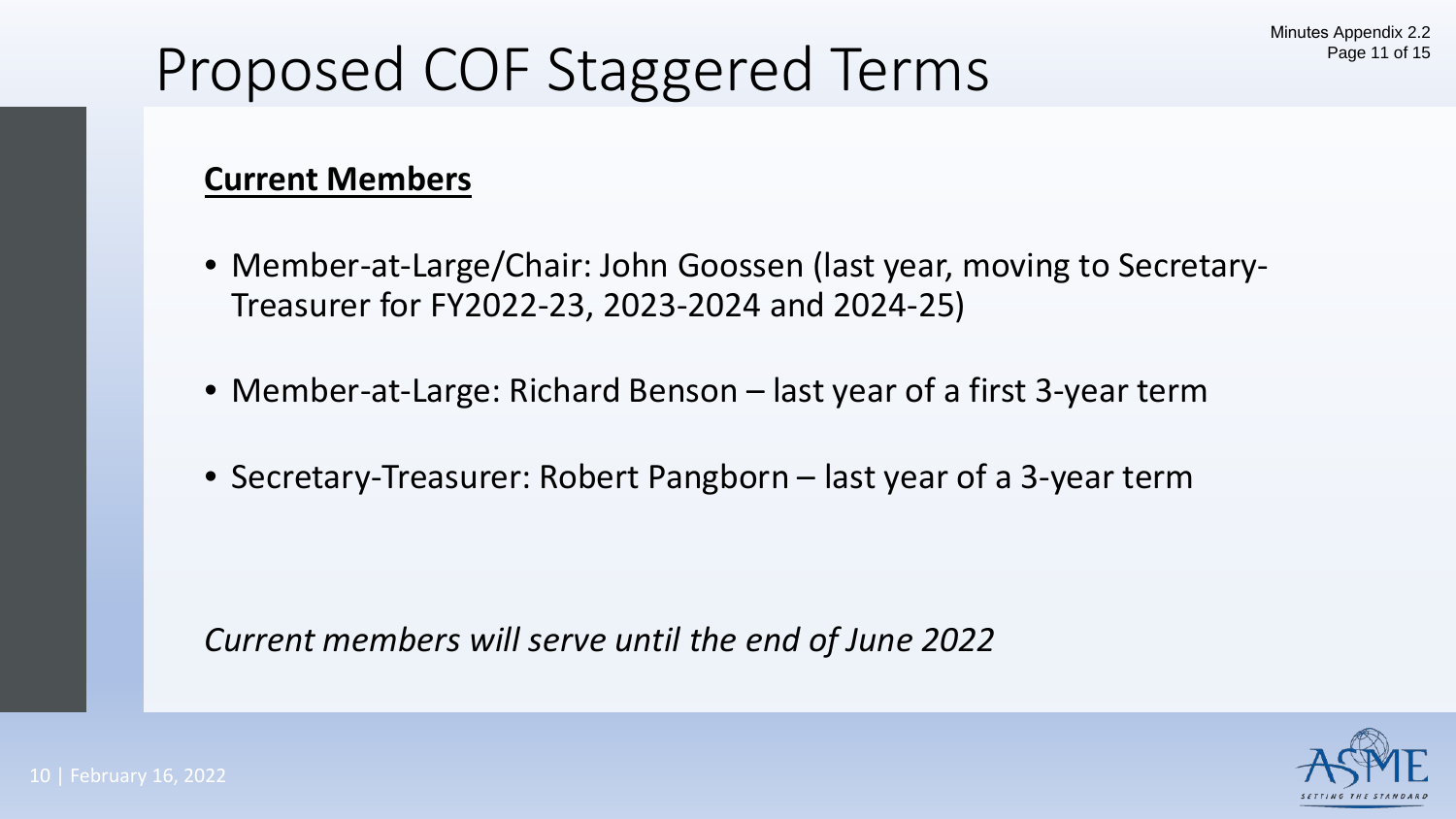# Proposed COF Staggered Terms

**Current Members**

- Member-at-Large/Chair: John Goossen (last year, moving to Secretary-Treasurer for FY2022-23, 2023-2024 and 2024-25)
- Member-at-Large: Richard Benson – last year of a first 3-year term
- Secretary-Treasurer: Robert Pangborn – last year of a 3-year term

*Current members will serve until the end of June 2022*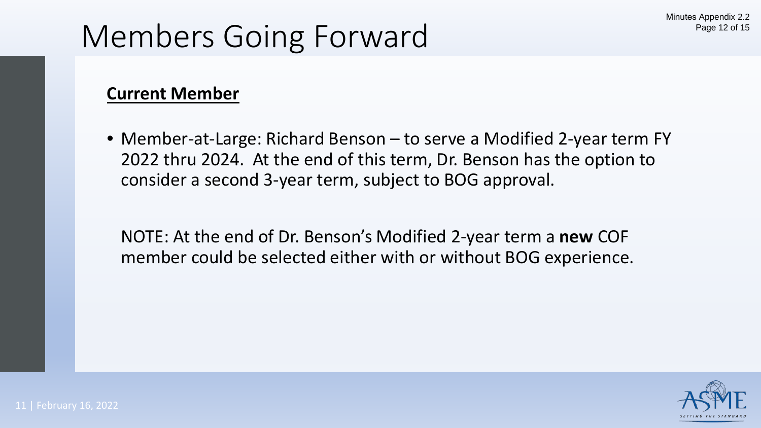# Members Going Forward

**Current Member**

- Member-at-Large: Richard Benson – to serve a Modified 2-year term FY 2022 thru 2024. At the end of this term, Dr. Benson has the option to consider a second 3-year term, subject to BOG approval.

  NOTE: At the end of Dr. Benson's Modified 2-year term a **new** COF member could be selected either with or without BOG experience.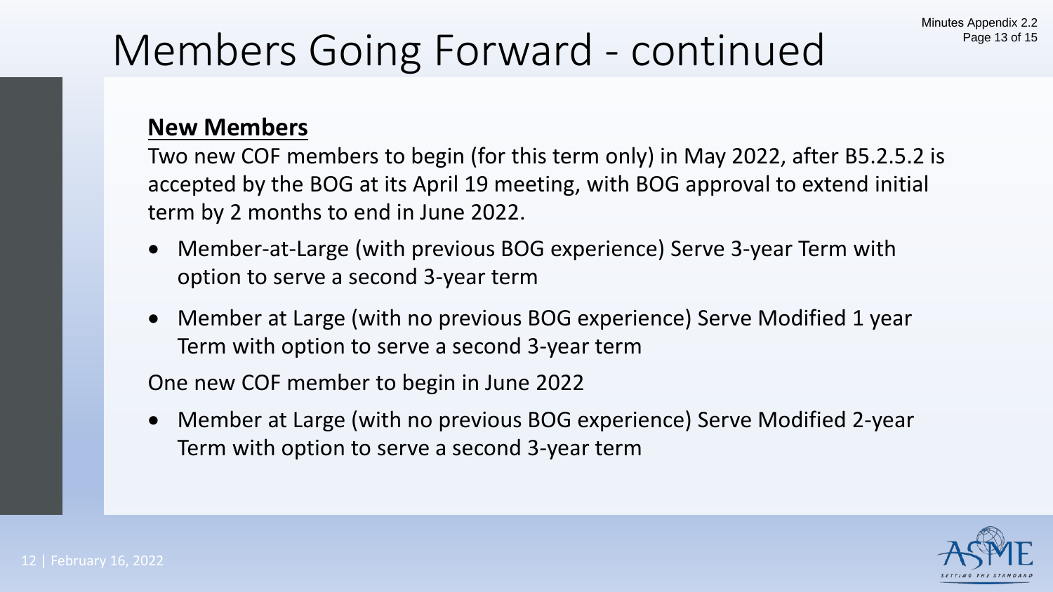# Members Going Forward - continued

**New Members**

Two new COF members to begin (for this term only) in May 2022, after B5.2.5.2 is accepted by the BOG at its April 19 meeting, with BOG approval to extend initial term by 2 months to end in June 2022.

- Member-at-Large (with previous BOG experience) Serve 3-year Term with option to serve a second 3-year term
- Member at Large (with no previous BOG experience) Serve Modified 1 year Term with option to serve a second 3-year term

One new COF member to begin in June 2022

- Member at Large (with no previous BOG experience) Serve Modified 2-year Term with option to serve a second 3-year term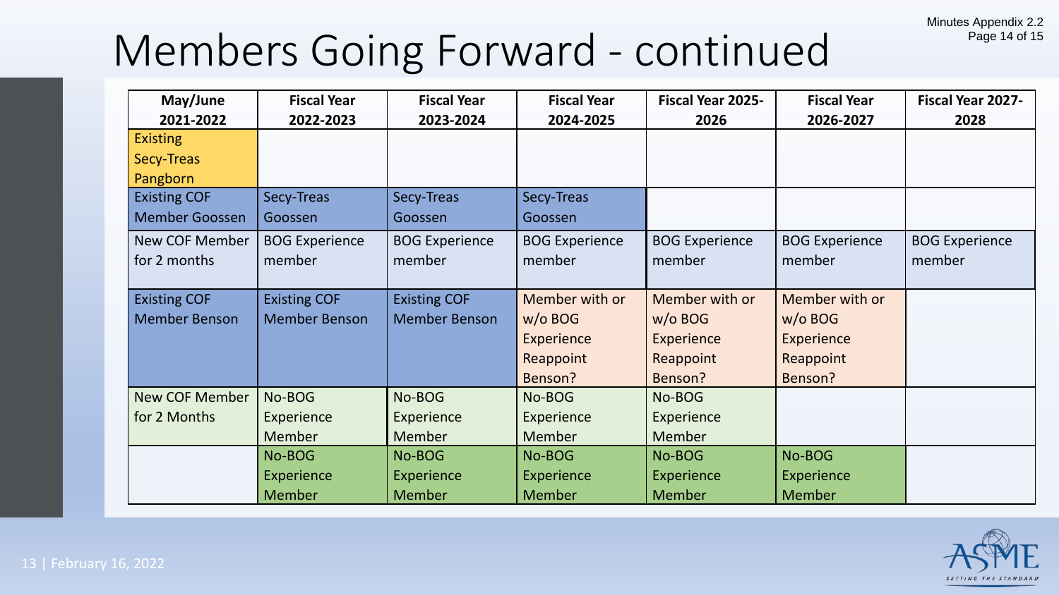# Members Going Forward - continued

| May/June 2021-2022 | Fiscal Year 2022-2023 | Fiscal Year 2023-2024 | Fiscal Year 2024-2025 | Fiscal Year 2025-2026 | Fiscal Year 2026-2027 | Fiscal Year 2027-2028 |
|---|---|---|---|---|---|---|
| Existing Secy-Treas Pangborn | | | | | | |
| Existing COF Member Goossen | Secy-Treas Goossen | Secy-Treas Goossen | Secy-Treas Goossen | | | |
| New COF Member for 2 months | BOG Experience member | BOG Experience member | BOG Experience member | BOG Experience member | BOG Experience member | BOG Experience member |
| Existing COF Member Benson | Existing COF Member Benson | Existing COF Member Benson | Member with or w/o BOG Experience Reappoint Benson? | Member with or w/o BOG Experience Reappoint Benson? | Member with or w/o BOG Experience Reappoint Benson? | |
| New COF Member for 2 Months | No-BOG Experience Member | No-BOG Experience Member | No-BOG Experience Member | No-BOG Experience Member | | |
| | No-BOG Experience Member | No-BOG Experience Member | No-BOG Experience Member | No-BOG Experience Member | No-BOG Experience Member | |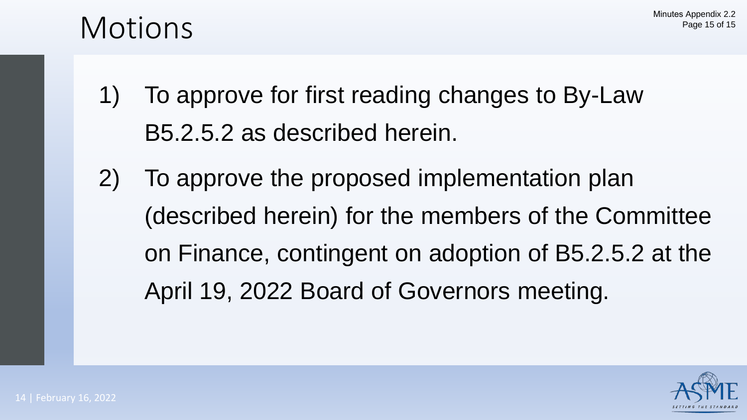# Motions

1) To approve for first reading changes to By-Law B5.2.5.2 as described herein.

2) To approve the proposed implementation plan (described herein) for the members of the Committee on Finance, contingent on adoption of B5.2.5.2 at the April 19, 2022 Board of Governors meeting.